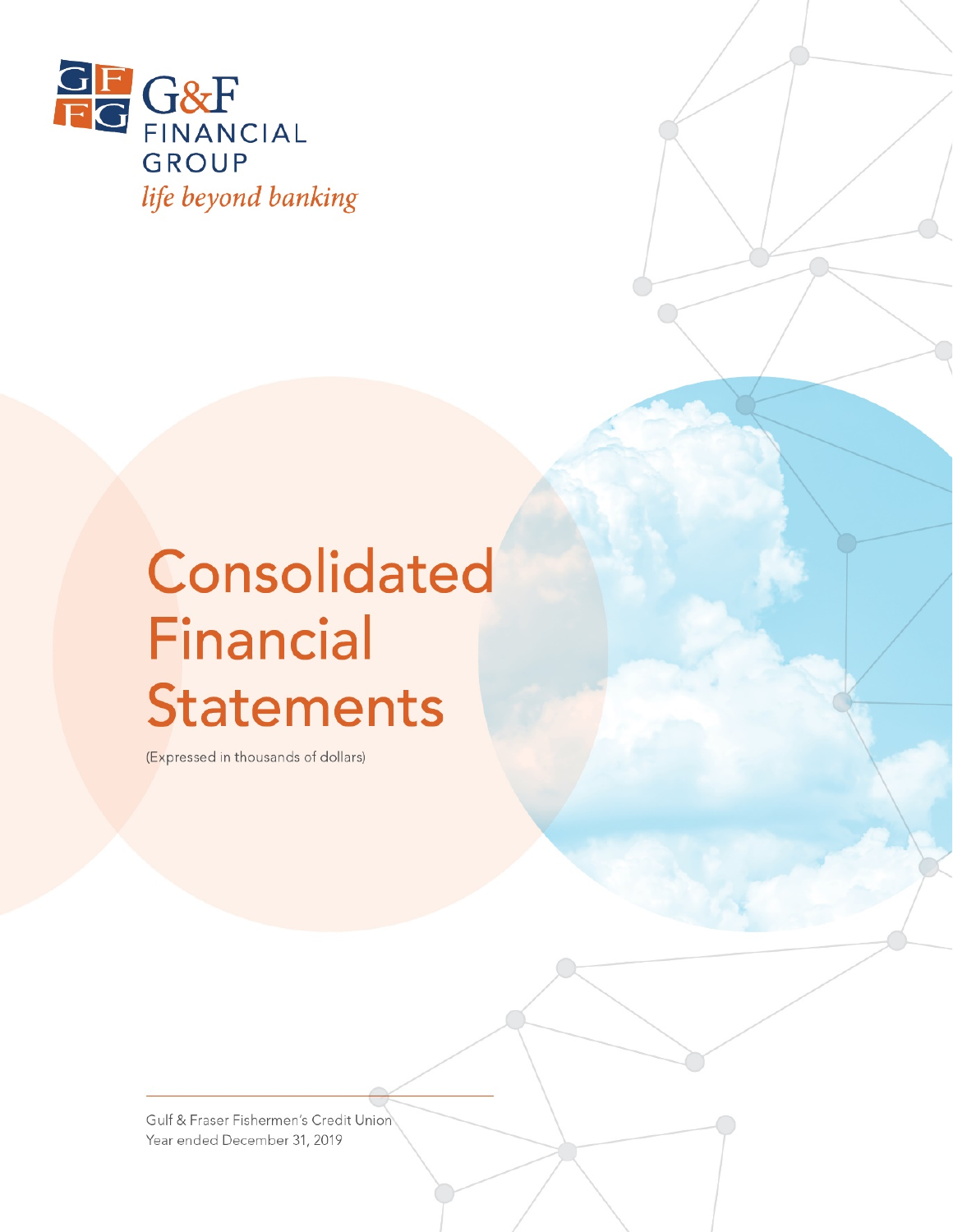G&F FINANCIAL GROUP

*life beyond banking*

# Consolidated Financial Statements

(Expressed in thousands of dollars)

Gulf & Fraser Fishermen's Credit Union
Year ended December 31, 2019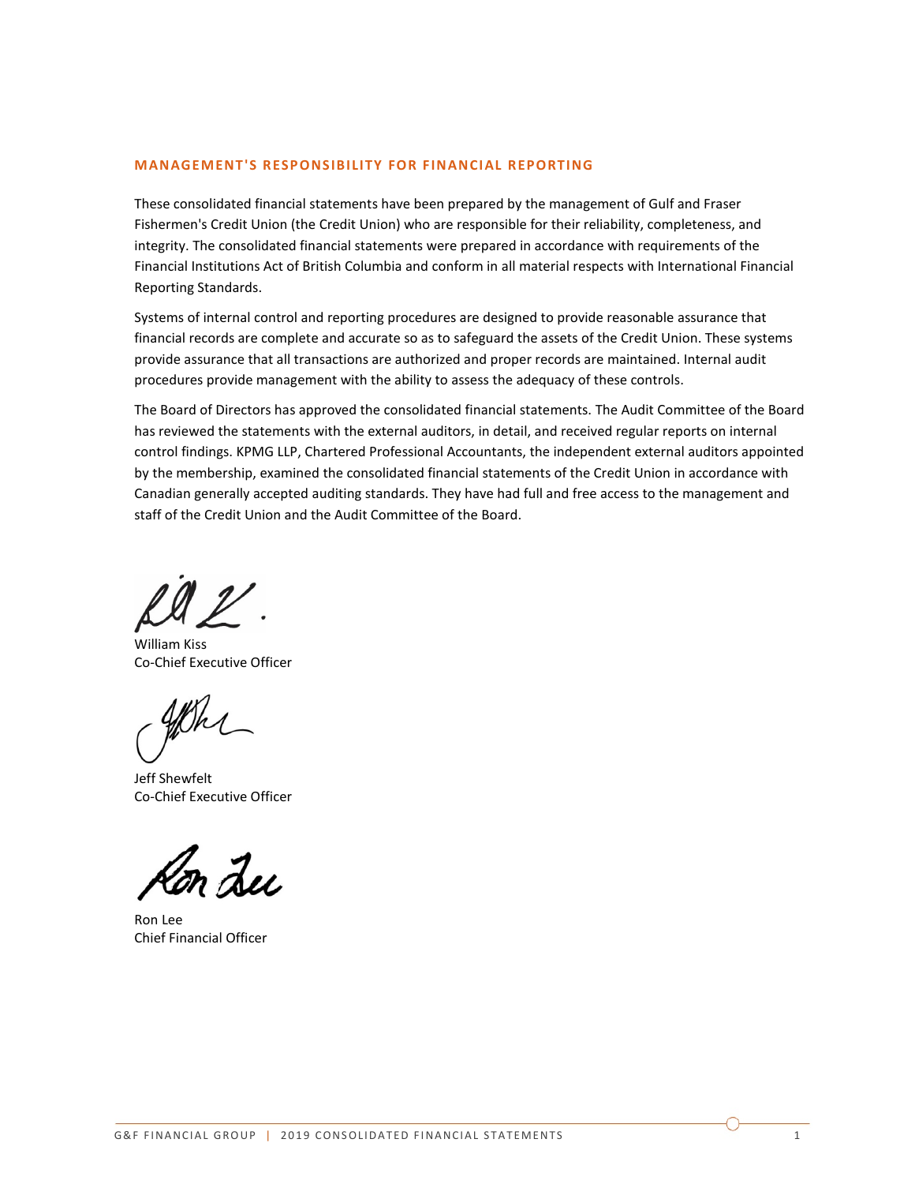## MANAGEMENT'S RESPONSIBILITY FOR FINANCIAL REPORTING

These consolidated financial statements have been prepared by the management of Gulf and Fraser Fishermen's Credit Union (the Credit Union) who are responsible for their reliability, completeness, and integrity. The consolidated financial statements were prepared in accordance with requirements of the Financial Institutions Act of British Columbia and conform in all material respects with International Financial Reporting Standards.

Systems of internal control and reporting procedures are designed to provide reasonable assurance that financial records are complete and accurate so as to safeguard the assets of the Credit Union. These systems provide assurance that all transactions are authorized and proper records are maintained. Internal audit procedures provide management with the ability to assess the adequacy of these controls.

The Board of Directors has approved the consolidated financial statements. The Audit Committee of the Board has reviewed the statements with the external auditors, in detail, and received regular reports on internal control findings. KPMG LLP, Chartered Professional Accountants, the independent external auditors appointed by the membership, examined the consolidated financial statements of the Credit Union in accordance with Canadian generally accepted auditing standards. They have had full and free access to the management and staff of the Credit Union and the Audit Committee of the Board.

William Kiss
Co-Chief Executive Officer

Jeff Shewfelt
Co-Chief Executive Officer

Ron Lee
Chief Financial Officer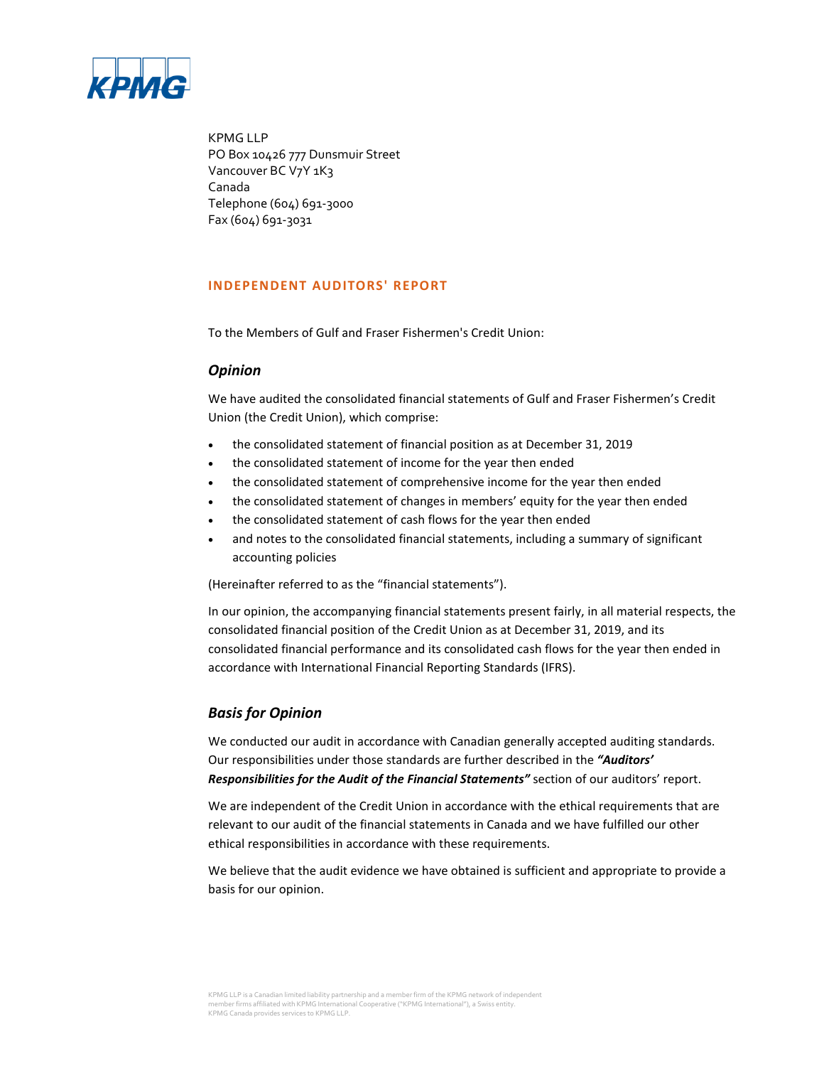KPMG LLP
PO Box 10426 777 Dunsmuir Street
Vancouver BC V7Y 1K3
Canada
Telephone (604) 691-3000
Fax (604) 691-3031

## INDEPENDENT AUDITORS' REPORT

To the Members of Gulf and Fraser Fishermen's Credit Union:

### *Opinion*

We have audited the consolidated financial statements of Gulf and Fraser Fishermen's Credit Union (the Credit Union), which comprise:

- the consolidated statement of financial position as at December 31, 2019
- the consolidated statement of income for the year then ended
- the consolidated statement of comprehensive income for the year then ended
- the consolidated statement of changes in members' equity for the year then ended
- the consolidated statement of cash flows for the year then ended
- and notes to the consolidated financial statements, including a summary of significant accounting policies

(Hereinafter referred to as the "financial statements").

In our opinion, the accompanying financial statements present fairly, in all material respects, the consolidated financial position of the Credit Union as at December 31, 2019, and its consolidated financial performance and its consolidated cash flows for the year then ended in accordance with International Financial Reporting Standards (IFRS).

### *Basis for Opinion*

We conducted our audit in accordance with Canadian generally accepted auditing standards. Our responsibilities under those standards are further described in the ***"Auditors' Responsibilities for the Audit of the Financial Statements"*** section of our auditors' report.

We are independent of the Credit Union in accordance with the ethical requirements that are relevant to our audit of the financial statements in Canada and we have fulfilled our other ethical responsibilities in accordance with these requirements.

We believe that the audit evidence we have obtained is sufficient and appropriate to provide a basis for our opinion.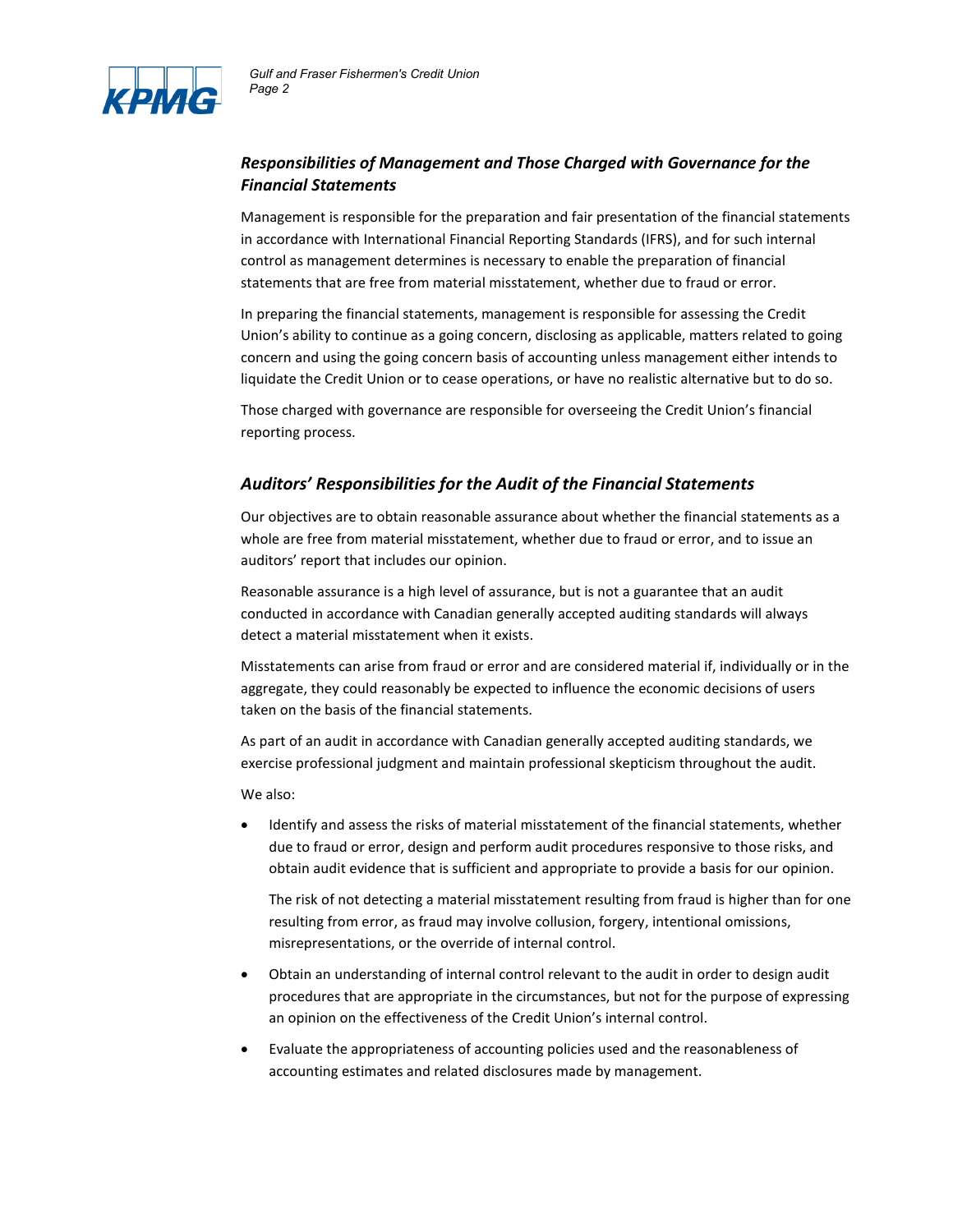## *Responsibilities of Management and Those Charged with Governance for the Financial Statements*

Management is responsible for the preparation and fair presentation of the financial statements in accordance with International Financial Reporting Standards (IFRS), and for such internal control as management determines is necessary to enable the preparation of financial statements that are free from material misstatement, whether due to fraud or error.

In preparing the financial statements, management is responsible for assessing the Credit Union's ability to continue as a going concern, disclosing as applicable, matters related to going concern and using the going concern basis of accounting unless management either intends to liquidate the Credit Union or to cease operations, or have no realistic alternative but to do so.

Those charged with governance are responsible for overseeing the Credit Union's financial reporting process.

## *Auditors' Responsibilities for the Audit of the Financial Statements*

Our objectives are to obtain reasonable assurance about whether the financial statements as a whole are free from material misstatement, whether due to fraud or error, and to issue an auditors' report that includes our opinion.

Reasonable assurance is a high level of assurance, but is not a guarantee that an audit conducted in accordance with Canadian generally accepted auditing standards will always detect a material misstatement when it exists.

Misstatements can arise from fraud or error and are considered material if, individually or in the aggregate, they could reasonably be expected to influence the economic decisions of users taken on the basis of the financial statements.

As part of an audit in accordance with Canadian generally accepted auditing standards, we exercise professional judgment and maintain professional skepticism throughout the audit.

We also:

- Identify and assess the risks of material misstatement of the financial statements, whether due to fraud or error, design and perform audit procedures responsive to those risks, and obtain audit evidence that is sufficient and appropriate to provide a basis for our opinion.

  The risk of not detecting a material misstatement resulting from fraud is higher than for one resulting from error, as fraud may involve collusion, forgery, intentional omissions, misrepresentations, or the override of internal control.

- Obtain an understanding of internal control relevant to the audit in order to design audit procedures that are appropriate in the circumstances, but not for the purpose of expressing an opinion on the effectiveness of the Credit Union's internal control.

- Evaluate the appropriateness of accounting policies used and the reasonableness of accounting estimates and related disclosures made by management.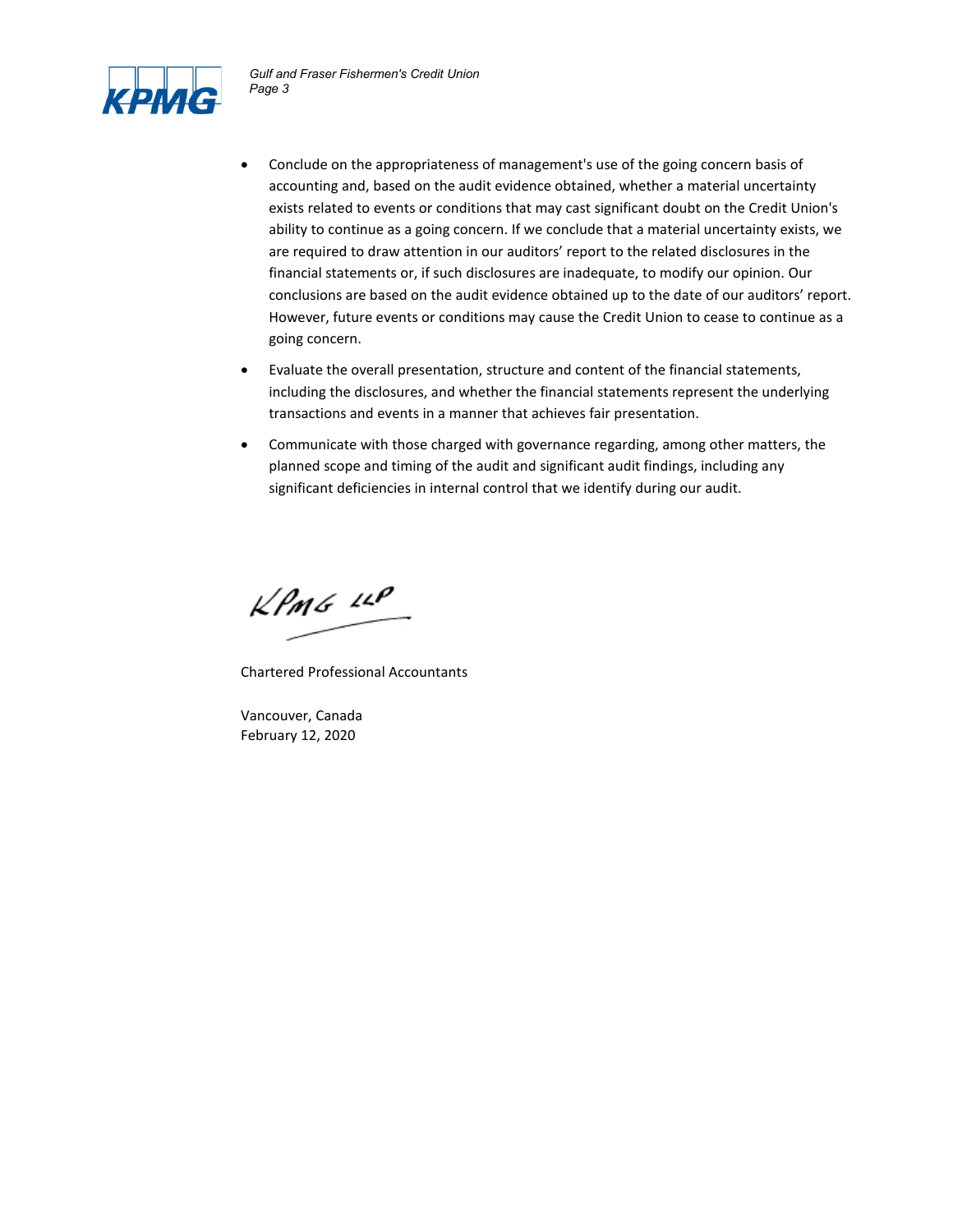- Conclude on the appropriateness of management's use of the going concern basis of accounting and, based on the audit evidence obtained, whether a material uncertainty exists related to events or conditions that may cast significant doubt on the Credit Union's ability to continue as a going concern. If we conclude that a material uncertainty exists, we are required to draw attention in our auditors' report to the related disclosures in the financial statements or, if such disclosures are inadequate, to modify our opinion. Our conclusions are based on the audit evidence obtained up to the date of our auditors' report. However, future events or conditions may cause the Credit Union to cease to continue as a going concern.
- Evaluate the overall presentation, structure and content of the financial statements, including the disclosures, and whether the financial statements represent the underlying transactions and events in a manner that achieves fair presentation.
- Communicate with those charged with governance regarding, among other matters, the planned scope and timing of the audit and significant audit findings, including any significant deficiencies in internal control that we identify during our audit.

KPMG LLP

Chartered Professional Accountants

Vancouver, Canada
February 12, 2020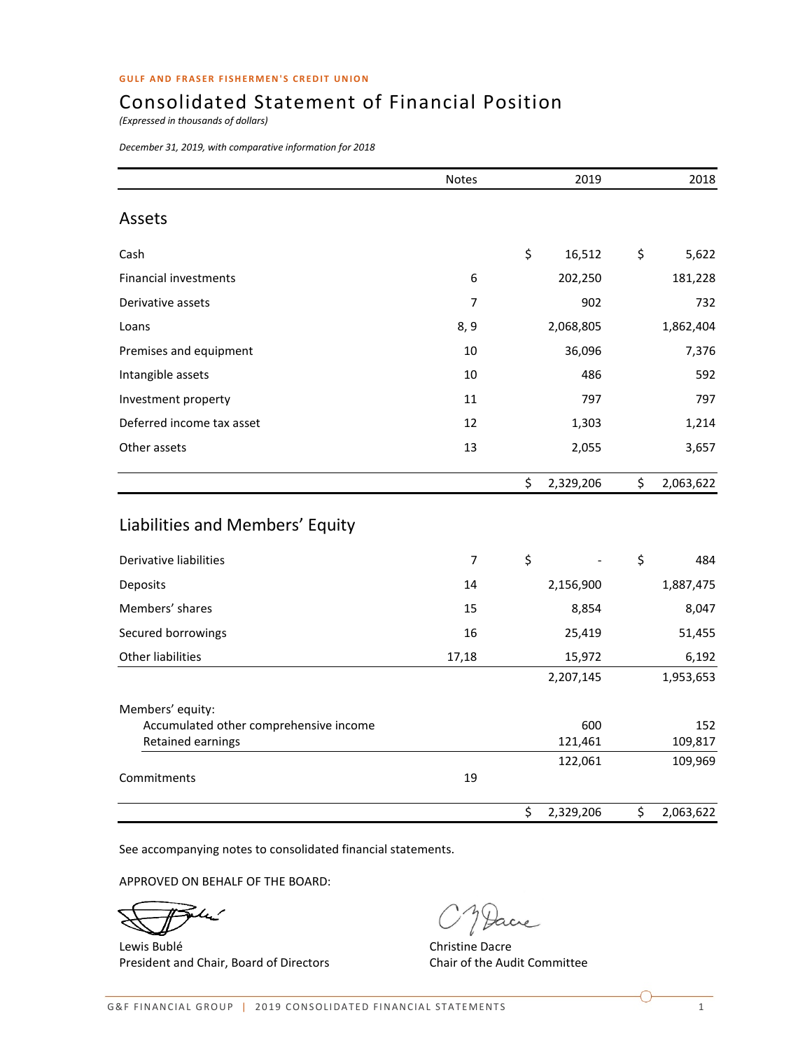GULF AND FRASER FISHERMEN'S CREDIT UNION

# Consolidated Statement of Financial Position

*(Expressed in thousands of dollars)*

*December 31, 2019, with comparative information for 2018*

| | Notes | 2019 | 2018 |
|---|---|---|---|
| **Assets** | | | |
| Cash | | $ 16,512 | $ 5,622 |
| Financial investments | 6 | 202,250 | 181,228 |
| Derivative assets | 7 | 902 | 732 |
| Loans | 8, 9 | 2,068,805 | 1,862,404 |
| Premises and equipment | 10 | 36,096 | 7,376 |
| Intangible assets | 10 | 486 | 592 |
| Investment property | 11 | 797 | 797 |
| Deferred income tax asset | 12 | 1,303 | 1,214 |
| Other assets | 13 | 2,055 | 3,657 |
| | | $ 2,329,206 | $ 2,063,622 |
| **Liabilities and Members' Equity** | | | |
| Derivative liabilities | 7 | $ - | $ 484 |
| Deposits | 14 | 2,156,900 | 1,887,475 |
| Members' shares | 15 | 8,854 | 8,047 |
| Secured borrowings | 16 | 25,419 | 51,455 |
| Other liabilities | 17,18 | 15,972 | 6,192 |
| | | 2,207,145 | 1,953,653 |
| Members' equity: | | | |
| Accumulated other comprehensive income | | 600 | 152 |
| Retained earnings | | 121,461 | 109,817 |
| | | 122,061 | 109,969 |
| Commitments | 19 | | |
| | | $ 2,329,206 | $ 2,063,622 |

See accompanying notes to consolidated financial statements.

APPROVED ON BEHALF OF THE BOARD:

Lewis Bublé
President and Chair, Board of Directors

Christine Dacre
Chair of the Audit Committee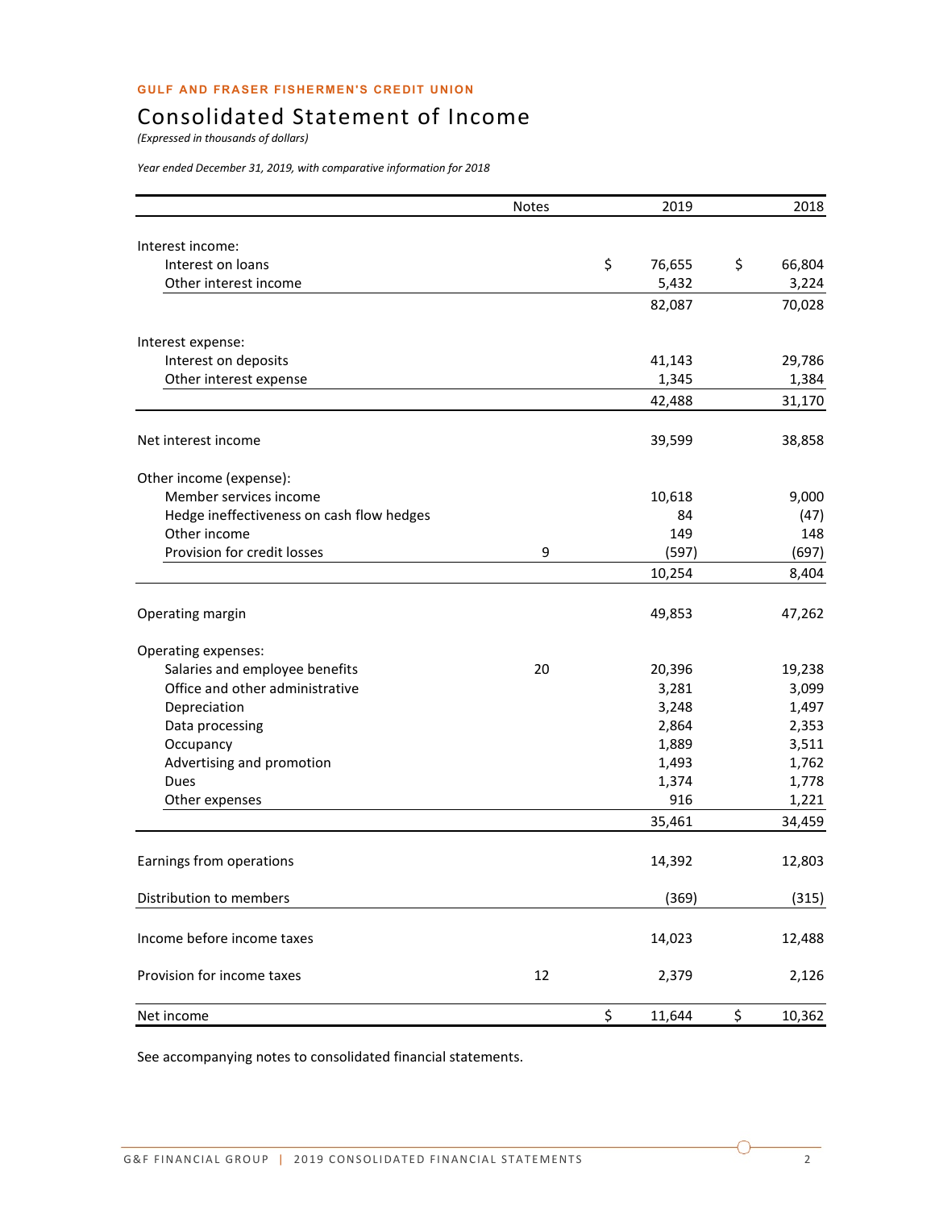GULF AND FRASER FISHERMEN'S CREDIT UNION

# Consolidated Statement of Income

*(Expressed in thousands of dollars)*

*Year ended December 31, 2019, with comparative information for 2018*

| | Notes | 2019 | 2018 |
|---|---|---|---|
| Interest income: | | | |
| Interest on loans | | $ 76,655 | $ 66,804 |
| Other interest income | | 5,432 | 3,224 |
| | | 82,087 | 70,028 |
| Interest expense: | | | |
| Interest on deposits | | 41,143 | 29,786 |
| Other interest expense | | 1,345 | 1,384 |
| | | 42,488 | 31,170 |
| Net interest income | | 39,599 | 38,858 |
| Other income (expense): | | | |
| Member services income | | 10,618 | 9,000 |
| Hedge ineffectiveness on cash flow hedges | | 84 | (47) |
| Other income | | 149 | 148 |
| Provision for credit losses | 9 | (597) | (697) |
| | | 10,254 | 8,404 |
| Operating margin | | 49,853 | 47,262 |
| Operating expenses: | | | |
| Salaries and employee benefits | 20 | 20,396 | 19,238 |
| Office and other administrative | | 3,281 | 3,099 |
| Depreciation | | 3,248 | 1,497 |
| Data processing | | 2,864 | 2,353 |
| Occupancy | | 1,889 | 3,511 |
| Advertising and promotion | | 1,493 | 1,762 |
| Dues | | 1,374 | 1,778 |
| Other expenses | | 916 | 1,221 |
| | | 35,461 | 34,459 |
| Earnings from operations | | 14,392 | 12,803 |
| Distribution to members | | (369) | (315) |
| Income before income taxes | | 14,023 | 12,488 |
| Provision for income taxes | 12 | 2,379 | 2,126 |
| Net income | | $ 11,644 | $ 10,362 |

See accompanying notes to consolidated financial statements.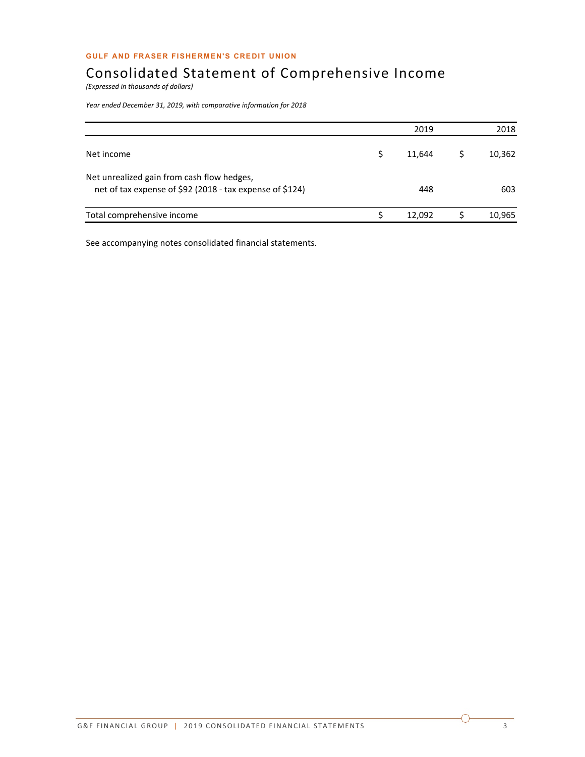**GULF AND FRASER FISHERMEN'S CREDIT UNION**

# Consolidated Statement of Comprehensive Income

*(Expressed in thousands of dollars)*

*Year ended December 31, 2019, with comparative information for 2018*

| | 2019 | 2018 |
|---|---|---|
| Net income | $ 11,644 | $ 10,362 |
| Net unrealized gain from cash flow hedges, net of tax expense of $92 (2018 - tax expense of $124) | 448 | 603 |
| Total comprehensive income | $ 12,092 | $ 10,965 |

See accompanying notes consolidated financial statements.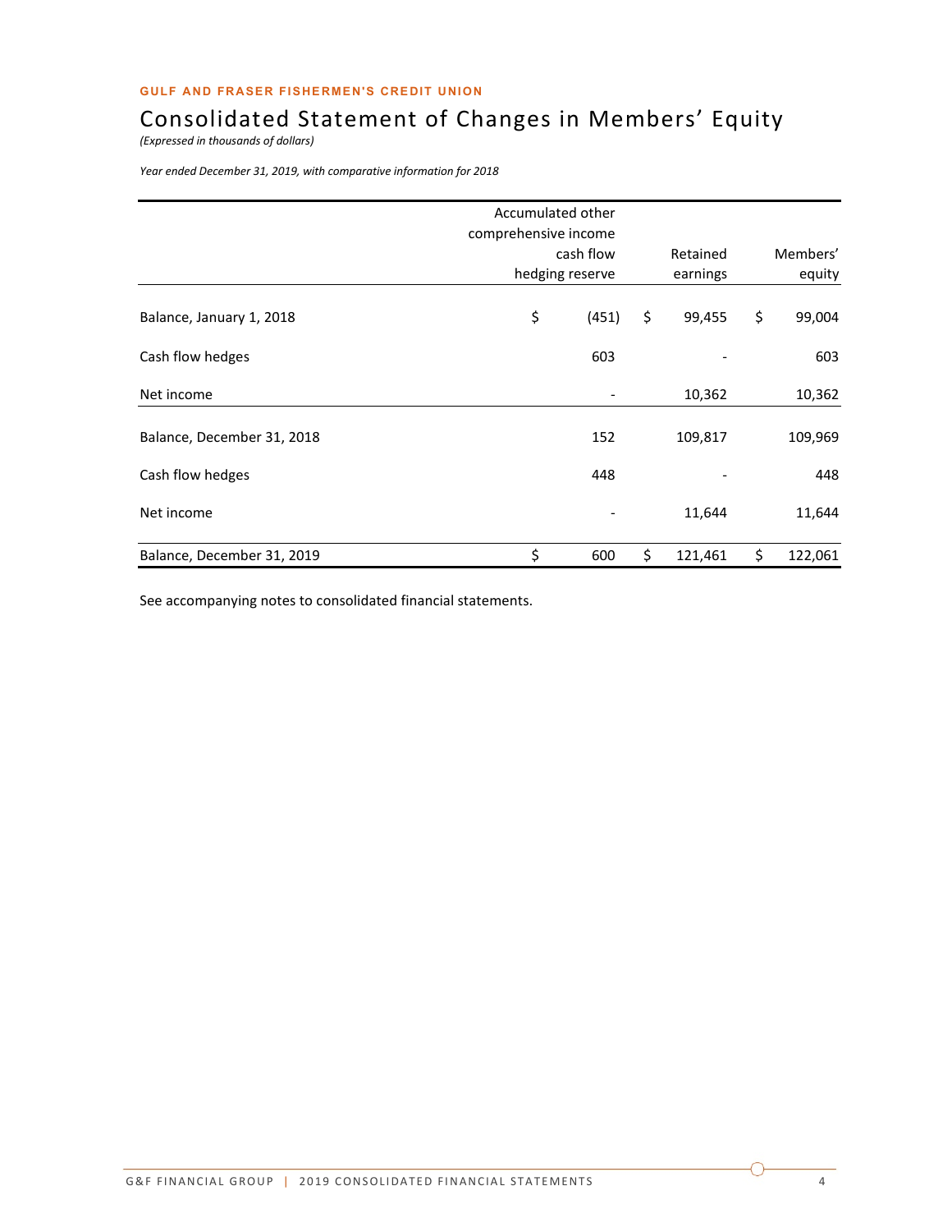**GULF AND FRASER FISHERMEN'S CREDIT UNION**

# Consolidated Statement of Changes in Members' Equity

*(Expressed in thousands of dollars)*

*Year ended December 31, 2019, with comparative information for 2018*

| | Accumulated other comprehensive income cash flow hedging reserve | Retained earnings | Members' equity |
|---|---|---|---|
| Balance, January 1, 2018 | $ (451) | $ 99,455 | $ 99,004 |
| Cash flow hedges | 603 | - | 603 |
| Net income | - | 10,362 | 10,362 |
| Balance, December 31, 2018 | 152 | 109,817 | 109,969 |
| Cash flow hedges | 448 | - | 448 |
| Net income | - | 11,644 | 11,644 |
| Balance, December 31, 2019 | $ 600 | $ 121,461 | $ 122,061 |

See accompanying notes to consolidated financial statements.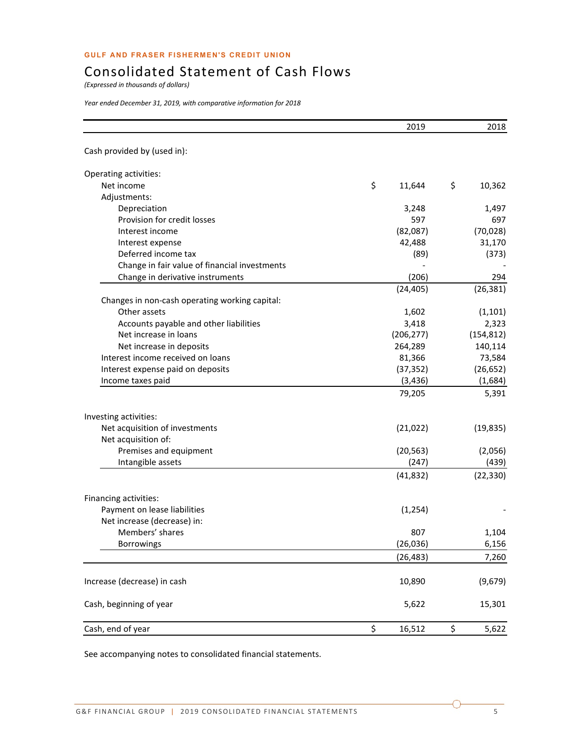**GULF AND FRASER FISHERMEN'S CREDIT UNION**

# Consolidated Statement of Cash Flows

*(Expressed in thousands of dollars)*

*Year ended December 31, 2019, with comparative information for 2018*

| | 2019 | 2018 |
|---|---|---|
| Cash provided by (used in): | | |
| Operating activities: | | |
| Net income | $ 11,644 | $ 10,362 |
| Adjustments: | | |
| Depreciation | 3,248 | 1,497 |
| Provision for credit losses | 597 | 697 |
| Interest income | (82,087) | (70,028) |
| Interest expense | 42,488 | 31,170 |
| Deferred income tax | (89) | (373) |
| Change in fair value of financial investments | - | - |
| Change in derivative instruments | (206) | 294 |
| | (24,405) | (26,381) |
| Changes in non-cash operating working capital: | | |
| Other assets | 1,602 | (1,101) |
| Accounts payable and other liabilities | 3,418 | 2,323 |
| Net increase in loans | (206,277) | (154,812) |
| Net increase in deposits | 264,289 | 140,114 |
| Interest income received on loans | 81,366 | 73,584 |
| Interest expense paid on deposits | (37,352) | (26,652) |
| Income taxes paid | (3,436) | (1,684) |
| | 79,205 | 5,391 |
| Investing activities: | | |
| Net acquisition of investments | (21,022) | (19,835) |
| Net acquisition of: | | |
| Premises and equipment | (20,563) | (2,056) |
| Intangible assets | (247) | (439) |
| | (41,832) | (22,330) |
| Financing activities: | | |
| Payment on lease liabilities | (1,254) | - |
| Net increase (decrease) in: | | |
| Members' shares | 807 | 1,104 |
| Borrowings | (26,036) | 6,156 |
| | (26,483) | 7,260 |
| Increase (decrease) in cash | 10,890 | (9,679) |
| Cash, beginning of year | 5,622 | 15,301 |
| Cash, end of year | $ 16,512 | $ 5,622 |

See accompanying notes to consolidated financial statements.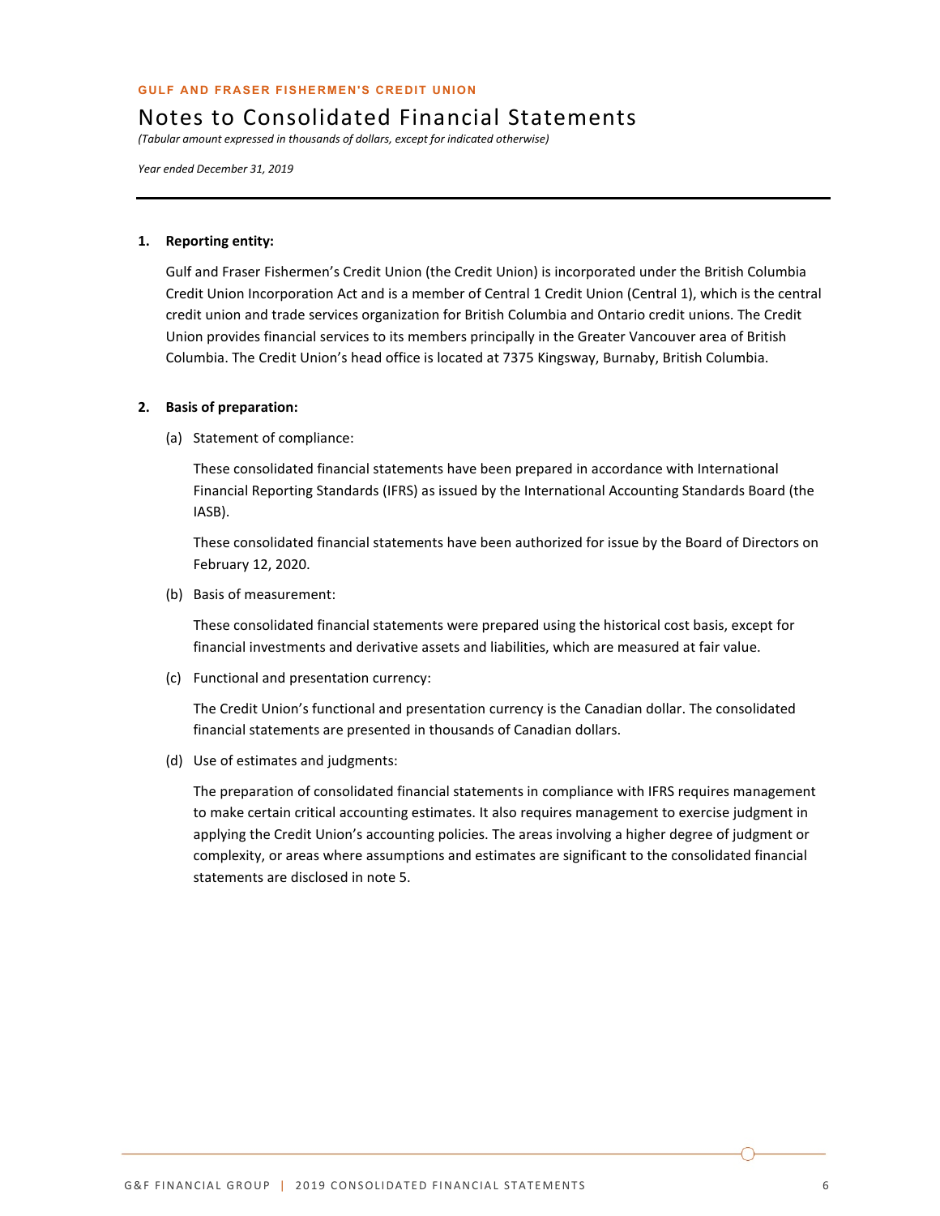GULF AND FRASER FISHERMEN'S CREDIT UNION

# Notes to Consolidated Financial Statements

*(Tabular amount expressed in thousands of dollars, except for indicated otherwise)*

*Year ended December 31, 2019*

**1. Reporting entity:**

Gulf and Fraser Fishermen's Credit Union (the Credit Union) is incorporated under the British Columbia Credit Union Incorporation Act and is a member of Central 1 Credit Union (Central 1), which is the central credit union and trade services organization for British Columbia and Ontario credit unions. The Credit Union provides financial services to its members principally in the Greater Vancouver area of British Columbia. The Credit Union's head office is located at 7375 Kingsway, Burnaby, British Columbia.

**2. Basis of preparation:**

(a) Statement of compliance:

These consolidated financial statements have been prepared in accordance with International Financial Reporting Standards (IFRS) as issued by the International Accounting Standards Board (the IASB).

These consolidated financial statements have been authorized for issue by the Board of Directors on February 12, 2020.

(b) Basis of measurement:

These consolidated financial statements were prepared using the historical cost basis, except for financial investments and derivative assets and liabilities, which are measured at fair value.

(c) Functional and presentation currency:

The Credit Union's functional and presentation currency is the Canadian dollar. The consolidated financial statements are presented in thousands of Canadian dollars.

(d) Use of estimates and judgments:

The preparation of consolidated financial statements in compliance with IFRS requires management to make certain critical accounting estimates. It also requires management to exercise judgment in applying the Credit Union's accounting policies. The areas involving a higher degree of judgment or complexity, or areas where assumptions and estimates are significant to the consolidated financial statements are disclosed in note 5.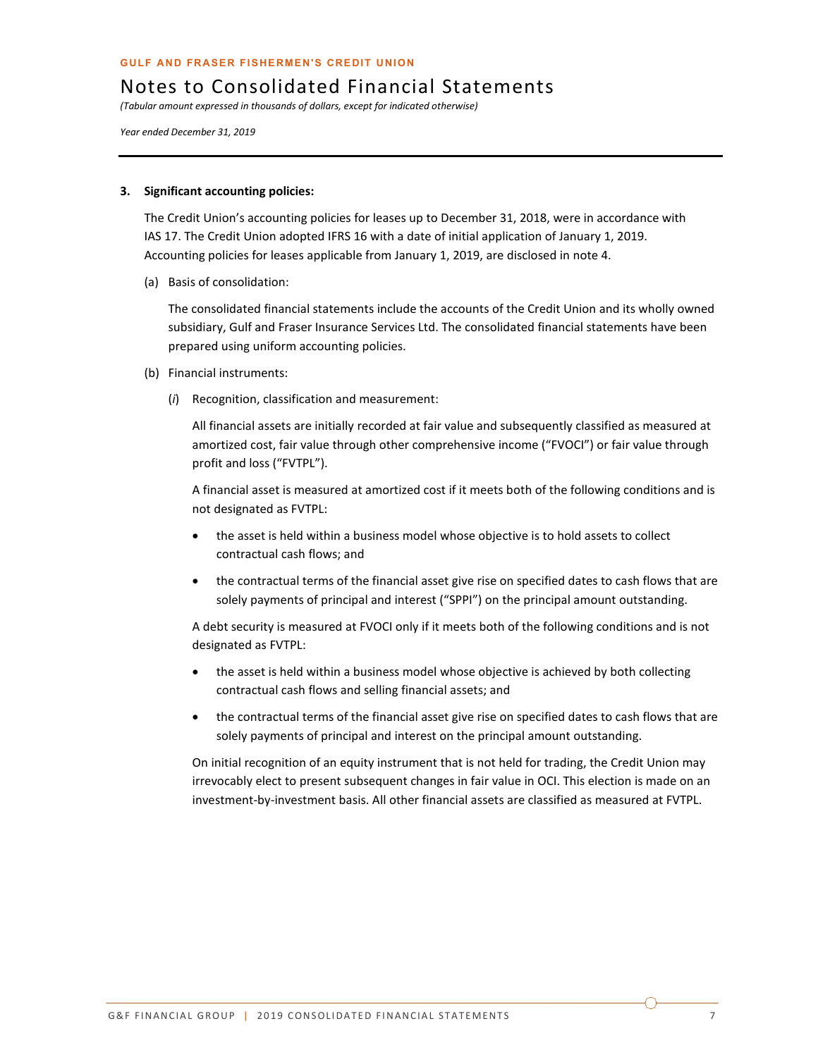### 3. Significant accounting policies:

The Credit Union's accounting policies for leases up to December 31, 2018, were in accordance with IAS 17. The Credit Union adopted IFRS 16 with a date of initial application of January 1, 2019. Accounting policies for leases applicable from January 1, 2019, are disclosed in note 4.

(a) Basis of consolidation:

The consolidated financial statements include the accounts of the Credit Union and its wholly owned subsidiary, Gulf and Fraser Insurance Services Ltd. The consolidated financial statements have been prepared using uniform accounting policies.

(b) Financial instruments:

(*i*) Recognition, classification and measurement:

All financial assets are initially recorded at fair value and subsequently classified as measured at amortized cost, fair value through other comprehensive income ("FVOCI") or fair value through profit and loss ("FVTPL").

A financial asset is measured at amortized cost if it meets both of the following conditions and is not designated as FVTPL:

- the asset is held within a business model whose objective is to hold assets to collect contractual cash flows; and
- the contractual terms of the financial asset give rise on specified dates to cash flows that are solely payments of principal and interest ("SPPI") on the principal amount outstanding.

A debt security is measured at FVOCI only if it meets both of the following conditions and is not designated as FVTPL:

- the asset is held within a business model whose objective is achieved by both collecting contractual cash flows and selling financial assets; and
- the contractual terms of the financial asset give rise on specified dates to cash flows that are solely payments of principal and interest on the principal amount outstanding.

On initial recognition of an equity instrument that is not held for trading, the Credit Union may irrevocably elect to present subsequent changes in fair value in OCI. This election is made on an investment-by-investment basis. All other financial assets are classified as measured at FVTPL.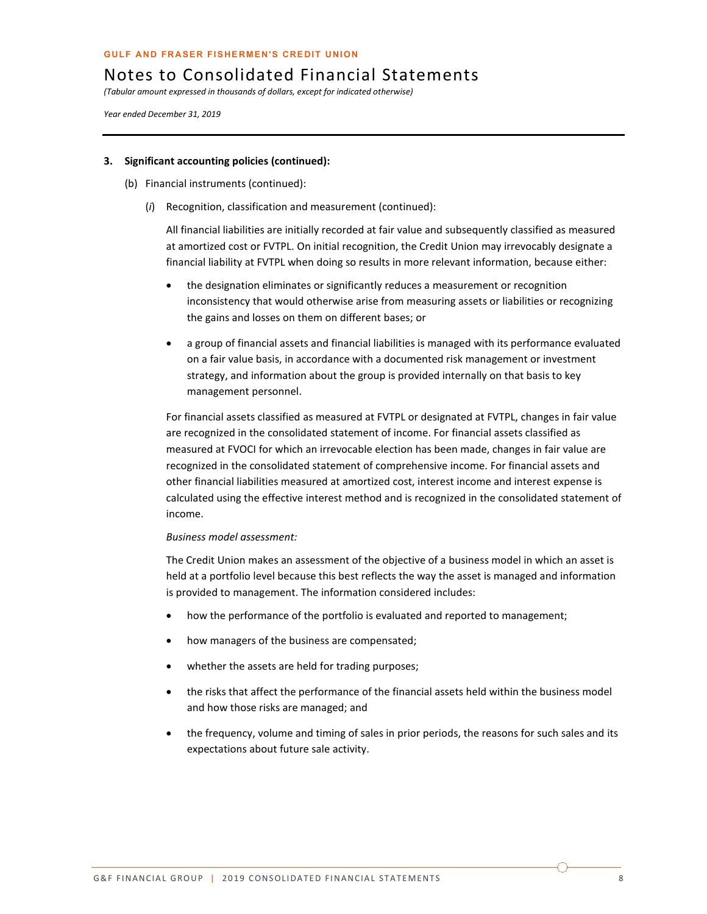### 3. Significant accounting policies (continued):

(b) Financial instruments (continued):

(*i*) Recognition, classification and measurement (continued):

All financial liabilities are initially recorded at fair value and subsequently classified as measured at amortized cost or FVTPL. On initial recognition, the Credit Union may irrevocably designate a financial liability at FVTPL when doing so results in more relevant information, because either:

- the designation eliminates or significantly reduces a measurement or recognition inconsistency that would otherwise arise from measuring assets or liabilities or recognizing the gains and losses on them on different bases; or
- a group of financial assets and financial liabilities is managed with its performance evaluated on a fair value basis, in accordance with a documented risk management or investment strategy, and information about the group is provided internally on that basis to key management personnel.

For financial assets classified as measured at FVTPL or designated at FVTPL, changes in fair value are recognized in the consolidated statement of income. For financial assets classified as measured at FVOCI for which an irrevocable election has been made, changes in fair value are recognized in the consolidated statement of comprehensive income. For financial assets and other financial liabilities measured at amortized cost, interest income and interest expense is calculated using the effective interest method and is recognized in the consolidated statement of income.

*Business model assessment:*

The Credit Union makes an assessment of the objective of a business model in which an asset is held at a portfolio level because this best reflects the way the asset is managed and information is provided to management. The information considered includes:

- how the performance of the portfolio is evaluated and reported to management;
- how managers of the business are compensated;
- whether the assets are held for trading purposes;
- the risks that affect the performance of the financial assets held within the business model and how those risks are managed; and
- the frequency, volume and timing of sales in prior periods, the reasons for such sales and its expectations about future sale activity.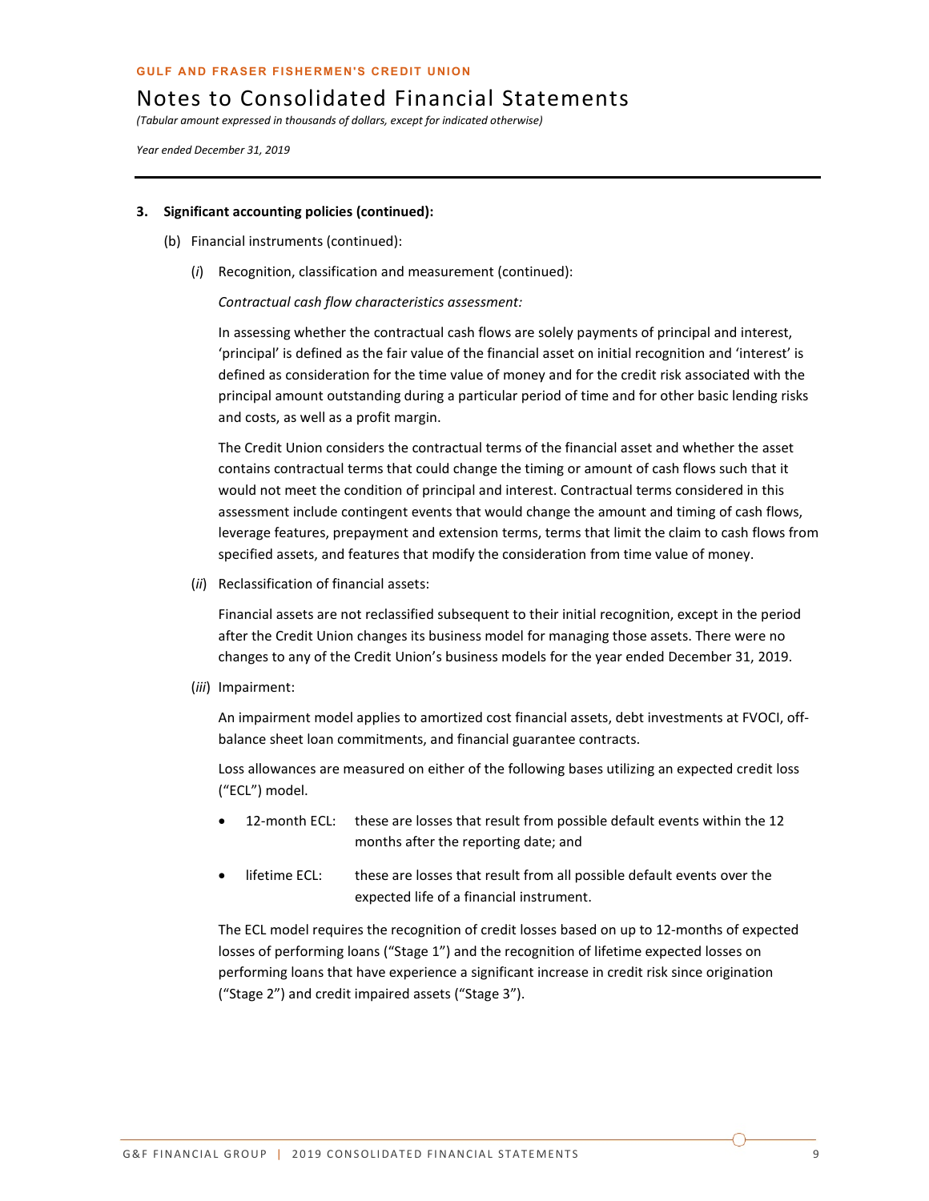**3. Significant accounting policies (continued):**

(b) Financial instruments (continued):

(*i*) Recognition, classification and measurement (continued):

*Contractual cash flow characteristics assessment:*

In assessing whether the contractual cash flows are solely payments of principal and interest, 'principal' is defined as the fair value of the financial asset on initial recognition and 'interest' is defined as consideration for the time value of money and for the credit risk associated with the principal amount outstanding during a particular period of time and for other basic lending risks and costs, as well as a profit margin.

The Credit Union considers the contractual terms of the financial asset and whether the asset contains contractual terms that could change the timing or amount of cash flows such that it would not meet the condition of principal and interest. Contractual terms considered in this assessment include contingent events that would change the amount and timing of cash flows, leverage features, prepayment and extension terms, terms that limit the claim to cash flows from specified assets, and features that modify the consideration from time value of money.

(*ii*) Reclassification of financial assets:

Financial assets are not reclassified subsequent to their initial recognition, except in the period after the Credit Union changes its business model for managing those assets. There were no changes to any of the Credit Union's business models for the year ended December 31, 2019.

(*iii*) Impairment:

An impairment model applies to amortized cost financial assets, debt investments at FVOCI, off-balance sheet loan commitments, and financial guarantee contracts.

Loss allowances are measured on either of the following bases utilizing an expected credit loss ("ECL") model.

- 12-month ECL: these are losses that result from possible default events within the 12 months after the reporting date; and
- lifetime ECL: these are losses that result from all possible default events over the expected life of a financial instrument.

The ECL model requires the recognition of credit losses based on up to 12-months of expected losses of performing loans ("Stage 1") and the recognition of lifetime expected losses on performing loans that have experience a significant increase in credit risk since origination ("Stage 2") and credit impaired assets ("Stage 3").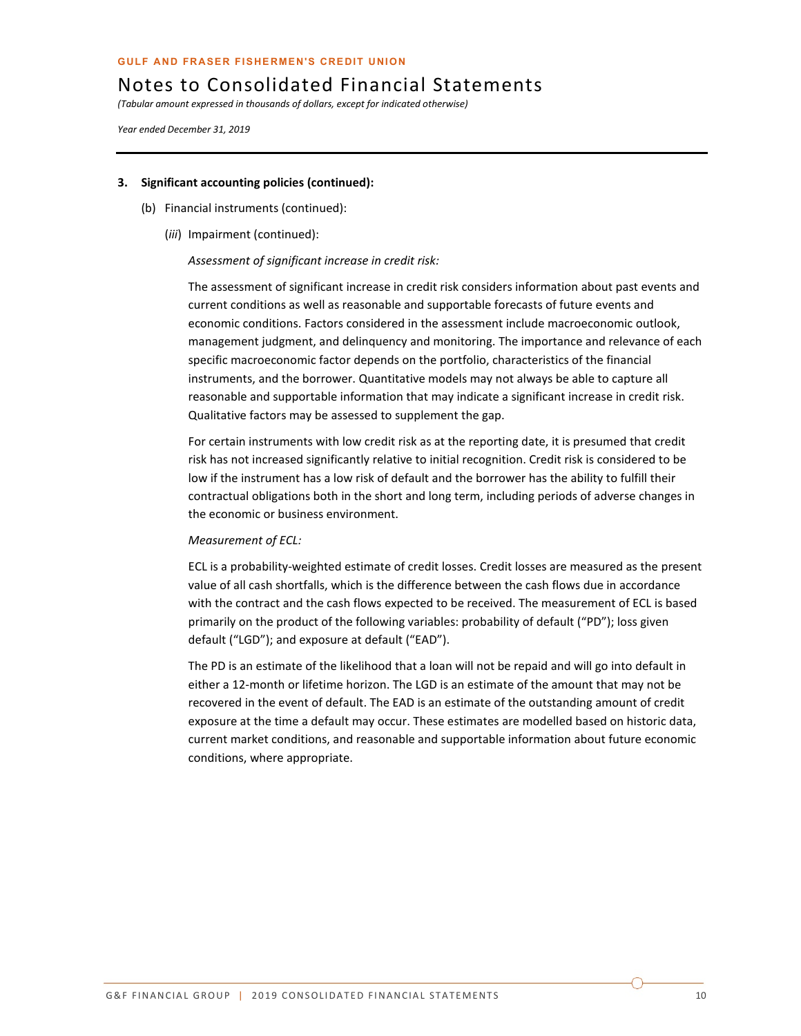**GULF AND FRASER FISHERMEN'S CREDIT UNION**

# Notes to Consolidated Financial Statements

*(Tabular amount expressed in thousands of dollars, except for indicated otherwise)*

*Year ended December 31, 2019*

**3. Significant accounting policies (continued):**

(b) Financial instruments (continued):

(*iii*) Impairment (continued):

*Assessment of significant increase in credit risk:*

The assessment of significant increase in credit risk considers information about past events and current conditions as well as reasonable and supportable forecasts of future events and economic conditions. Factors considered in the assessment include macroeconomic outlook, management judgment, and delinquency and monitoring. The importance and relevance of each specific macroeconomic factor depends on the portfolio, characteristics of the financial instruments, and the borrower. Quantitative models may not always be able to capture all reasonable and supportable information that may indicate a significant increase in credit risk. Qualitative factors may be assessed to supplement the gap.

For certain instruments with low credit risk as at the reporting date, it is presumed that credit risk has not increased significantly relative to initial recognition. Credit risk is considered to be low if the instrument has a low risk of default and the borrower has the ability to fulfill their contractual obligations both in the short and long term, including periods of adverse changes in the economic or business environment.

*Measurement of ECL:*

ECL is a probability-weighted estimate of credit losses. Credit losses are measured as the present value of all cash shortfalls, which is the difference between the cash flows due in accordance with the contract and the cash flows expected to be received. The measurement of ECL is based primarily on the product of the following variables: probability of default ("PD"); loss given default ("LGD"); and exposure at default ("EAD").

The PD is an estimate of the likelihood that a loan will not be repaid and will go into default in either a 12-month or lifetime horizon. The LGD is an estimate of the amount that may not be recovered in the event of default. The EAD is an estimate of the outstanding amount of credit exposure at the time a default may occur. These estimates are modelled based on historic data, current market conditions, and reasonable and supportable information about future economic conditions, where appropriate.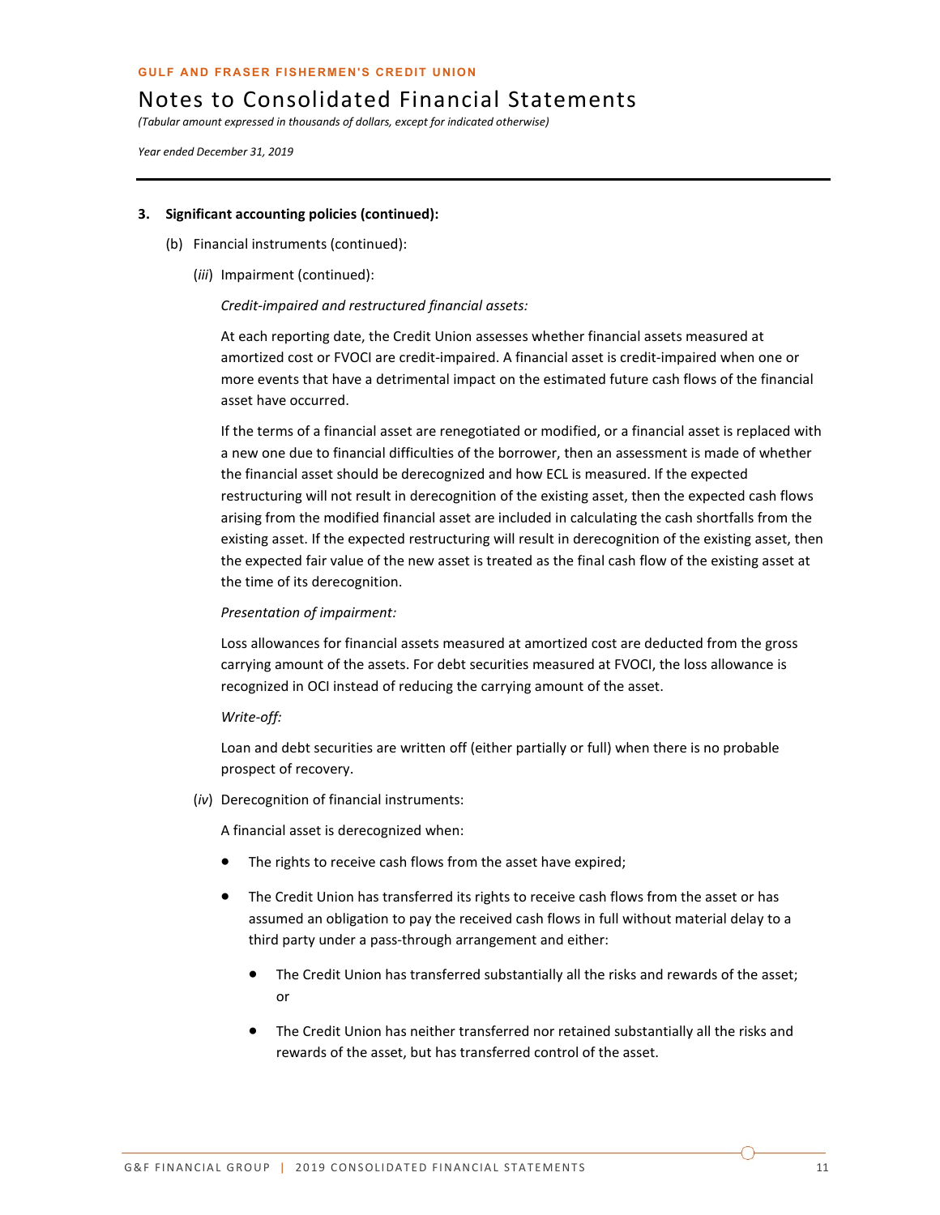**3. Significant accounting policies (continued):**

(b) Financial instruments (continued):

(*iii*) Impairment (continued):

*Credit-impaired and restructured financial assets:*

At each reporting date, the Credit Union assesses whether financial assets measured at amortized cost or FVOCI are credit-impaired. A financial asset is credit-impaired when one or more events that have a detrimental impact on the estimated future cash flows of the financial asset have occurred.

If the terms of a financial asset are renegotiated or modified, or a financial asset is replaced with a new one due to financial difficulties of the borrower, then an assessment is made of whether the financial asset should be derecognized and how ECL is measured. If the expected restructuring will not result in derecognition of the existing asset, then the expected cash flows arising from the modified financial asset are included in calculating the cash shortfalls from the existing asset. If the expected restructuring will result in derecognition of the existing asset, then the expected fair value of the new asset is treated as the final cash flow of the existing asset at the time of its derecognition.

*Presentation of impairment:*

Loss allowances for financial assets measured at amortized cost are deducted from the gross carrying amount of the assets. For debt securities measured at FVOCI, the loss allowance is recognized in OCI instead of reducing the carrying amount of the asset.

*Write-off:*

Loan and debt securities are written off (either partially or full) when there is no probable prospect of recovery.

(*iv*) Derecognition of financial instruments:

A financial asset is derecognized when:

- The rights to receive cash flows from the asset have expired;
- The Credit Union has transferred its rights to receive cash flows from the asset or has assumed an obligation to pay the received cash flows in full without material delay to a third party under a pass-through arrangement and either:
  - The Credit Union has transferred substantially all the risks and rewards of the asset; or
  - The Credit Union has neither transferred nor retained substantially all the risks and rewards of the asset, but has transferred control of the asset.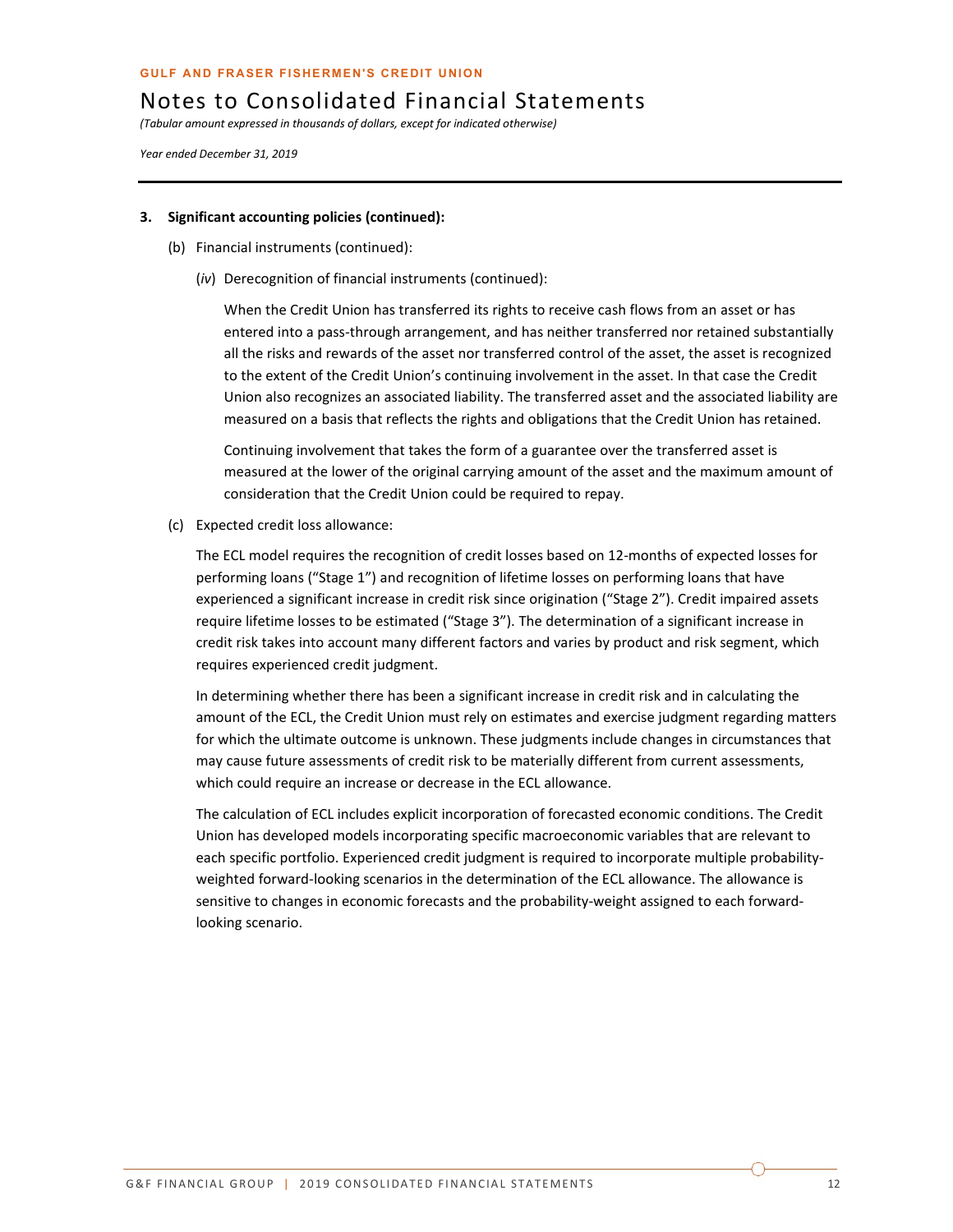### 3. Significant accounting policies (continued):

(b) Financial instruments (continued):

(*iv*) Derecognition of financial instruments (continued):

When the Credit Union has transferred its rights to receive cash flows from an asset or has entered into a pass-through arrangement, and has neither transferred nor retained substantially all the risks and rewards of the asset nor transferred control of the asset, the asset is recognized to the extent of the Credit Union's continuing involvement in the asset. In that case the Credit Union also recognizes an associated liability. The transferred asset and the associated liability are measured on a basis that reflects the rights and obligations that the Credit Union has retained.

Continuing involvement that takes the form of a guarantee over the transferred asset is measured at the lower of the original carrying amount of the asset and the maximum amount of consideration that the Credit Union could be required to repay.

(c) Expected credit loss allowance:

The ECL model requires the recognition of credit losses based on 12-months of expected losses for performing loans ("Stage 1") and recognition of lifetime losses on performing loans that have experienced a significant increase in credit risk since origination ("Stage 2"). Credit impaired assets require lifetime losses to be estimated ("Stage 3"). The determination of a significant increase in credit risk takes into account many different factors and varies by product and risk segment, which requires experienced credit judgment.

In determining whether there has been a significant increase in credit risk and in calculating the amount of the ECL, the Credit Union must rely on estimates and exercise judgment regarding matters for which the ultimate outcome is unknown. These judgments include changes in circumstances that may cause future assessments of credit risk to be materially different from current assessments, which could require an increase or decrease in the ECL allowance.

The calculation of ECL includes explicit incorporation of forecasted economic conditions. The Credit Union has developed models incorporating specific macroeconomic variables that are relevant to each specific portfolio. Experienced credit judgment is required to incorporate multiple probability-weighted forward-looking scenarios in the determination of the ECL allowance. The allowance is sensitive to changes in economic forecasts and the probability-weight assigned to each forward-looking scenario.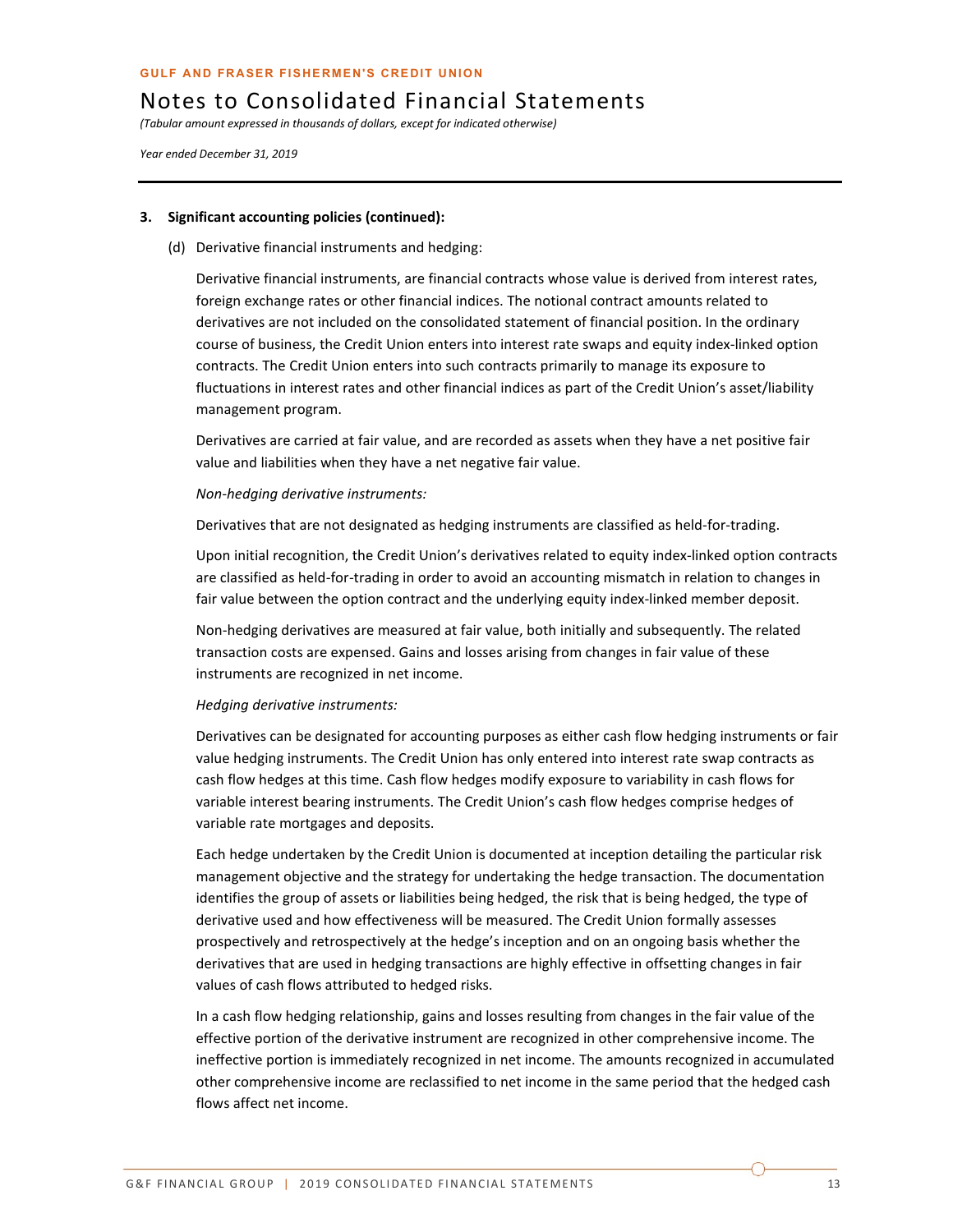### 3. Significant accounting policies (continued):

(d) Derivative financial instruments and hedging:

Derivative financial instruments, are financial contracts whose value is derived from interest rates, foreign exchange rates or other financial indices. The notional contract amounts related to derivatives are not included on the consolidated statement of financial position. In the ordinary course of business, the Credit Union enters into interest rate swaps and equity index-linked option contracts. The Credit Union enters into such contracts primarily to manage its exposure to fluctuations in interest rates and other financial indices as part of the Credit Union's asset/liability management program.

Derivatives are carried at fair value, and are recorded as assets when they have a net positive fair value and liabilities when they have a net negative fair value.

*Non-hedging derivative instruments:*

Derivatives that are not designated as hedging instruments are classified as held-for-trading.

Upon initial recognition, the Credit Union's derivatives related to equity index-linked option contracts are classified as held-for-trading in order to avoid an accounting mismatch in relation to changes in fair value between the option contract and the underlying equity index-linked member deposit.

Non-hedging derivatives are measured at fair value, both initially and subsequently. The related transaction costs are expensed. Gains and losses arising from changes in fair value of these instruments are recognized in net income.

*Hedging derivative instruments:*

Derivatives can be designated for accounting purposes as either cash flow hedging instruments or fair value hedging instruments. The Credit Union has only entered into interest rate swap contracts as cash flow hedges at this time. Cash flow hedges modify exposure to variability in cash flows for variable interest bearing instruments. The Credit Union's cash flow hedges comprise hedges of variable rate mortgages and deposits.

Each hedge undertaken by the Credit Union is documented at inception detailing the particular risk management objective and the strategy for undertaking the hedge transaction. The documentation identifies the group of assets or liabilities being hedged, the risk that is being hedged, the type of derivative used and how effectiveness will be measured. The Credit Union formally assesses prospectively and retrospectively at the hedge's inception and on an ongoing basis whether the derivatives that are used in hedging transactions are highly effective in offsetting changes in fair values of cash flows attributed to hedged risks.

In a cash flow hedging relationship, gains and losses resulting from changes in the fair value of the effective portion of the derivative instrument are recognized in other comprehensive income. The ineffective portion is immediately recognized in net income. The amounts recognized in accumulated other comprehensive income are reclassified to net income in the same period that the hedged cash flows affect net income.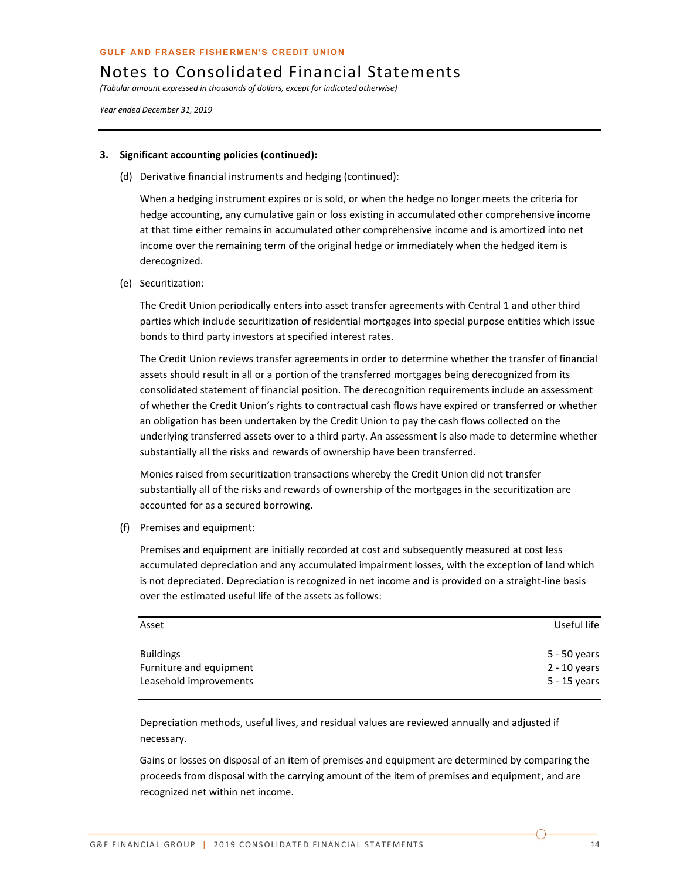**GULF AND FRASER FISHERMEN'S CREDIT UNION**

# Notes to Consolidated Financial Statements

*(Tabular amount expressed in thousands of dollars, except for indicated otherwise)*

*Year ended December 31, 2019*

---

**3. Significant accounting policies (continued):**

(d) Derivative financial instruments and hedging (continued):

When a hedging instrument expires or is sold, or when the hedge no longer meets the criteria for hedge accounting, any cumulative gain or loss existing in accumulated other comprehensive income at that time either remains in accumulated other comprehensive income and is amortized into net income over the remaining term of the original hedge or immediately when the hedged item is derecognized.

(e) Securitization:

The Credit Union periodically enters into asset transfer agreements with Central 1 and other third parties which include securitization of residential mortgages into special purpose entities which issue bonds to third party investors at specified interest rates.

The Credit Union reviews transfer agreements in order to determine whether the transfer of financial assets should result in all or a portion of the transferred mortgages being derecognized from its consolidated statement of financial position. The derecognition requirements include an assessment of whether the Credit Union's rights to contractual cash flows have expired or transferred or whether an obligation has been undertaken by the Credit Union to pay the cash flows collected on the underlying transferred assets over to a third party. An assessment is also made to determine whether substantially all the risks and rewards of ownership have been transferred.

Monies raised from securitization transactions whereby the Credit Union did not transfer substantially all of the risks and rewards of ownership of the mortgages in the securitization are accounted for as a secured borrowing.

(f) Premises and equipment:

Premises and equipment are initially recorded at cost and subsequently measured at cost less accumulated depreciation and any accumulated impairment losses, with the exception of land which is not depreciated. Depreciation is recognized in net income and is provided on a straight-line basis over the estimated useful life of the assets as follows:

| Asset | Useful life |
|---|---|
| Buildings | 5 - 50 years |
| Furniture and equipment | 2 - 10 years |
| Leasehold improvements | 5 - 15 years |

Depreciation methods, useful lives, and residual values are reviewed annually and adjusted if necessary.

Gains or losses on disposal of an item of premises and equipment are determined by comparing the proceeds from disposal with the carrying amount of the item of premises and equipment, and are recognized net within net income.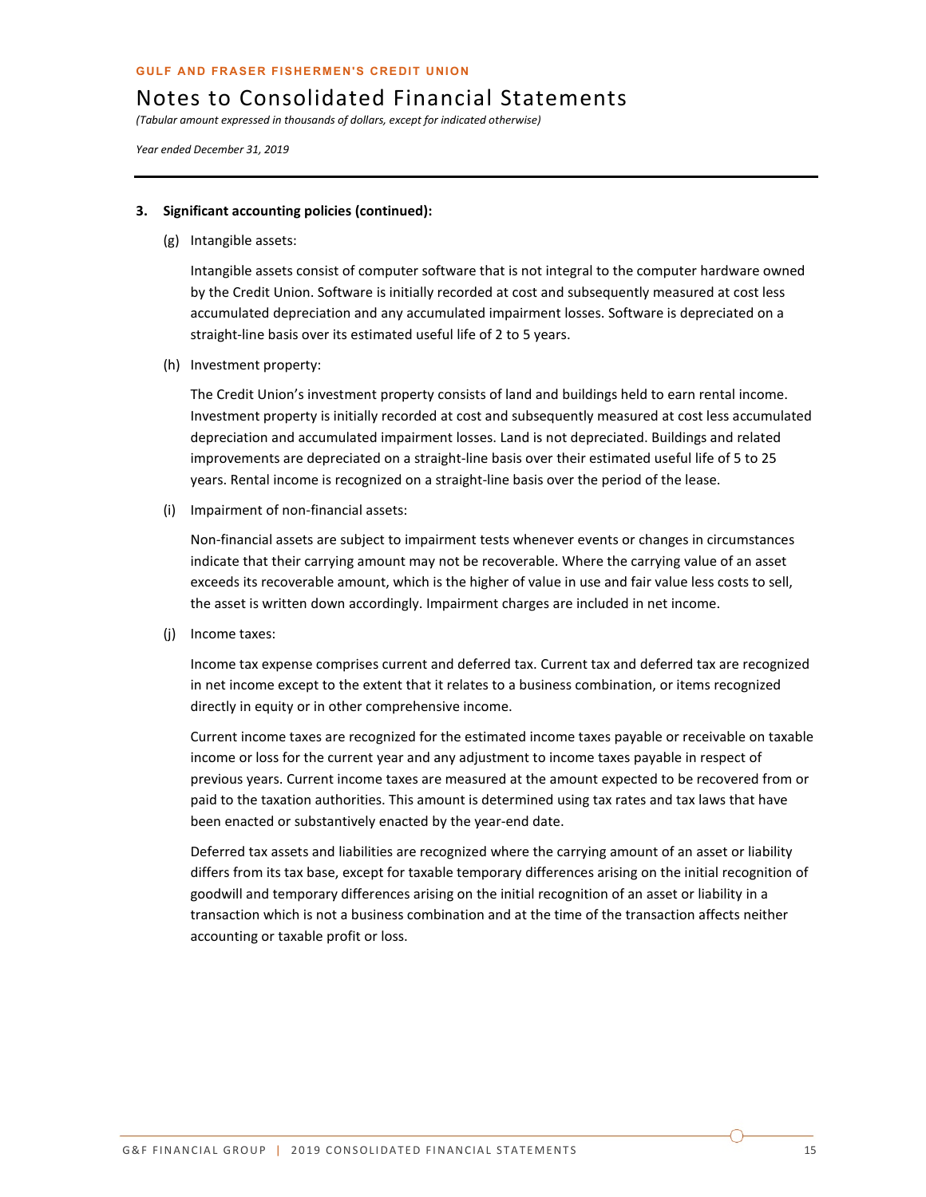**3. Significant accounting policies (continued):**

(g) Intangible assets:

Intangible assets consist of computer software that is not integral to the computer hardware owned by the Credit Union. Software is initially recorded at cost and subsequently measured at cost less accumulated depreciation and any accumulated impairment losses. Software is depreciated on a straight-line basis over its estimated useful life of 2 to 5 years.

(h) Investment property:

The Credit Union's investment property consists of land and buildings held to earn rental income. Investment property is initially recorded at cost and subsequently measured at cost less accumulated depreciation and accumulated impairment losses. Land is not depreciated. Buildings and related improvements are depreciated on a straight-line basis over their estimated useful life of 5 to 25 years. Rental income is recognized on a straight-line basis over the period of the lease.

(i) Impairment of non-financial assets:

Non-financial assets are subject to impairment tests whenever events or changes in circumstances indicate that their carrying amount may not be recoverable. Where the carrying value of an asset exceeds its recoverable amount, which is the higher of value in use and fair value less costs to sell, the asset is written down accordingly. Impairment charges are included in net income.

(j) Income taxes:

Income tax expense comprises current and deferred tax. Current tax and deferred tax are recognized in net income except to the extent that it relates to a business combination, or items recognized directly in equity or in other comprehensive income.

Current income taxes are recognized for the estimated income taxes payable or receivable on taxable income or loss for the current year and any adjustment to income taxes payable in respect of previous years. Current income taxes are measured at the amount expected to be recovered from or paid to the taxation authorities. This amount is determined using tax rates and tax laws that have been enacted or substantively enacted by the year-end date.

Deferred tax assets and liabilities are recognized where the carrying amount of an asset or liability differs from its tax base, except for taxable temporary differences arising on the initial recognition of goodwill and temporary differences arising on the initial recognition of an asset or liability in a transaction which is not a business combination and at the time of the transaction affects neither accounting or taxable profit or loss.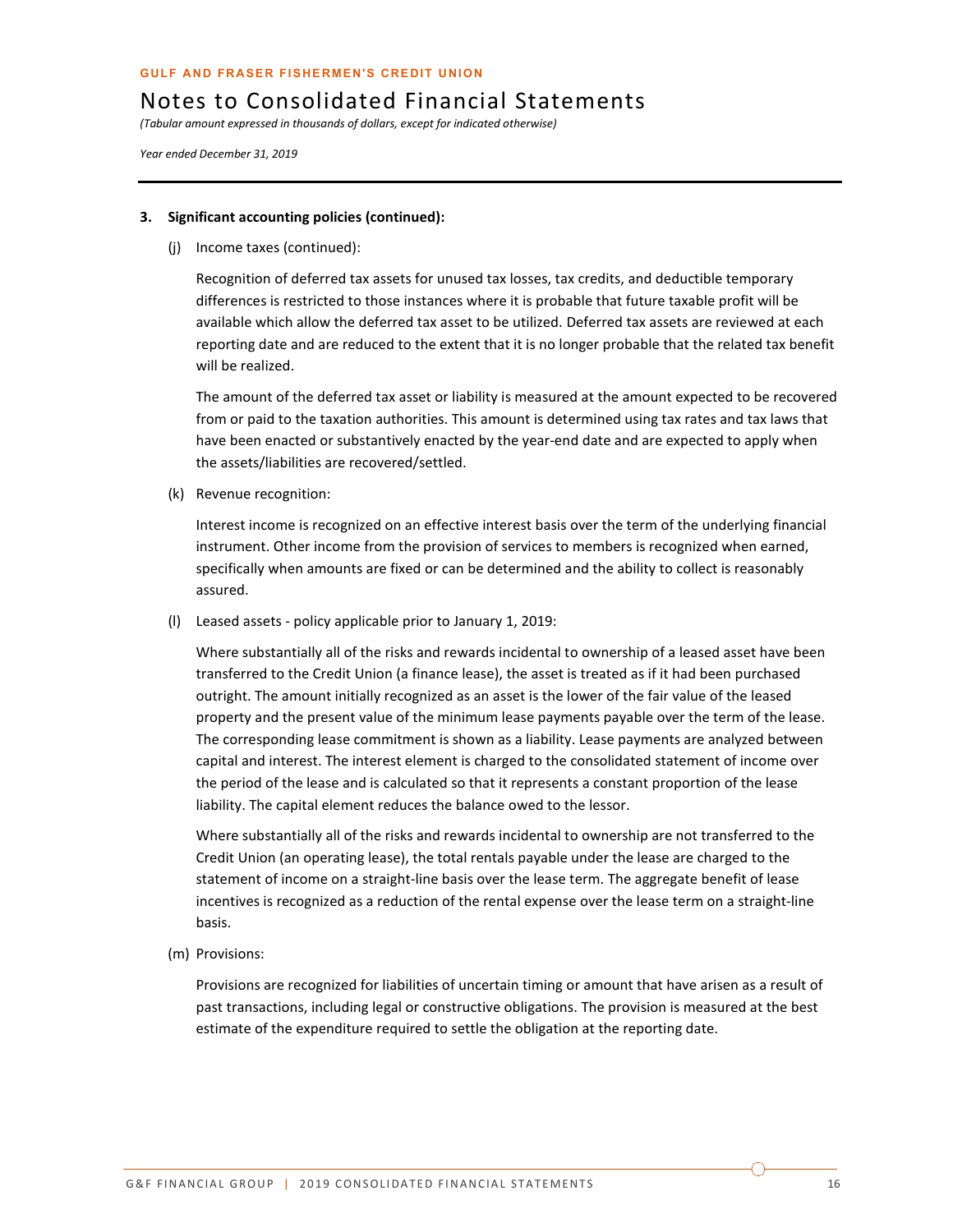**GULF AND FRASER FISHERMEN'S CREDIT UNION**

# Notes to Consolidated Financial Statements

*(Tabular amount expressed in thousands of dollars, except for indicated otherwise)*

*Year ended December 31, 2019*

---

**3. Significant accounting policies (continued):**

(j) Income taxes (continued):

Recognition of deferred tax assets for unused tax losses, tax credits, and deductible temporary differences is restricted to those instances where it is probable that future taxable profit will be available which allow the deferred tax asset to be utilized. Deferred tax assets are reviewed at each reporting date and are reduced to the extent that it is no longer probable that the related tax benefit will be realized.

The amount of the deferred tax asset or liability is measured at the amount expected to be recovered from or paid to the taxation authorities. This amount is determined using tax rates and tax laws that have been enacted or substantively enacted by the year-end date and are expected to apply when the assets/liabilities are recovered/settled.

(k) Revenue recognition:

Interest income is recognized on an effective interest basis over the term of the underlying financial instrument. Other income from the provision of services to members is recognized when earned, specifically when amounts are fixed or can be determined and the ability to collect is reasonably assured.

(l) Leased assets - policy applicable prior to January 1, 2019:

Where substantially all of the risks and rewards incidental to ownership of a leased asset have been transferred to the Credit Union (a finance lease), the asset is treated as if it had been purchased outright. The amount initially recognized as an asset is the lower of the fair value of the leased property and the present value of the minimum lease payments payable over the term of the lease. The corresponding lease commitment is shown as a liability. Lease payments are analyzed between capital and interest. The interest element is charged to the consolidated statement of income over the period of the lease and is calculated so that it represents a constant proportion of the lease liability. The capital element reduces the balance owed to the lessor.

Where substantially all of the risks and rewards incidental to ownership are not transferred to the Credit Union (an operating lease), the total rentals payable under the lease are charged to the statement of income on a straight-line basis over the lease term. The aggregate benefit of lease incentives is recognized as a reduction of the rental expense over the lease term on a straight-line basis.

(m) Provisions:

Provisions are recognized for liabilities of uncertain timing or amount that have arisen as a result of past transactions, including legal or constructive obligations. The provision is measured at the best estimate of the expenditure required to settle the obligation at the reporting date.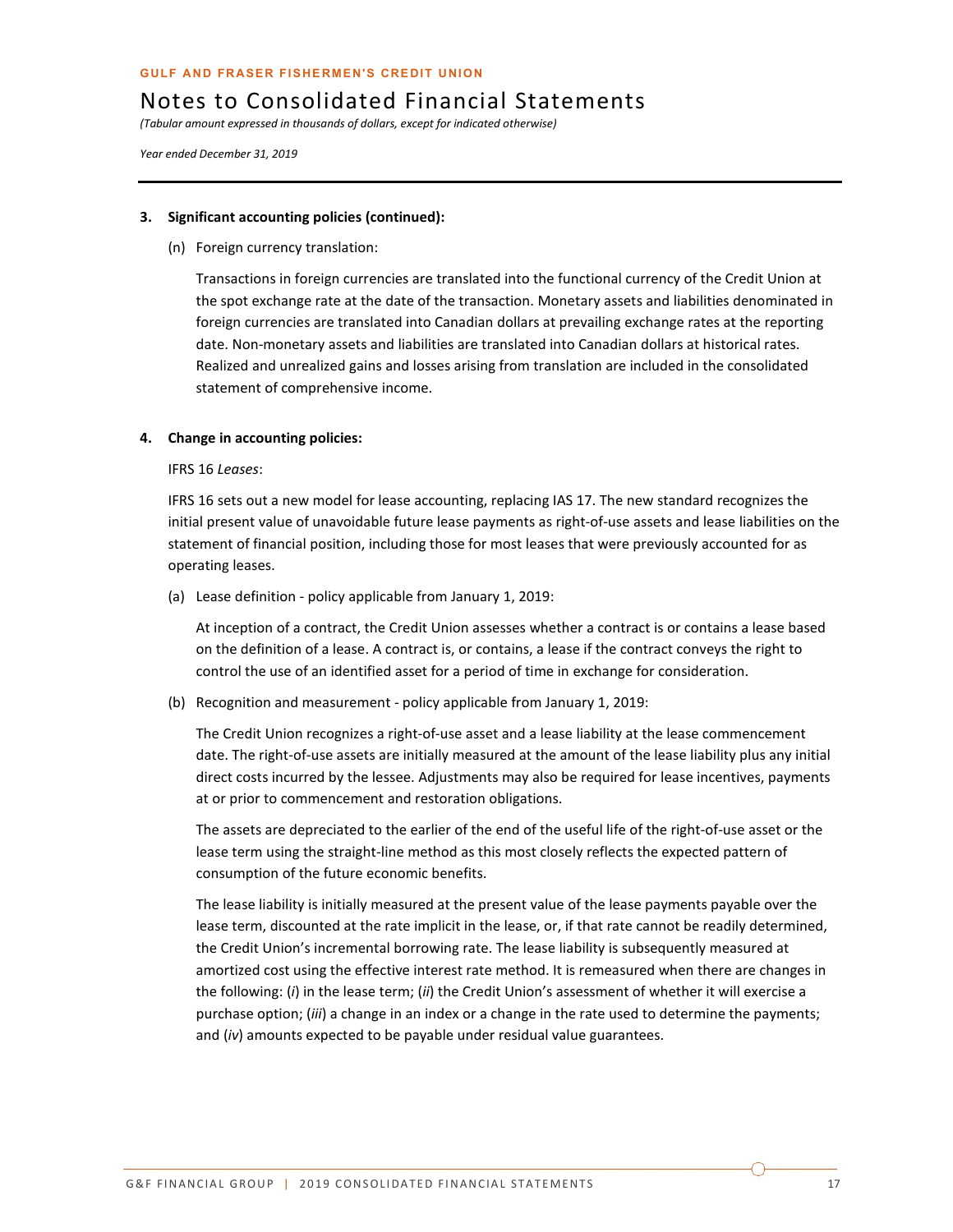### 3. Significant accounting policies (continued):

(n) Foreign currency translation:

Transactions in foreign currencies are translated into the functional currency of the Credit Union at the spot exchange rate at the date of the transaction. Monetary assets and liabilities denominated in foreign currencies are translated into Canadian dollars at prevailing exchange rates at the reporting date. Non-monetary assets and liabilities are translated into Canadian dollars at historical rates. Realized and unrealized gains and losses arising from translation are included in the consolidated statement of comprehensive income.

### 4. Change in accounting policies:

IFRS 16 *Leases*:

IFRS 16 sets out a new model for lease accounting, replacing IAS 17. The new standard recognizes the initial present value of unavoidable future lease payments as right-of-use assets and lease liabilities on the statement of financial position, including those for most leases that were previously accounted for as operating leases.

(a) Lease definition - policy applicable from January 1, 2019:

At inception of a contract, the Credit Union assesses whether a contract is or contains a lease based on the definition of a lease. A contract is, or contains, a lease if the contract conveys the right to control the use of an identified asset for a period of time in exchange for consideration.

(b) Recognition and measurement - policy applicable from January 1, 2019:

The Credit Union recognizes a right-of-use asset and a lease liability at the lease commencement date. The right-of-use assets are initially measured at the amount of the lease liability plus any initial direct costs incurred by the lessee. Adjustments may also be required for lease incentives, payments at or prior to commencement and restoration obligations.

The assets are depreciated to the earlier of the end of the useful life of the right-of-use asset or the lease term using the straight-line method as this most closely reflects the expected pattern of consumption of the future economic benefits.

The lease liability is initially measured at the present value of the lease payments payable over the lease term, discounted at the rate implicit in the lease, or, if that rate cannot be readily determined, the Credit Union's incremental borrowing rate. The lease liability is subsequently measured at amortized cost using the effective interest rate method. It is remeasured when there are changes in the following: (*i*) in the lease term; (*ii*) the Credit Union's assessment of whether it will exercise a purchase option; (*iii*) a change in an index or a change in the rate used to determine the payments; and (*iv*) amounts expected to be payable under residual value guarantees.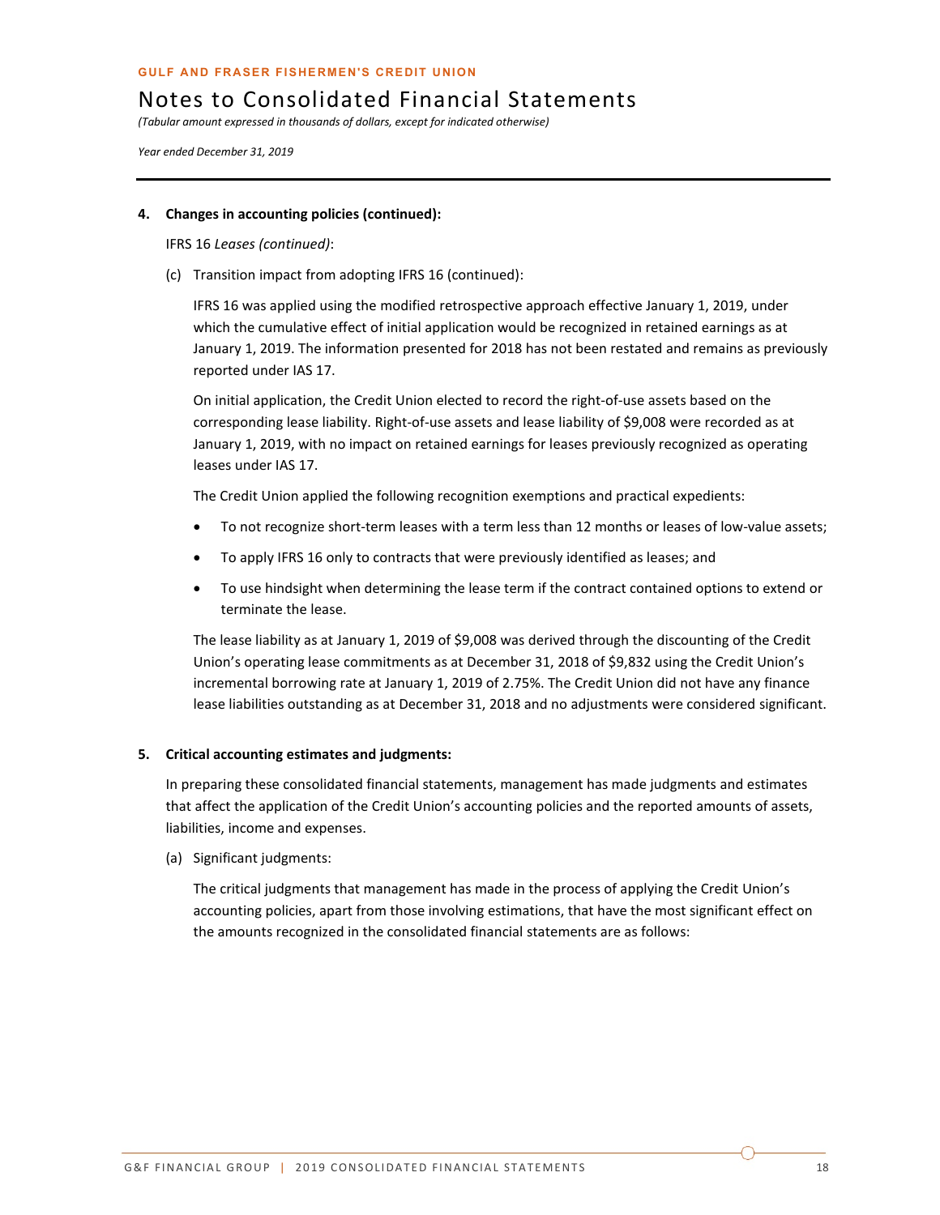## 4. Changes in accounting policies (continued):

IFRS 16 *Leases (continued)*:

(c) Transition impact from adopting IFRS 16 (continued):

IFRS 16 was applied using the modified retrospective approach effective January 1, 2019, under which the cumulative effect of initial application would be recognized in retained earnings as at January 1, 2019. The information presented for 2018 has not been restated and remains as previously reported under IAS 17.

On initial application, the Credit Union elected to record the right-of-use assets based on the corresponding lease liability. Right-of-use assets and lease liability of $9,008 were recorded as at January 1, 2019, with no impact on retained earnings for leases previously recognized as operating leases under IAS 17.

The Credit Union applied the following recognition exemptions and practical expedients:

- To not recognize short-term leases with a term less than 12 months or leases of low-value assets;
- To apply IFRS 16 only to contracts that were previously identified as leases; and
- To use hindsight when determining the lease term if the contract contained options to extend or terminate the lease.

The lease liability as at January 1, 2019 of $9,008 was derived through the discounting of the Credit Union's operating lease commitments as at December 31, 2018 of $9,832 using the Credit Union's incremental borrowing rate at January 1, 2019 of 2.75%. The Credit Union did not have any finance lease liabilities outstanding as at December 31, 2018 and no adjustments were considered significant.

## 5. Critical accounting estimates and judgments:

In preparing these consolidated financial statements, management has made judgments and estimates that affect the application of the Credit Union's accounting policies and the reported amounts of assets, liabilities, income and expenses.

(a) Significant judgments:

The critical judgments that management has made in the process of applying the Credit Union's accounting policies, apart from those involving estimations, that have the most significant effect on the amounts recognized in the consolidated financial statements are as follows: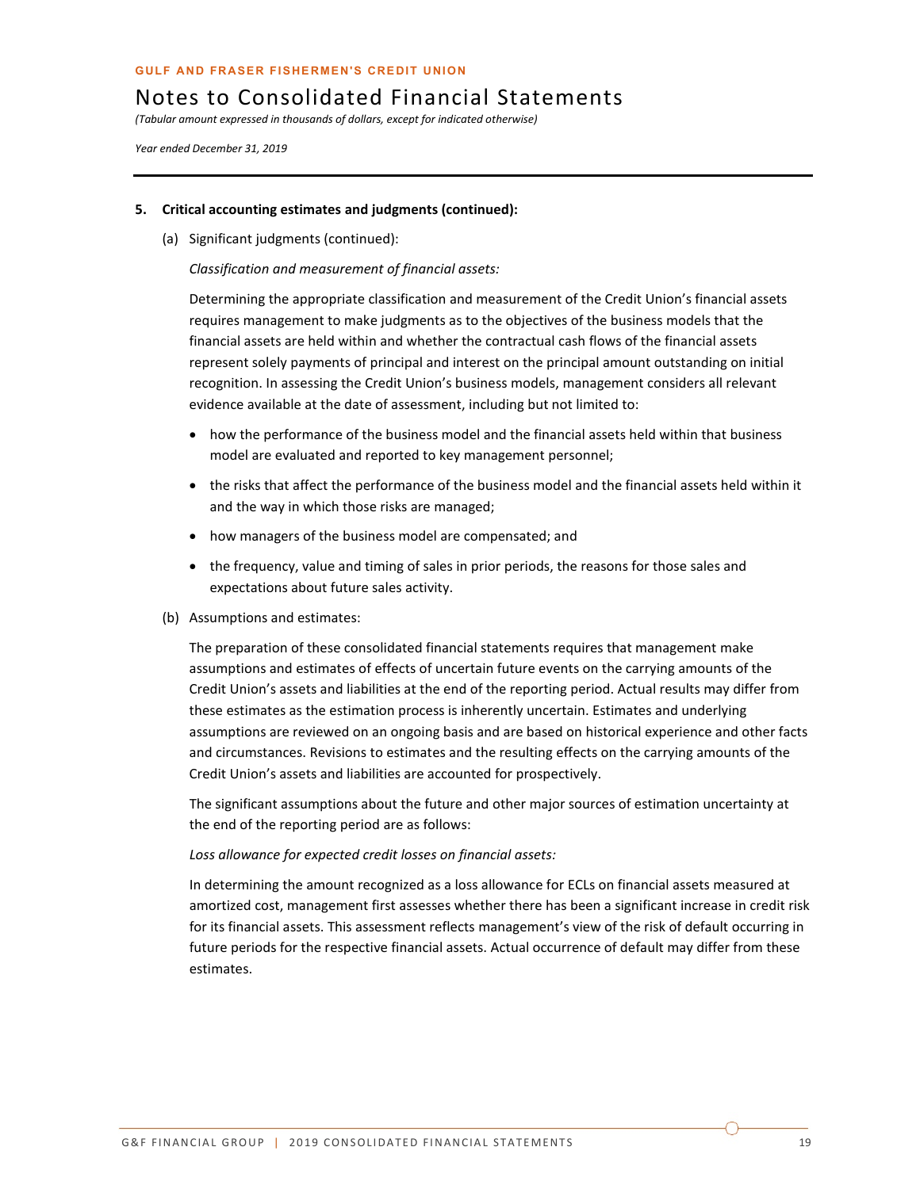## 5. Critical accounting estimates and judgments (continued):

(a) Significant judgments (continued):

*Classification and measurement of financial assets:*

Determining the appropriate classification and measurement of the Credit Union's financial assets requires management to make judgments as to the objectives of the business models that the financial assets are held within and whether the contractual cash flows of the financial assets represent solely payments of principal and interest on the principal amount outstanding on initial recognition. In assessing the Credit Union's business models, management considers all relevant evidence available at the date of assessment, including but not limited to:

- how the performance of the business model and the financial assets held within that business model are evaluated and reported to key management personnel;
- the risks that affect the performance of the business model and the financial assets held within it and the way in which those risks are managed;
- how managers of the business model are compensated; and
- the frequency, value and timing of sales in prior periods, the reasons for those sales and expectations about future sales activity.

(b) Assumptions and estimates:

The preparation of these consolidated financial statements requires that management make assumptions and estimates of effects of uncertain future events on the carrying amounts of the Credit Union's assets and liabilities at the end of the reporting period. Actual results may differ from these estimates as the estimation process is inherently uncertain. Estimates and underlying assumptions are reviewed on an ongoing basis and are based on historical experience and other facts and circumstances. Revisions to estimates and the resulting effects on the carrying amounts of the Credit Union's assets and liabilities are accounted for prospectively.

The significant assumptions about the future and other major sources of estimation uncertainty at the end of the reporting period are as follows:

*Loss allowance for expected credit losses on financial assets:*

In determining the amount recognized as a loss allowance for ECLs on financial assets measured at amortized cost, management first assesses whether there has been a significant increase in credit risk for its financial assets. This assessment reflects management's view of the risk of default occurring in future periods for the respective financial assets. Actual occurrence of default may differ from these estimates.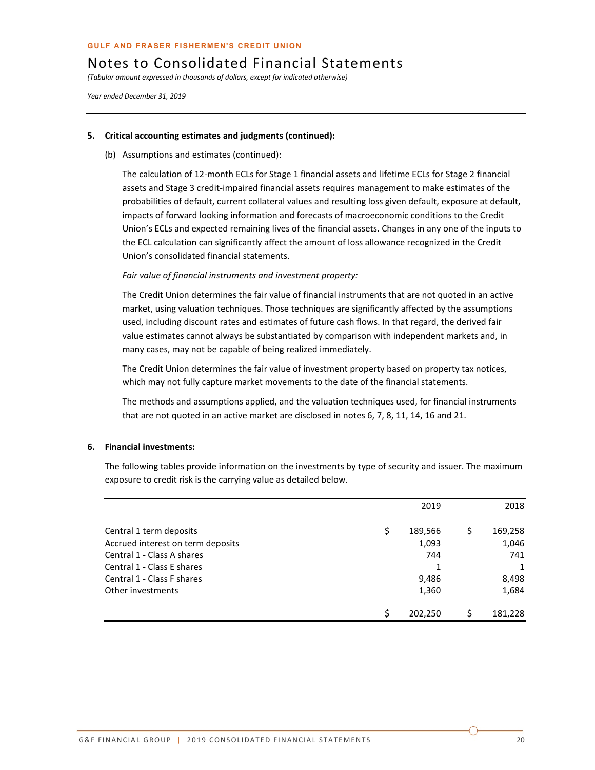# Notes to Consolidated Financial Statements

*(Tabular amount expressed in thousands of dollars, except for indicated otherwise)*

*Year ended December 31, 2019*

## 5. Critical accounting estimates and judgments (continued):

(b) Assumptions and estimates (continued):

The calculation of 12-month ECLs for Stage 1 financial assets and lifetime ECLs for Stage 2 financial assets and Stage 3 credit-impaired financial assets requires management to make estimates of the probabilities of default, current collateral values and resulting loss given default, exposure at default, impacts of forward looking information and forecasts of macroeconomic conditions to the Credit Union's ECLs and expected remaining lives of the financial assets. Changes in any one of the inputs to the ECL calculation can significantly affect the amount of loss allowance recognized in the Credit Union's consolidated financial statements.

*Fair value of financial instruments and investment property:*

The Credit Union determines the fair value of financial instruments that are not quoted in an active market, using valuation techniques. Those techniques are significantly affected by the assumptions used, including discount rates and estimates of future cash flows. In that regard, the derived fair value estimates cannot always be substantiated by comparison with independent markets and, in many cases, may not be capable of being realized immediately.

The Credit Union determines the fair value of investment property based on property tax notices, which may not fully capture market movements to the date of the financial statements.

The methods and assumptions applied, and the valuation techniques used, for financial instruments that are not quoted in an active market are disclosed in notes 6, 7, 8, 11, 14, 16 and 21.

## 6. Financial investments:

The following tables provide information on the investments by type of security and issuer. The maximum exposure to credit risk is the carrying value as detailed below.

| | 2019 | 2018 |
|---|---|---|
| Central 1 term deposits | $ 189,566 | $ 169,258 |
| Accrued interest on term deposits | 1,093 | 1,046 |
| Central 1 - Class A shares | 744 | 741 |
| Central 1 - Class E shares | 1 | 1 |
| Central 1 - Class F shares | 9,486 | 8,498 |
| Other investments | 1,360 | 1,684 |
| | $ 202,250 | $ 181,228 |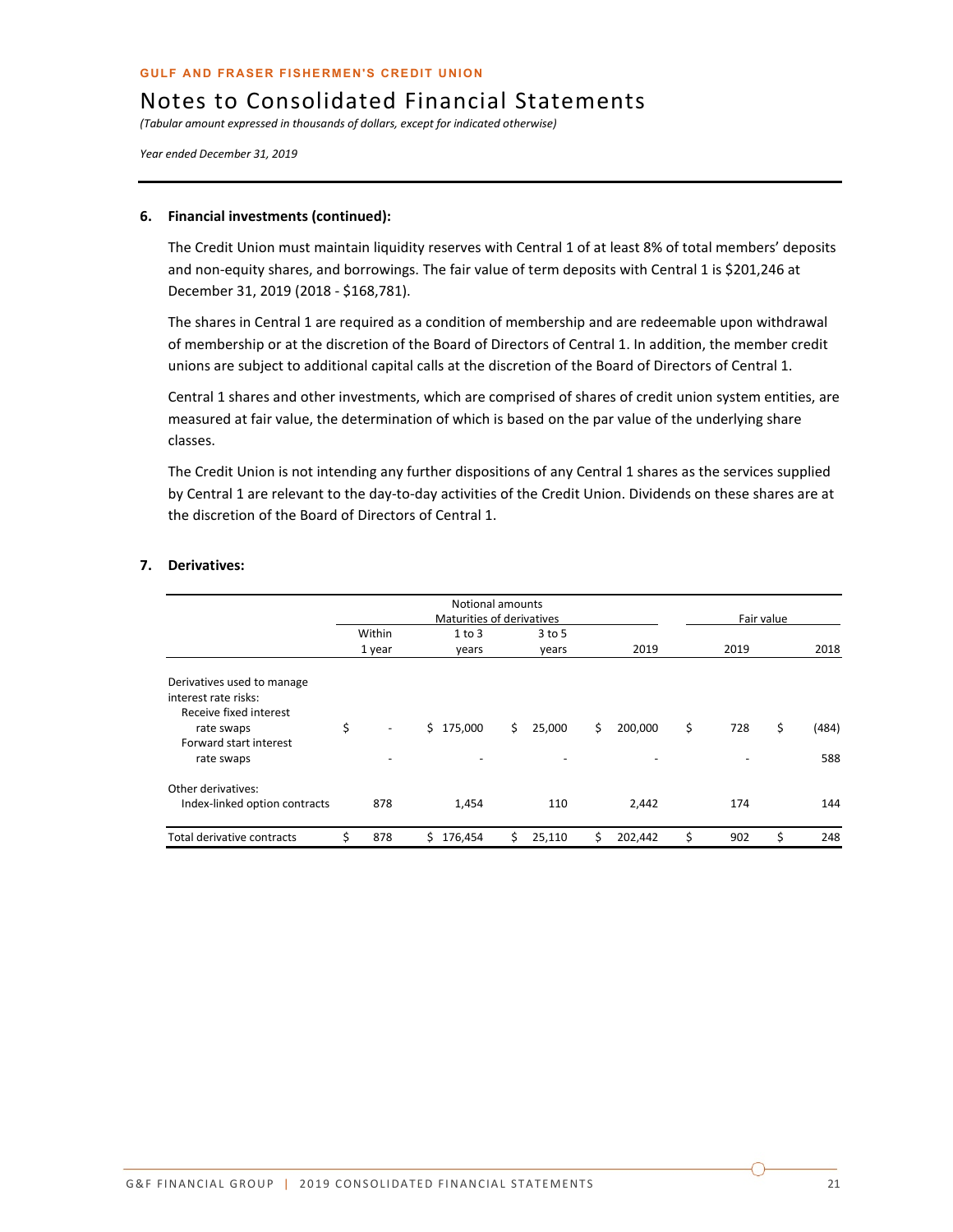GULF AND FRASER FISHERMEN'S CREDIT UNION

# Notes to Consolidated Financial Statements

*(Tabular amount expressed in thousands of dollars, except for indicated otherwise)*

*Year ended December 31, 2019*

**6. Financial investments (continued):**

The Credit Union must maintain liquidity reserves with Central 1 of at least 8% of total members' deposits and non-equity shares, and borrowings. The fair value of term deposits with Central 1 is $201,246 at December 31, 2019 (2018 - $168,781).

The shares in Central 1 are required as a condition of membership and are redeemable upon withdrawal of membership or at the discretion of the Board of Directors of Central 1. In addition, the member credit unions are subject to additional capital calls at the discretion of the Board of Directors of Central 1.

Central 1 shares and other investments, which are comprised of shares of credit union system entities, are measured at fair value, the determination of which is based on the par value of the underlying share classes.

The Credit Union is not intending any further dispositions of any Central 1 shares as the services supplied by Central 1 are relevant to the day-to-day activities of the Credit Union. Dividends on these shares are at the discretion of the Board of Directors of Central 1.

**7. Derivatives:**

| | Notional amounts Maturities of derivatives | | | | Fair value | |
|---|---|---|---|---|---|---|
| | Within 1 year | 1 to 3 years | 3 to 5 years | 2019 | 2019 | 2018 |
| Derivatives used to manage interest rate risks: | | | | | | |
| Receive fixed interest rate swaps | $ - | $ 175,000 | $ 25,000 | $ 200,000 | $ 728 | $ (484) |
| Forward start interest rate swaps | - | - | - | - | - | 588 |
| Other derivatives: | | | | | | |
| Index-linked option contracts | 878 | 1,454 | 110 | 2,442 | 174 | 144 |
| Total derivative contracts | $ 878 | $ 176,454 | $ 25,110 | $ 202,442 | $ 902 | $ 248 |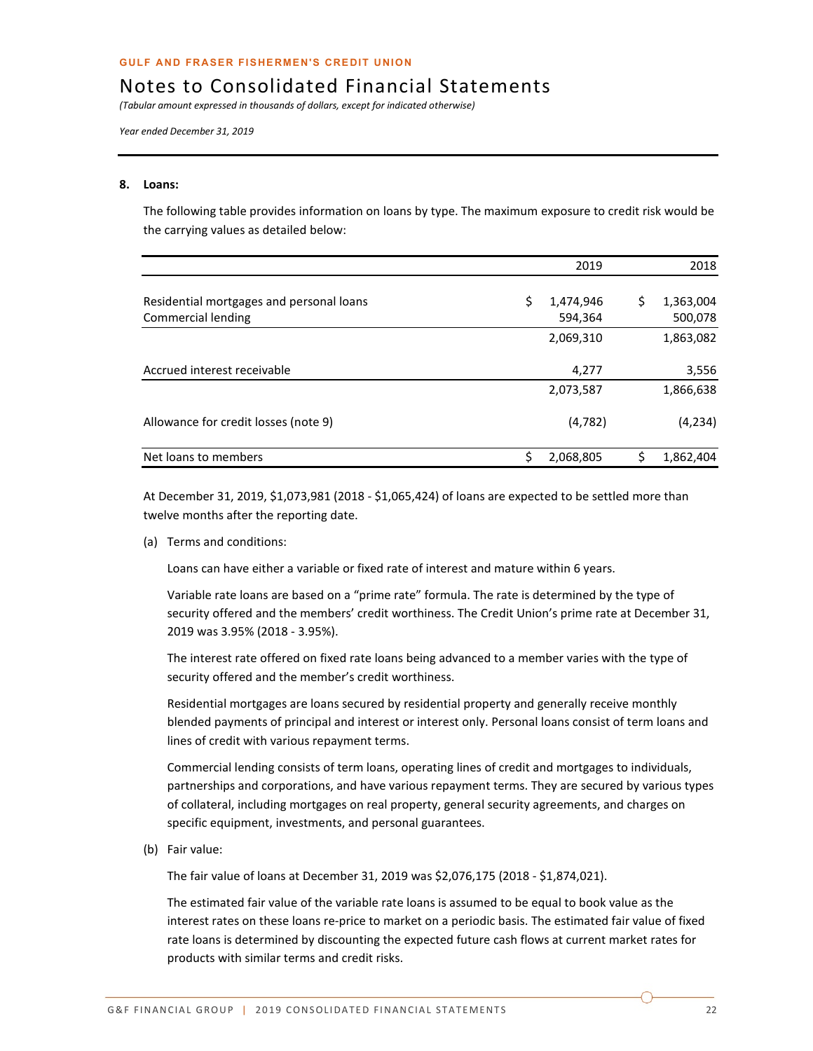**GULF AND FRASER FISHERMEN'S CREDIT UNION**

# Notes to Consolidated Financial Statements

*(Tabular amount expressed in thousands of dollars, except for indicated otherwise)*

*Year ended December 31, 2019*

## 8. Loans:

The following table provides information on loans by type. The maximum exposure to credit risk would be the carrying values as detailed below:

| | 2019 | 2018 |
|---|---|---|
| Residential mortgages and personal loans | $ 1,474,946 | $ 1,363,004 |
| Commercial lending | 594,364 | 500,078 |
| | 2,069,310 | 1,863,082 |
| Accrued interest receivable | 4,277 | 3,556 |
| | 2,073,587 | 1,866,638 |
| Allowance for credit losses (note 9) | (4,782) | (4,234) |
| Net loans to members | $ 2,068,805 | $ 1,862,404 |

At December 31, 2019, $1,073,981 (2018 - $1,065,424) of loans are expected to be settled more than twelve months after the reporting date.

(a) Terms and conditions:

Loans can have either a variable or fixed rate of interest and mature within 6 years.

Variable rate loans are based on a "prime rate" formula. The rate is determined by the type of security offered and the members' credit worthiness. The Credit Union's prime rate at December 31, 2019 was 3.95% (2018 - 3.95%).

The interest rate offered on fixed rate loans being advanced to a member varies with the type of security offered and the member's credit worthiness.

Residential mortgages are loans secured by residential property and generally receive monthly blended payments of principal and interest or interest only. Personal loans consist of term loans and lines of credit with various repayment terms.

Commercial lending consists of term loans, operating lines of credit and mortgages to individuals, partnerships and corporations, and have various repayment terms. They are secured by various types of collateral, including mortgages on real property, general security agreements, and charges on specific equipment, investments, and personal guarantees.

(b) Fair value:

The fair value of loans at December 31, 2019 was $2,076,175 (2018 - $1,874,021).

The estimated fair value of the variable rate loans is assumed to be equal to book value as the interest rates on these loans re-price to market on a periodic basis. The estimated fair value of fixed rate loans is determined by discounting the expected future cash flows at current market rates for products with similar terms and credit risks.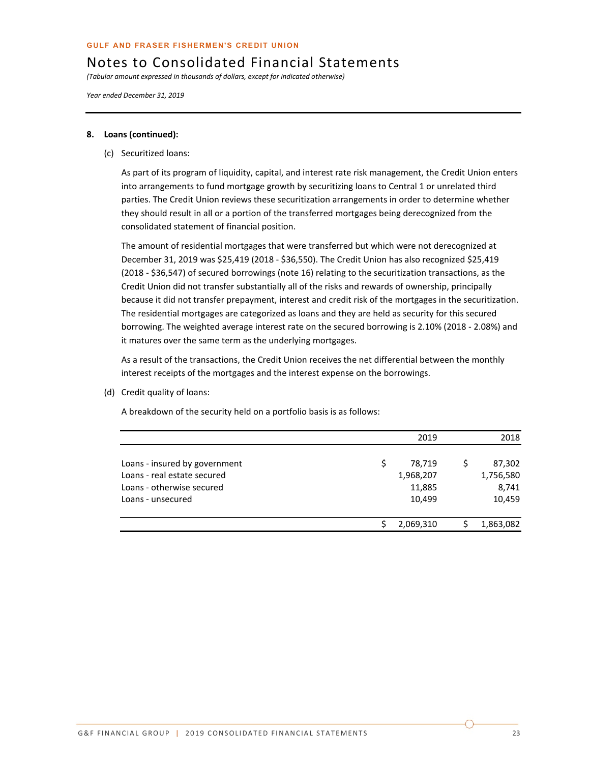**GULF AND FRASER FISHERMEN'S CREDIT UNION**

# Notes to Consolidated Financial Statements

*(Tabular amount expressed in thousands of dollars, except for indicated otherwise)*

*Year ended December 31, 2019*

---

**8. Loans (continued):**

(c) Securitized loans:

As part of its program of liquidity, capital, and interest rate risk management, the Credit Union enters into arrangements to fund mortgage growth by securitizing loans to Central 1 or unrelated third parties. The Credit Union reviews these securitization arrangements in order to determine whether they should result in all or a portion of the transferred mortgages being derecognized from the consolidated statement of financial position.

The amount of residential mortgages that were transferred but which were not derecognized at December 31, 2019 was $25,419 (2018 - $36,550). The Credit Union has also recognized $25,419 (2018 - $36,547) of secured borrowings (note 16) relating to the securitization transactions, as the Credit Union did not transfer substantially all of the risks and rewards of ownership, principally because it did not transfer prepayment, interest and credit risk of the mortgages in the securitization. The residential mortgages are categorized as loans and they are held as security for this secured borrowing. The weighted average interest rate on the secured borrowing is 2.10% (2018 - 2.08%) and it matures over the same term as the underlying mortgages.

As a result of the transactions, the Credit Union receives the net differential between the monthly interest receipts of the mortgages and the interest expense on the borrowings.

(d) Credit quality of loans:

A breakdown of the security held on a portfolio basis is as follows:

| | 2019 | 2018 |
|---|---|---|
| Loans - insured by government | $ 78,719 | $ 87,302 |
| Loans - real estate secured | 1,968,207 | 1,756,580 |
| Loans - otherwise secured | 11,885 | 8,741 |
| Loans - unsecured | 10,499 | 10,459 |
| | $ 2,069,310 | $ 1,863,082 |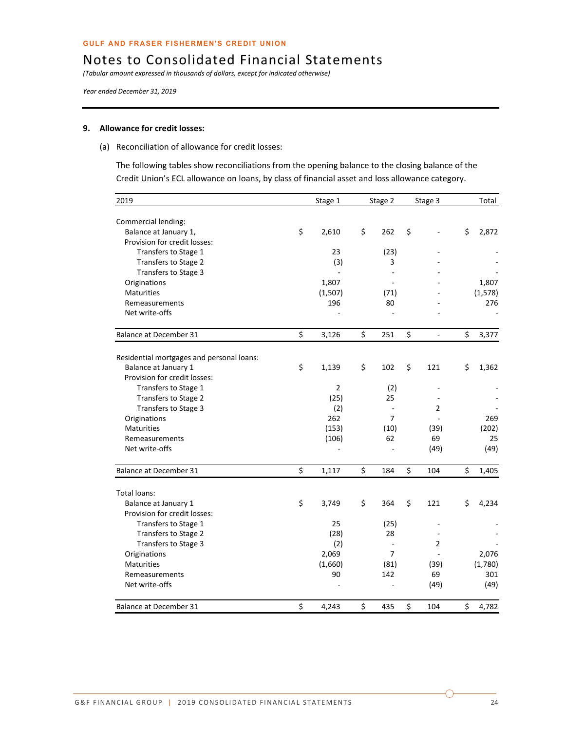GULF AND FRASER FISHERMEN'S CREDIT UNION

# Notes to Consolidated Financial Statements

*(Tabular amount expressed in thousands of dollars, except for indicated otherwise)*

*Year ended December 31, 2019*

## 9. Allowance for credit losses:

(a) Reconciliation of allowance for credit losses:

The following tables show reconciliations from the opening balance to the closing balance of the Credit Union's ECL allowance on loans, by class of financial asset and loss allowance category.

| 2019 | Stage 1 | Stage 2 | Stage 3 | Total |
|---|---|---|---|---|
| **Commercial lending:** | | | | |
| Balance at January 1, | $ 2,610 | $ 262 | $ - | $ 2,872 |
| Provision for credit losses: | | | | |
| Transfers to Stage 1 | 23 | (23) | - | - |
| Transfers to Stage 2 | (3) | 3 | - | - |
| Transfers to Stage 3 | - | - | - | - |
| Originations | 1,807 | - | - | 1,807 |
| Maturities | (1,507) | (71) | - | (1,578) |
| Remeasurements | 196 | 80 | - | 276 |
| Net write-offs | - | - | - | - |
| Balance at December 31 | $ 3,126 | $ 251 | $ - | $ 3,377 |
| **Residential mortgages and personal loans:** | | | | |
| Balance at January 1 | $ 1,139 | $ 102 | $ 121 | $ 1,362 |
| Provision for credit losses: | | | | |
| Transfers to Stage 1 | 2 | (2) | - | - |
| Transfers to Stage 2 | (25) | 25 | - | - |
| Transfers to Stage 3 | (2) | - | 2 | - |
| Originations | 262 | 7 | - | 269 |
| Maturities | (153) | (10) | (39) | (202) |
| Remeasurements | (106) | 62 | 69 | 25 |
| Net write-offs | - | - | (49) | (49) |
| Balance at December 31 | $ 1,117 | $ 184 | $ 104 | $ 1,405 |
| **Total loans:** | | | | |
| Balance at January 1 | $ 3,749 | $ 364 | $ 121 | $ 4,234 |
| Provision for credit losses: | | | | |
| Transfers to Stage 1 | 25 | (25) | - | - |
| Transfers to Stage 2 | (28) | 28 | - | - |
| Transfers to Stage 3 | (2) | - | 2 | - |
| Originations | 2,069 | 7 | - | 2,076 |
| Maturities | (1,660) | (81) | (39) | (1,780) |
| Remeasurements | 90 | 142 | 69 | 301 |
| Net write-offs | - | - | (49) | (49) |
| Balance at December 31 | $ 4,243 | $ 435 | $ 104 | $ 4,782 |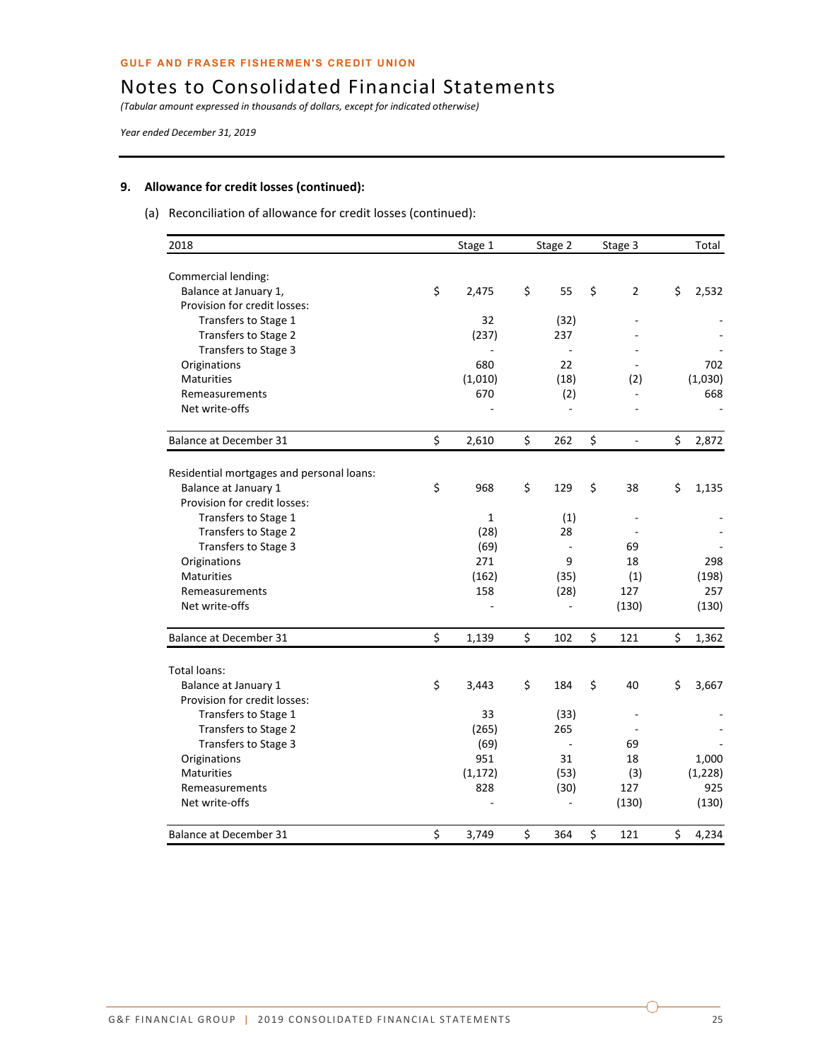GULF AND FRASER FISHERMEN'S CREDIT UNION

# Notes to Consolidated Financial Statements

*(Tabular amount expressed in thousands of dollars, except for indicated otherwise)*

*Year ended December 31, 2019*

## 9. Allowance for credit losses (continued):

(a) Reconciliation of allowance for credit losses (continued):

| 2018 | Stage 1 | Stage 2 | Stage 3 | Total |
|---|---|---|---|---|
| **Commercial lending:** | | | | |
| Balance at January 1, | $ 2,475 | $ 55 | $ 2 | $ 2,532 |
| Provision for credit losses: | | | | |
| Transfers to Stage 1 | 32 | (32) | - | - |
| Transfers to Stage 2 | (237) | 237 | - | - |
| Transfers to Stage 3 | - | - | - | - |
| Originations | 680 | 22 | - | 702 |
| Maturities | (1,010) | (18) | (2) | (1,030) |
| Remeasurements | 670 | (2) | - | 668 |
| Net write-offs | - | - | - | - |
| Balance at December 31 | $ 2,610 | $ 262 | $ - | $ 2,872 |
| **Residential mortgages and personal loans:** | | | | |
| Balance at January 1 | $ 968 | $ 129 | $ 38 | $ 1,135 |
| Provision for credit losses: | | | | |
| Transfers to Stage 1 | 1 | (1) | - | - |
| Transfers to Stage 2 | (28) | 28 | - | - |
| Transfers to Stage 3 | (69) | - | 69 | - |
| Originations | 271 | 9 | 18 | 298 |
| Maturities | (162) | (35) | (1) | (198) |
| Remeasurements | 158 | (28) | 127 | 257 |
| Net write-offs | - | - | (130) | (130) |
| Balance at December 31 | $ 1,139 | $ 102 | $ 121 | $ 1,362 |
| **Total loans:** | | | | |
| Balance at January 1 | $ 3,443 | $ 184 | $ 40 | $ 3,667 |
| Provision for credit losses: | | | | |
| Transfers to Stage 1 | 33 | (33) | - | - |
| Transfers to Stage 2 | (265) | 265 | - | - |
| Transfers to Stage 3 | (69) | - | 69 | - |
| Originations | 951 | 31 | 18 | 1,000 |
| Maturities | (1,172) | (53) | (3) | (1,228) |
| Remeasurements | 828 | (30) | 127 | 925 |
| Net write-offs | - | - | (130) | (130) |
| Balance at December 31 | $ 3,749 | $ 364 | $ 121 | $ 4,234 |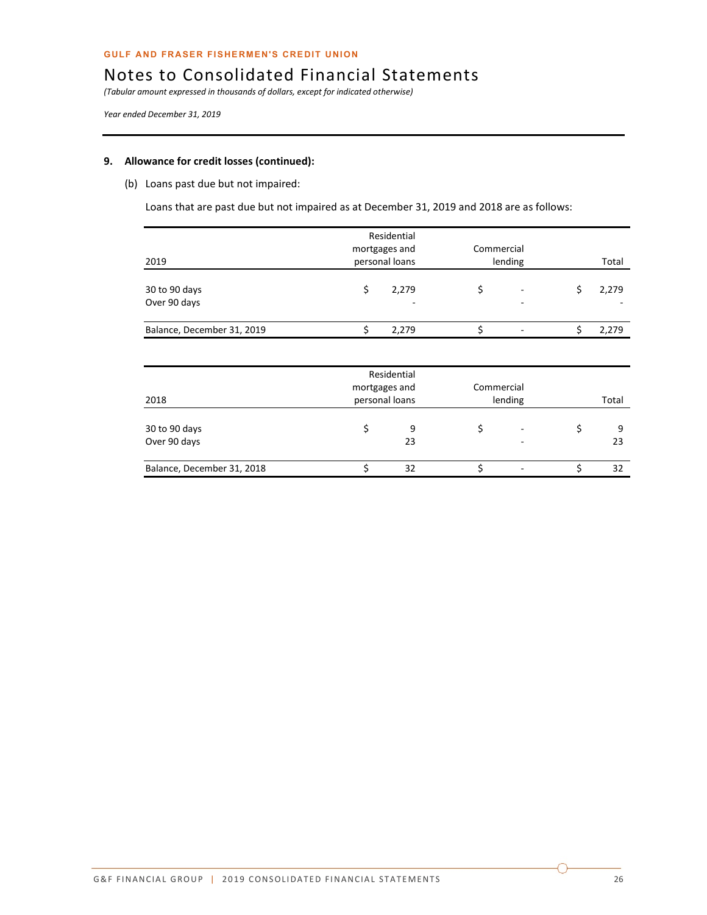GULF AND FRASER FISHERMEN'S CREDIT UNION

# Notes to Consolidated Financial Statements

*(Tabular amount expressed in thousands of dollars, except for indicated otherwise)*

*Year ended December 31, 2019*

## 9. Allowance for credit losses (continued):

(b) Loans past due but not impaired:

Loans that are past due but not impaired as at December 31, 2019 and 2018 are as follows:

| 2019 | Residential mortgages and personal loans | Commercial lending | Total |
|---|---|---|---|
| 30 to 90 days | $ 2,279 | $ - | $ 2,279 |
| Over 90 days | - | - | - |
| Balance, December 31, 2019 | $ 2,279 | $ - | $ 2,279 |

| 2018 | Residential mortgages and personal loans | Commercial lending | Total |
|---|---|---|---|
| 30 to 90 days | $ 9 | $ - | $ 9 |
| Over 90 days | 23 | - | 23 |
| Balance, December 31, 2018 | $ 32 | $ - | $ 32 |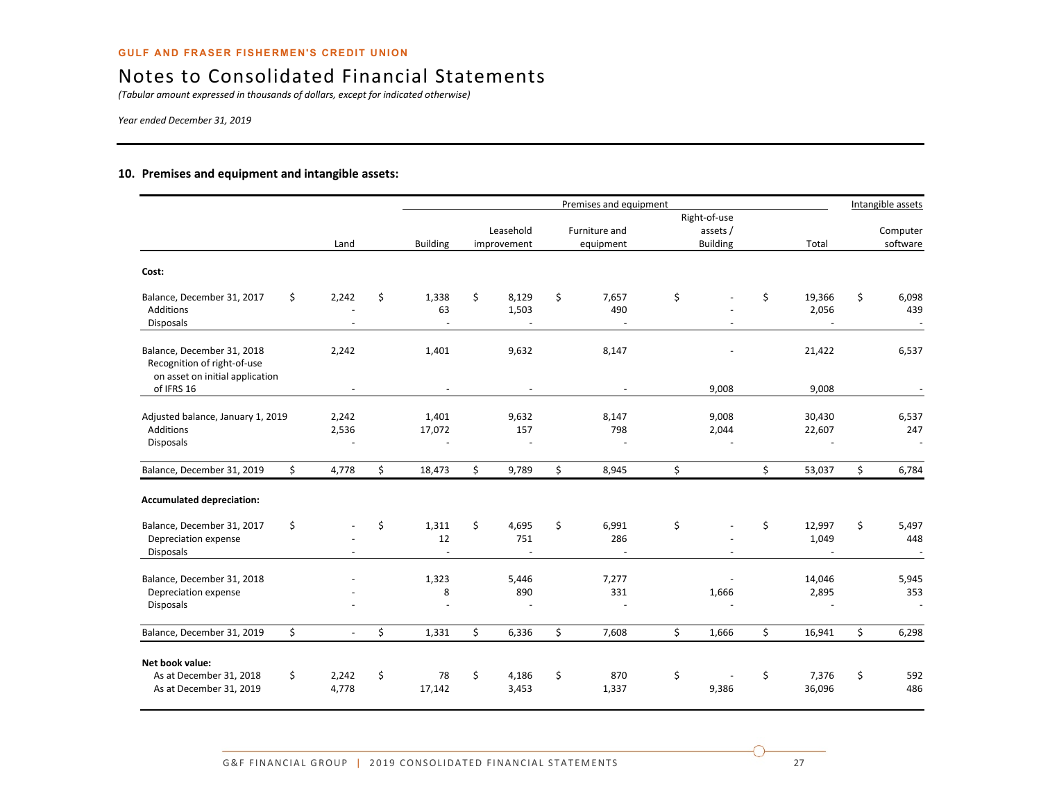GULF AND FRASER FISHERMEN'S CREDIT UNION

# Notes to Consolidated Financial Statements

*(Tabular amount expressed in thousands of dollars, except for indicated otherwise)*

*Year ended December 31, 2019*

## 10. Premises and equipment and intangible assets:

| | Premises and equipment | | | | | | Intangible assets |
|---|---|---|---|---|---|---|---|
| | Land | Building | Leasehold improvement | Furniture and equipment | Right-of-use assets / Building | Total | Computer software |
| **Cost:** | | | | | | | |
| Balance, December 31, 2017 | $ 2,242 | $ 1,338 | $ 8,129 | $ 7,657 | $ - | $ 19,366 | $ 6,098 |
| Additions | - | 63 | 1,503 | 490 | - | 2,056 | 439 |
| Disposals | - | - | - | - | - | - | - |
| Balance, December 31, 2018 | 2,242 | 1,401 | 9,632 | 8,147 | - | 21,422 | 6,537 |
| Recognition of right-of-use on asset on initial application of IFRS 16 | - | - | - | - | 9,008 | 9,008 | - |
| Adjusted balance, January 1, 2019 | 2,242 | 1,401 | 9,632 | 8,147 | 9,008 | 30,430 | 6,537 |
| Additions | 2,536 | 17,072 | 157 | 798 | 2,044 | 22,607 | 247 |
| Disposals | - | - | - | - | - | - | - |
| Balance, December 31, 2019 | $ 4,778 | $ 18,473 | $ 9,789 | $ 8,945 | $ | $ 53,037 | $ 6,784 |
| **Accumulated depreciation:** | | | | | | | |
| Balance, December 31, 2017 | $ - | $ 1,311 | $ 4,695 | $ 6,991 | $ - | $ 12,997 | $ 5,497 |
| Depreciation expense | - | 12 | 751 | 286 | - | 1,049 | 448 |
| Disposals | - | - | - | - | - | - | - |
| Balance, December 31, 2018 | - | 1,323 | 5,446 | 7,277 | - | 14,046 | 5,945 |
| Depreciation expense | - | 8 | 890 | 331 | 1,666 | 2,895 | 353 |
| Disposals | - | - | - | - | - | - | - |
| Balance, December 31, 2019 | $ - | $ 1,331 | $ 6,336 | $ 7,608 | $ 1,666 | $ 16,941 | $ 6,298 |
| **Net book value:** | | | | | | | |
| As at December 31, 2018 | $ 2,242 | $ 78 | $ 4,186 | $ 870 | $ - | $ 7,376 | $ 592 |
| As at December 31, 2019 | 4,778 | 17,142 | 3,453 | 1,337 | 9,386 | 36,096 | 486 |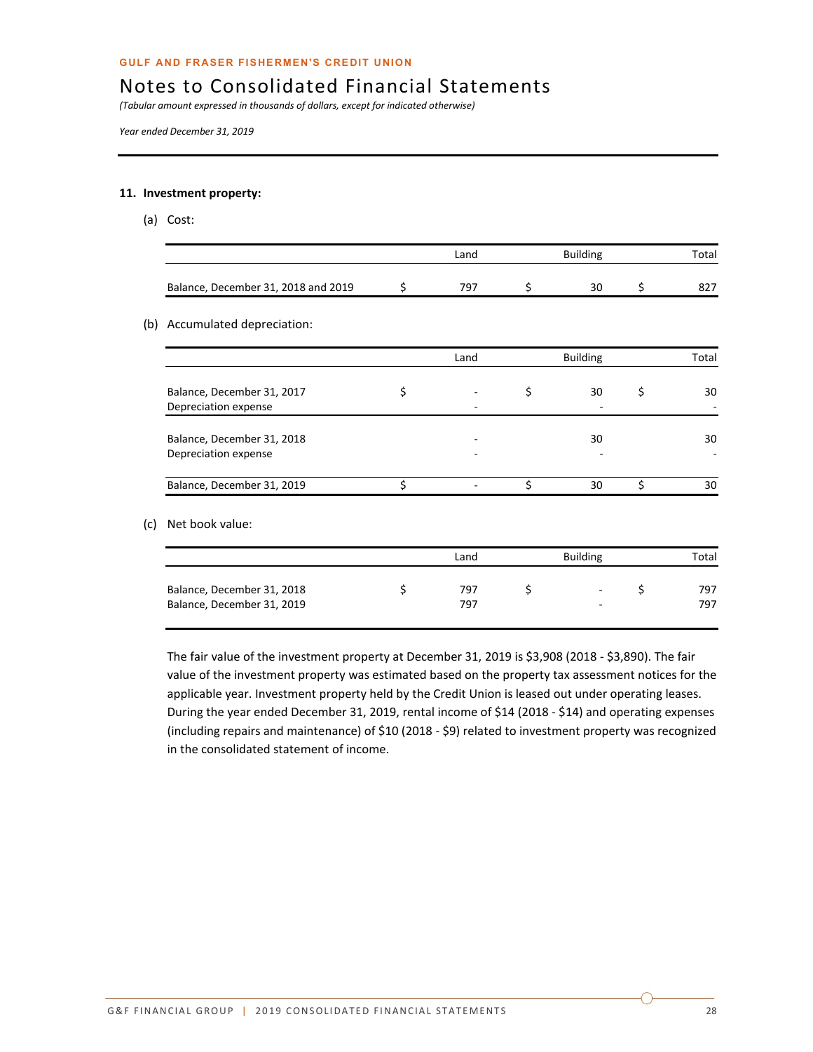**GULF AND FRASER FISHERMEN'S CREDIT UNION**

# Notes to Consolidated Financial Statements

*(Tabular amount expressed in thousands of dollars, except for indicated otherwise)*

*Year ended December 31, 2019*

## 11. Investment property:

(a) Cost:

| | Land | Building | Total |
|---|---|---|---|
| Balance, December 31, 2018 and 2019 | $ 797 | $ 30 | $ 827 |

(b) Accumulated depreciation:

| | Land | Building | Total |
|---|---|---|---|
| Balance, December 31, 2017 | $ - | $ 30 | $ 30 |
| Depreciation expense | - | - | - |
| Balance, December 31, 2018 | - | 30 | 30 |
| Depreciation expense | - | - | - |
| Balance, December 31, 2019 | $ - | $ 30 | $ 30 |

(c) Net book value:

| | Land | Building | Total |
|---|---|---|---|
| Balance, December 31, 2018 | $ 797 | $ - | $ 797 |
| Balance, December 31, 2019 | 797 | - | 797 |

The fair value of the investment property at December 31, 2019 is $3,908 (2018 - $3,890). The fair value of the investment property was estimated based on the property tax assessment notices for the applicable year. Investment property held by the Credit Union is leased out under operating leases. During the year ended December 31, 2019, rental income of $14 (2018 - $14) and operating expenses (including repairs and maintenance) of $10 (2018 - $9) related to investment property was recognized in the consolidated statement of income.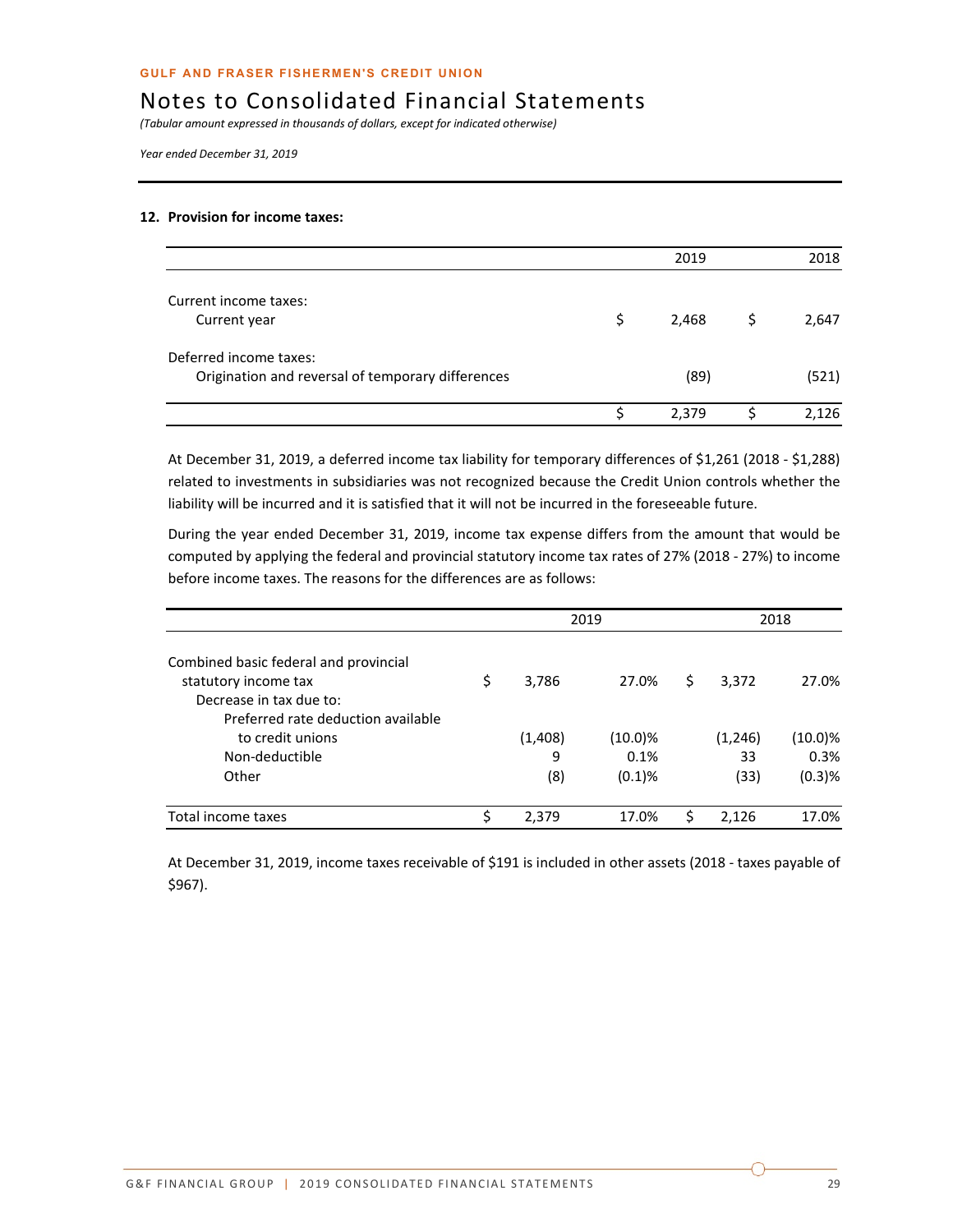**GULF AND FRASER FISHERMEN'S CREDIT UNION**

# Notes to Consolidated Financial Statements

*(Tabular amount expressed in thousands of dollars, except for indicated otherwise)*

*Year ended December 31, 2019*

## 12. Provision for income taxes:

| | 2019 | 2018 |
|---|---|---|
| Current income taxes: | | |
| Current year | $ 2,468 | $ 2,647 |
| Deferred income taxes: | | |
| Origination and reversal of temporary differences | (89) | (521) |
| | $ 2,379 | $ 2,126 |

At December 31, 2019, a deferred income tax liability for temporary differences of $1,261 (2018 - $1,288) related to investments in subsidiaries was not recognized because the Credit Union controls whether the liability will be incurred and it is satisfied that it will not be incurred in the foreseeable future.

During the year ended December 31, 2019, income tax expense differs from the amount that would be computed by applying the federal and provincial statutory income tax rates of 27% (2018 - 27%) to income before income taxes. The reasons for the differences are as follows:

| | 2019 | | 2018 | |
|---|---|---|---|---|
| Combined basic federal and provincial statutory income tax | $ 3,786 | 27.0% | $ 3,372 | 27.0% |
| Decrease in tax due to: | | | | |
| Preferred rate deduction available to credit unions | (1,408) | (10.0)% | (1,246) | (10.0)% |
| Non-deductible | 9 | 0.1% | 33 | 0.3% |
| Other | (8) | (0.1)% | (33) | (0.3)% |
| Total income taxes | $ 2,379 | 17.0% | $ 2,126 | 17.0% |

At December 31, 2019, income taxes receivable of $191 is included in other assets (2018 - taxes payable of $967).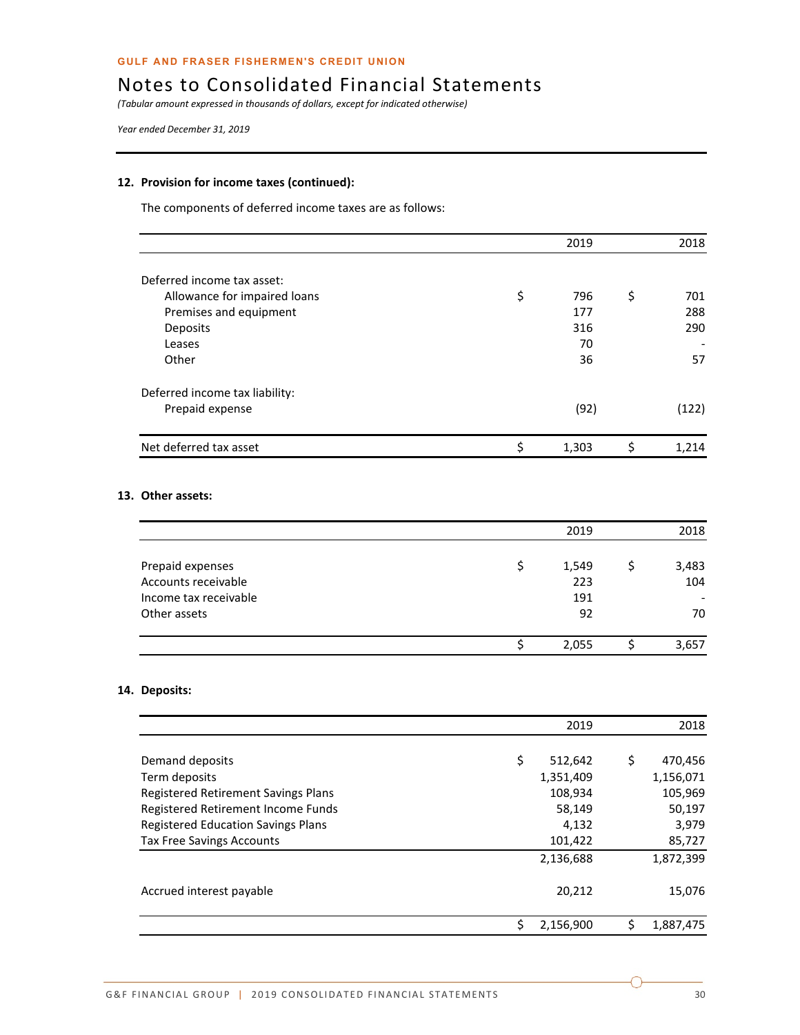GULF AND FRASER FISHERMEN'S CREDIT UNION

# Notes to Consolidated Financial Statements

*(Tabular amount expressed in thousands of dollars, except for indicated otherwise)*

*Year ended December 31, 2019*

### 12. Provision for income taxes (continued):

The components of deferred income taxes are as follows:

| | 2019 | 2018 |
|---|---|---|
| Deferred income tax asset: | | |
| Allowance for impaired loans | $ 796 | $ 701 |
| Premises and equipment | 177 | 288 |
| Deposits | 316 | 290 |
| Leases | 70 | - |
| Other | 36 | 57 |
| Deferred income tax liability: | | |
| Prepaid expense | (92) | (122) |
| Net deferred tax asset | $ 1,303 | $ 1,214 |

### 13. Other assets:

| | 2019 | 2018 |
|---|---|---|
| Prepaid expenses | $ 1,549 | $ 3,483 |
| Accounts receivable | 223 | 104 |
| Income tax receivable | 191 | - |
| Other assets | 92 | 70 |
| | $ 2,055 | $ 3,657 |

### 14. Deposits:

| | 2019 | 2018 |
|---|---|---|
| Demand deposits | $ 512,642 | $ 470,456 |
| Term deposits | 1,351,409 | 1,156,071 |
| Registered Retirement Savings Plans | 108,934 | 105,969 |
| Registered Retirement Income Funds | 58,149 | 50,197 |
| Registered Education Savings Plans | 4,132 | 3,979 |
| Tax Free Savings Accounts | 101,422 | 85,727 |
| | 2,136,688 | 1,872,399 |
| Accrued interest payable | 20,212 | 15,076 |
| | $ 2,156,900 | $ 1,887,475 |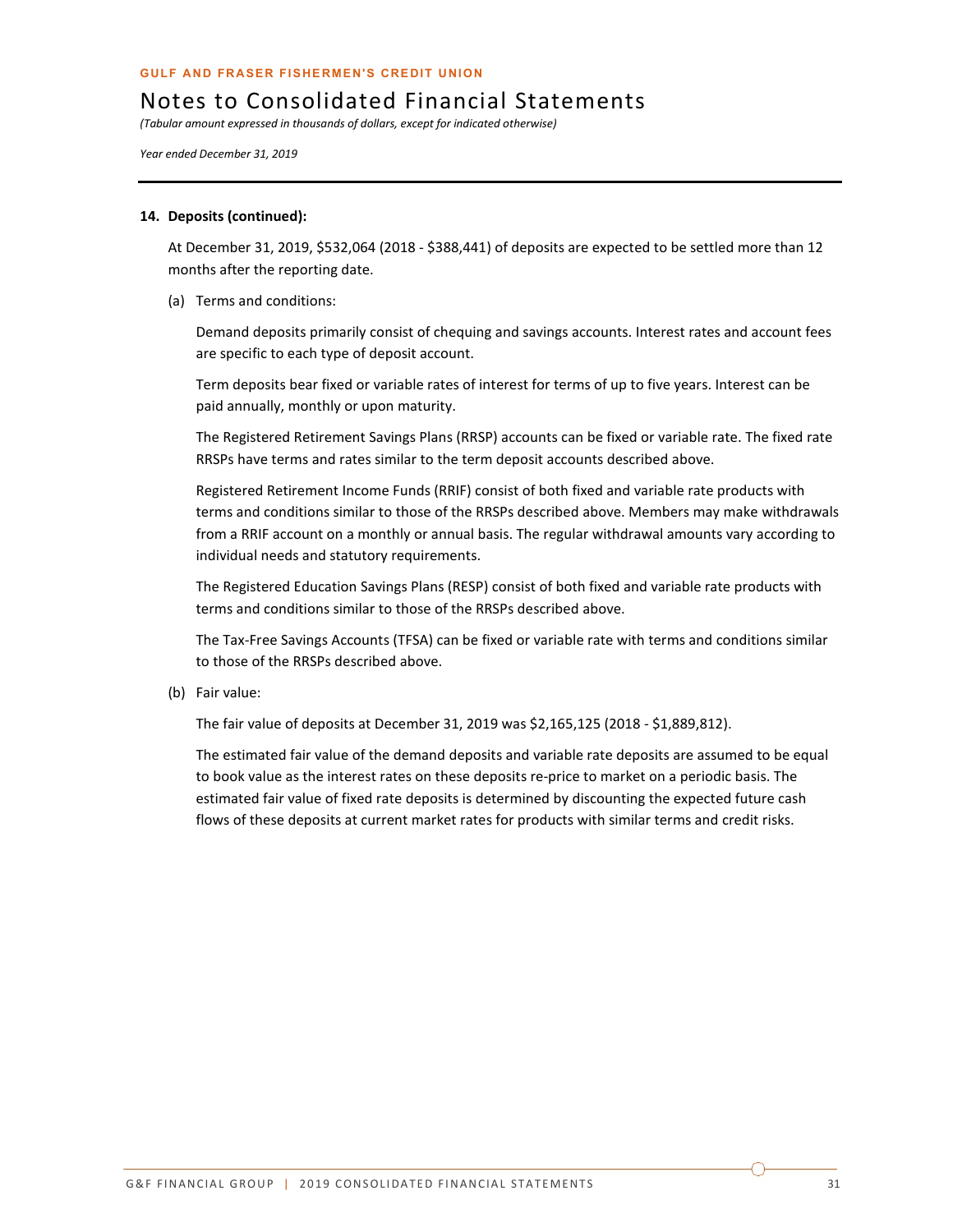**GULF AND FRASER FISHERMEN'S CREDIT UNION**

# Notes to Consolidated Financial Statements

*(Tabular amount expressed in thousands of dollars, except for indicated otherwise)*

*Year ended December 31, 2019*

**14. Deposits (continued):**

At December 31, 2019, $532,064 (2018 - $388,441) of deposits are expected to be settled more than 12 months after the reporting date.

(a) Terms and conditions:

Demand deposits primarily consist of chequing and savings accounts. Interest rates and account fees are specific to each type of deposit account.

Term deposits bear fixed or variable rates of interest for terms of up to five years. Interest can be paid annually, monthly or upon maturity.

The Registered Retirement Savings Plans (RRSP) accounts can be fixed or variable rate. The fixed rate RRSPs have terms and rates similar to the term deposit accounts described above.

Registered Retirement Income Funds (RRIF) consist of both fixed and variable rate products with terms and conditions similar to those of the RRSPs described above. Members may make withdrawals from a RRIF account on a monthly or annual basis. The regular withdrawal amounts vary according to individual needs and statutory requirements.

The Registered Education Savings Plans (RESP) consist of both fixed and variable rate products with terms and conditions similar to those of the RRSPs described above.

The Tax-Free Savings Accounts (TFSA) can be fixed or variable rate with terms and conditions similar to those of the RRSPs described above.

(b) Fair value:

The fair value of deposits at December 31, 2019 was $2,165,125 (2018 - $1,889,812).

The estimated fair value of the demand deposits and variable rate deposits are assumed to be equal to book value as the interest rates on these deposits re-price to market on a periodic basis. The estimated fair value of fixed rate deposits is determined by discounting the expected future cash flows of these deposits at current market rates for products with similar terms and credit risks.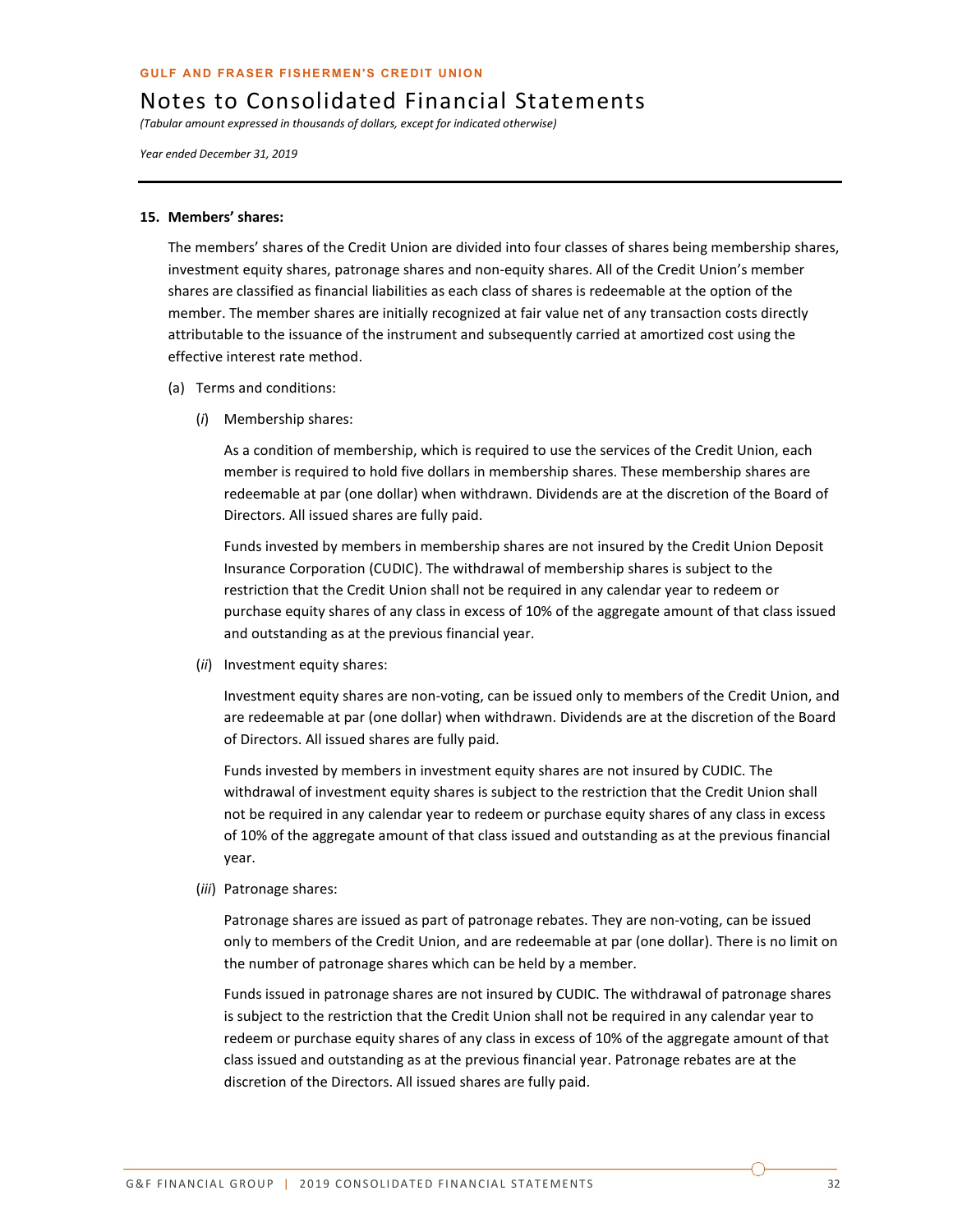## 15. Members' shares:

The members' shares of the Credit Union are divided into four classes of shares being membership shares, investment equity shares, patronage shares and non-equity shares. All of the Credit Union's member shares are classified as financial liabilities as each class of shares is redeemable at the option of the member. The member shares are initially recognized at fair value net of any transaction costs directly attributable to the issuance of the instrument and subsequently carried at amortized cost using the effective interest rate method.

(a) Terms and conditions:

(*i*) Membership shares:

As a condition of membership, which is required to use the services of the Credit Union, each member is required to hold five dollars in membership shares. These membership shares are redeemable at par (one dollar) when withdrawn. Dividends are at the discretion of the Board of Directors. All issued shares are fully paid.

Funds invested by members in membership shares are not insured by the Credit Union Deposit Insurance Corporation (CUDIC). The withdrawal of membership shares is subject to the restriction that the Credit Union shall not be required in any calendar year to redeem or purchase equity shares of any class in excess of 10% of the aggregate amount of that class issued and outstanding as at the previous financial year.

(*ii*) Investment equity shares:

Investment equity shares are non-voting, can be issued only to members of the Credit Union, and are redeemable at par (one dollar) when withdrawn. Dividends are at the discretion of the Board of Directors. All issued shares are fully paid.

Funds invested by members in investment equity shares are not insured by CUDIC. The withdrawal of investment equity shares is subject to the restriction that the Credit Union shall not be required in any calendar year to redeem or purchase equity shares of any class in excess of 10% of the aggregate amount of that class issued and outstanding as at the previous financial year.

(*iii*) Patronage shares:

Patronage shares are issued as part of patronage rebates. They are non-voting, can be issued only to members of the Credit Union, and are redeemable at par (one dollar). There is no limit on the number of patronage shares which can be held by a member.

Funds issued in patronage shares are not insured by CUDIC. The withdrawal of patronage shares is subject to the restriction that the Credit Union shall not be required in any calendar year to redeem or purchase equity shares of any class in excess of 10% of the aggregate amount of that class issued and outstanding as at the previous financial year. Patronage rebates are at the discretion of the Directors. All issued shares are fully paid.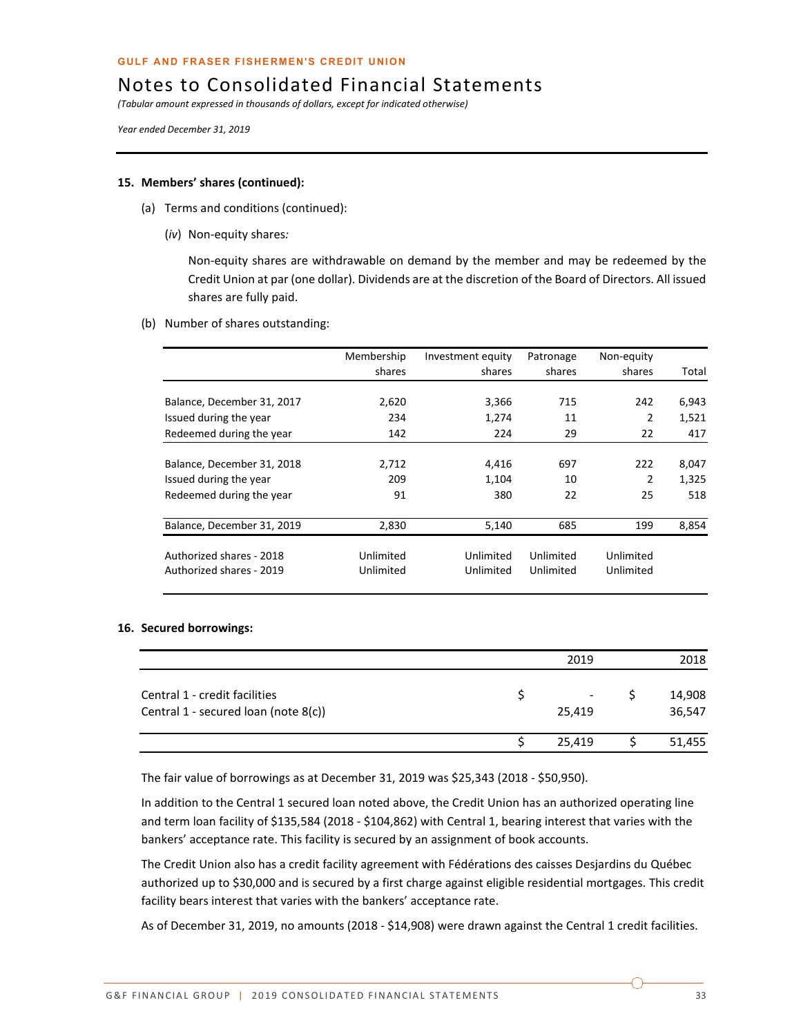**GULF AND FRASER FISHERMEN'S CREDIT UNION**

# Notes to Consolidated Financial Statements

*(Tabular amount expressed in thousands of dollars, except for indicated otherwise)*

*Year ended December 31, 2019*

**15. Members' shares (continued):**

(a) Terms and conditions (continued):

(*iv*) Non-equity shares*:*

Non-equity shares are withdrawable on demand by the member and may be redeemed by the Credit Union at par (one dollar). Dividends are at the discretion of the Board of Directors. All issued shares are fully paid.

(b) Number of shares outstanding:

| | Membership shares | Investment equity shares | Patronage shares | Non-equity shares | Total |
|---|---|---|---|---|---|
| Balance, December 31, 2017 | 2,620 | 3,366 | 715 | 242 | 6,943 |
| Issued during the year | 234 | 1,274 | 11 | 2 | 1,521 |
| Redeemed during the year | 142 | 224 | 29 | 22 | 417 |
| Balance, December 31, 2018 | 2,712 | 4,416 | 697 | 222 | 8,047 |
| Issued during the year | 209 | 1,104 | 10 | 2 | 1,325 |
| Redeemed during the year | 91 | 380 | 22 | 25 | 518 |
| Balance, December 31, 2019 | 2,830 | 5,140 | 685 | 199 | 8,854 |
| Authorized shares - 2018 | Unlimited | Unlimited | Unlimited | Unlimited | |
| Authorized shares - 2019 | Unlimited | Unlimited | Unlimited | Unlimited | |

**16. Secured borrowings:**

| | 2019 | 2018 |
|---|---|---|
| Central 1 - credit facilities | $ - | $ 14,908 |
| Central 1 - secured loan (note 8(c)) | 25,419 | 36,547 |
| | $ 25,419 | $ 51,455 |

The fair value of borrowings as at December 31, 2019 was $25,343 (2018 - $50,950).

In addition to the Central 1 secured loan noted above, the Credit Union has an authorized operating line and term loan facility of $135,584 (2018 - $104,862) with Central 1, bearing interest that varies with the bankers' acceptance rate. This facility is secured by an assignment of book accounts.

The Credit Union also has a credit facility agreement with Fédérations des caisses Desjardins du Québec authorized up to $30,000 and is secured by a first charge against eligible residential mortgages. This credit facility bears interest that varies with the bankers' acceptance rate.

As of December 31, 2019, no amounts (2018 - $14,908) were drawn against the Central 1 credit facilities.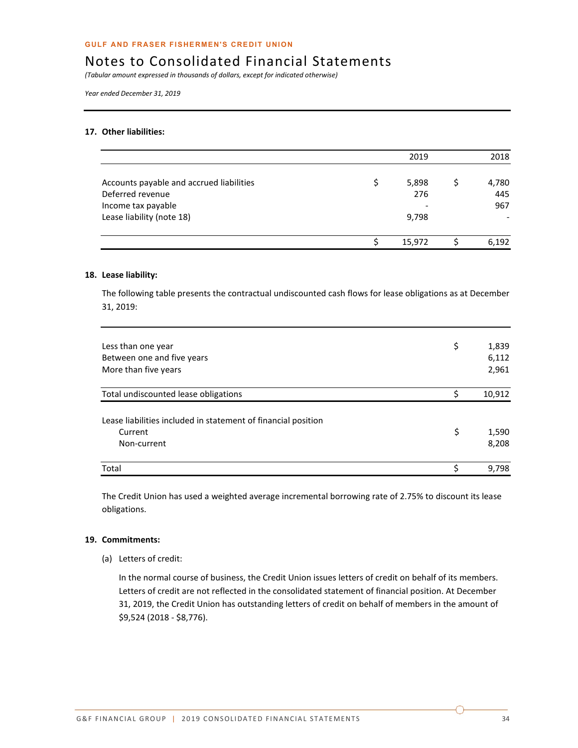# Notes to Consolidated Financial Statements

*(Tabular amount expressed in thousands of dollars, except for indicated otherwise)*

*Year ended December 31, 2019*

**17. Other liabilities:**

| | 2019 | 2018 |
|---|---|---|
| Accounts payable and accrued liabilities | $ 5,898 | $ 4,780 |
| Deferred revenue | 276 | 445 |
| Income tax payable | - | 967 |
| Lease liability (note 18) | 9,798 | - |
| | $ 15,972 | $ 6,192 |

**18. Lease liability:**

The following table presents the contractual undiscounted cash flows for lease obligations as at December 31, 2019:

| | |
|---|---|
| Less than one year | $ 1,839 |
| Between one and five years | 6,112 |
| More than five years | 2,961 |
| Total undiscounted lease obligations | $ 10,912 |
| Lease liabilities included in statement of financial position | |
| Current | $ 1,590 |
| Non-current | 8,208 |
| Total | $ 9,798 |

The Credit Union has used a weighted average incremental borrowing rate of 2.75% to discount its lease obligations.

**19. Commitments:**

(a) Letters of credit:

In the normal course of business, the Credit Union issues letters of credit on behalf of its members. Letters of credit are not reflected in the consolidated statement of financial position. At December 31, 2019, the Credit Union has outstanding letters of credit on behalf of members in the amount of $9,524 (2018 - $8,776).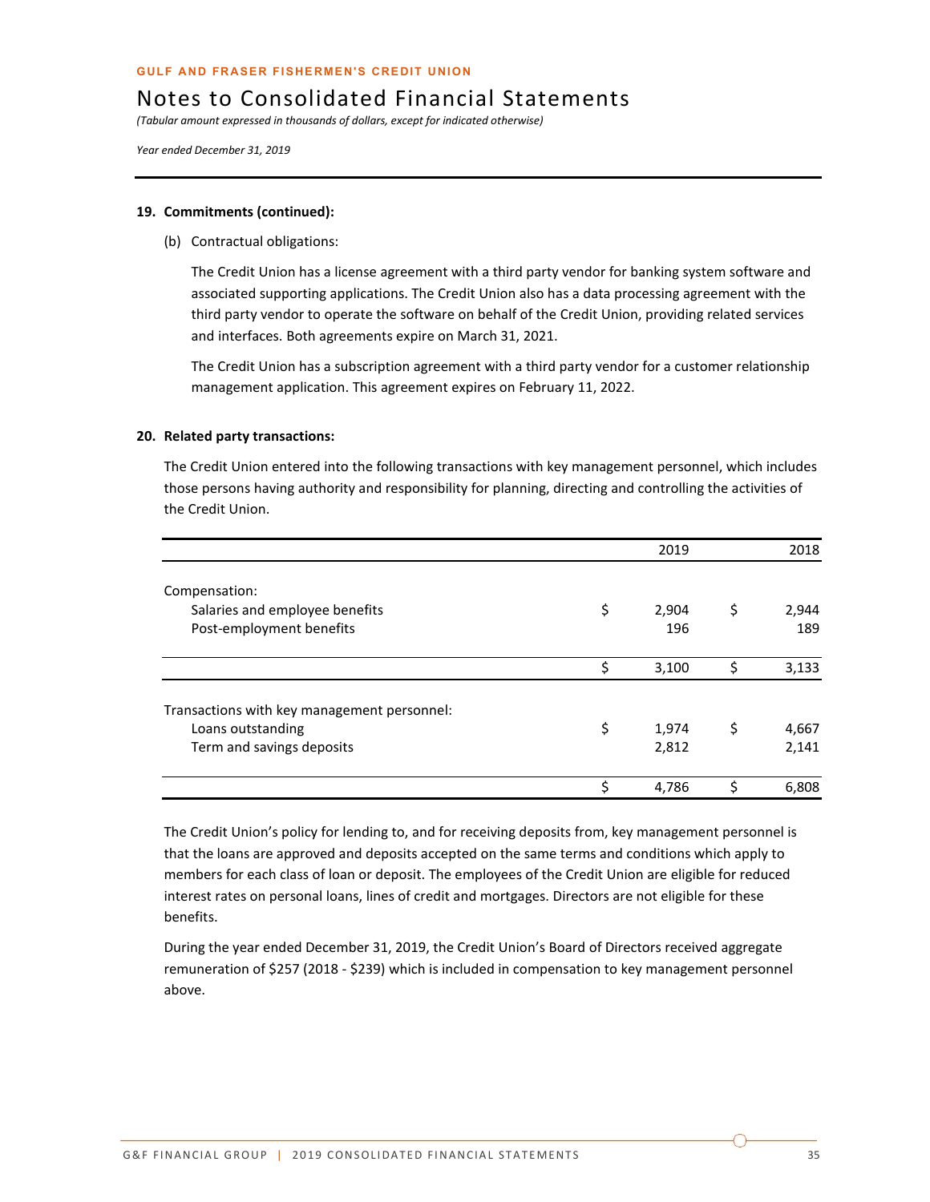**19. Commitments (continued):**

(b) Contractual obligations:

The Credit Union has a license agreement with a third party vendor for banking system software and associated supporting applications. The Credit Union also has a data processing agreement with the third party vendor to operate the software on behalf of the Credit Union, providing related services and interfaces. Both agreements expire on March 31, 2021.

The Credit Union has a subscription agreement with a third party vendor for a customer relationship management application. This agreement expires on February 11, 2022.

**20. Related party transactions:**

The Credit Union entered into the following transactions with key management personnel, which includes those persons having authority and responsibility for planning, directing and controlling the activities of the Credit Union.

| | 2019 | 2018 |
|---|---|---|
| Compensation: | | |
| Salaries and employee benefits | $ 2,904 | $ 2,944 |
| Post-employment benefits | 196 | 189 |
| | $ 3,100 | $ 3,133 |
| Transactions with key management personnel: | | |
| Loans outstanding | $ 1,974 | $ 4,667 |
| Term and savings deposits | 2,812 | 2,141 |
| | $ 4,786 | $ 6,808 |

The Credit Union's policy for lending to, and for receiving deposits from, key management personnel is that the loans are approved and deposits accepted on the same terms and conditions which apply to members for each class of loan or deposit. The employees of the Credit Union are eligible for reduced interest rates on personal loans, lines of credit and mortgages. Directors are not eligible for these benefits.

During the year ended December 31, 2019, the Credit Union's Board of Directors received aggregate remuneration of $257 (2018 - $239) which is included in compensation to key management personnel above.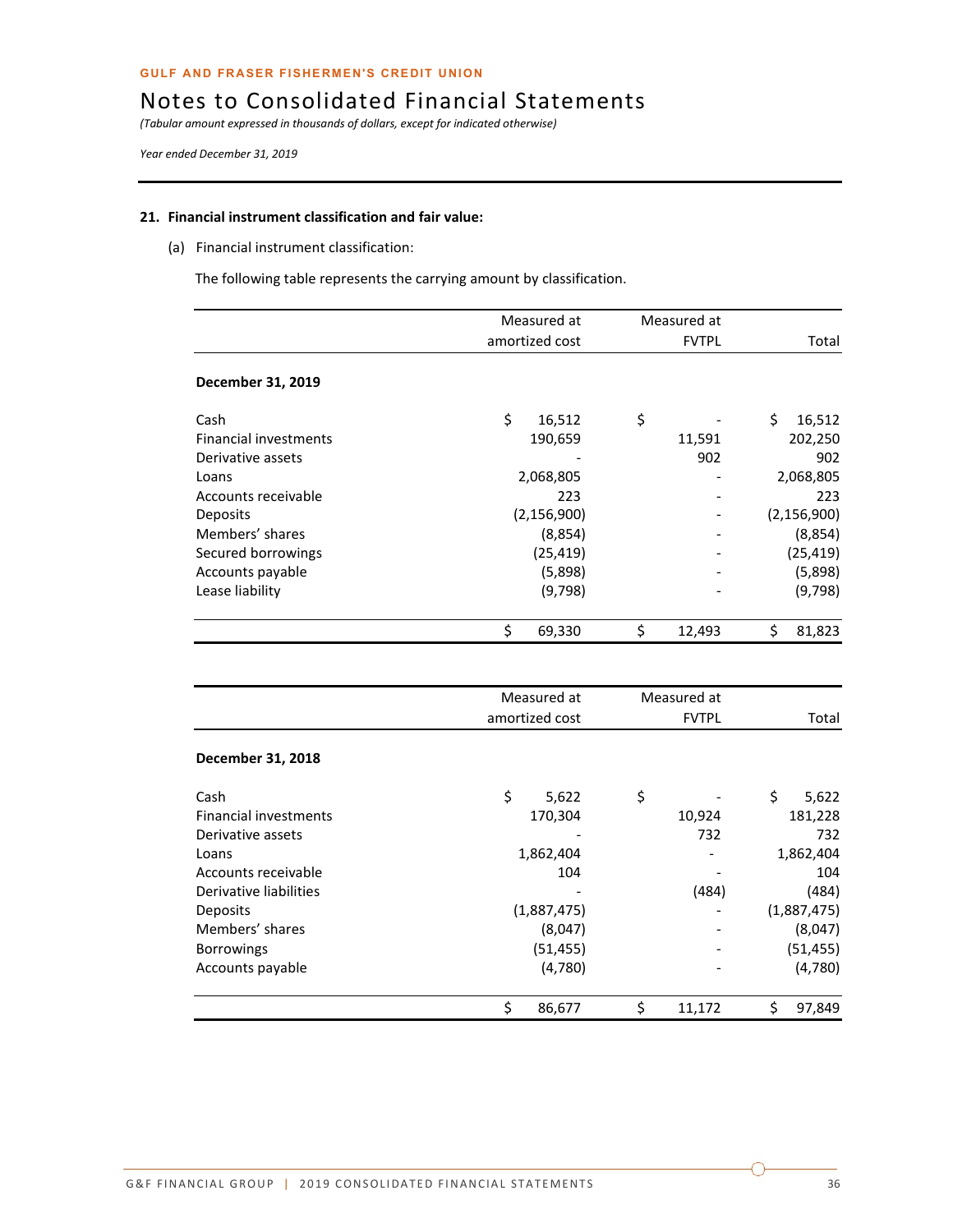GULF AND FRASER FISHERMEN'S CREDIT UNION

# Notes to Consolidated Financial Statements

*(Tabular amount expressed in thousands of dollars, except for indicated otherwise)*

*Year ended December 31, 2019*

**21. Financial instrument classification and fair value:**

(a) Financial instrument classification:

The following table represents the carrying amount by classification.

| | Measured at amortized cost | Measured at FVTPL | Total |
|---|---|---|---|
| **December 31, 2019** | | | |
| Cash | $ 16,512 | $ - | $ 16,512 |
| Financial investments | 190,659 | 11,591 | 202,250 |
| Derivative assets | - | 902 | 902 |
| Loans | 2,068,805 | - | 2,068,805 |
| Accounts receivable | 223 | - | 223 |
| Deposits | (2,156,900) | - | (2,156,900) |
| Members' shares | (8,854) | - | (8,854) |
| Secured borrowings | (25,419) | - | (25,419) |
| Accounts payable | (5,898) | - | (5,898) |
| Lease liability | (9,798) | - | (9,798) |
| | $ 69,330 | $ 12,493 | $ 81,823 |

| | Measured at amortized cost | Measured at FVTPL | Total |
|---|---|---|---|
| **December 31, 2018** | | | |
| Cash | $ 5,622 | $ - | $ 5,622 |
| Financial investments | 170,304 | 10,924 | 181,228 |
| Derivative assets | - | 732 | 732 |
| Loans | 1,862,404 | - | 1,862,404 |
| Accounts receivable | 104 | - | 104 |
| Derivative liabilities | - | (484) | (484) |
| Deposits | (1,887,475) | - | (1,887,475) |
| Members' shares | (8,047) | - | (8,047) |
| Borrowings | (51,455) | - | (51,455) |
| Accounts payable | (4,780) | - | (4,780) |
| | $ 86,677 | $ 11,172 | $ 97,849 |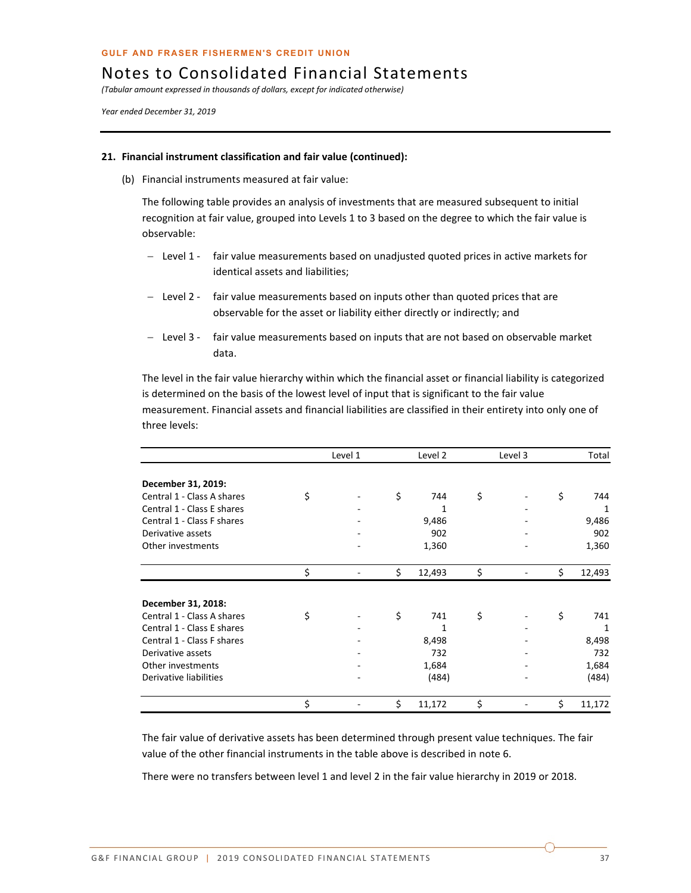GULF AND FRASER FISHERMEN'S CREDIT UNION

# Notes to Consolidated Financial Statements

*(Tabular amount expressed in thousands of dollars, except for indicated otherwise)*

*Year ended December 31, 2019*

**21. Financial instrument classification and fair value (continued):**

(b) Financial instruments measured at fair value:

The following table provides an analysis of investments that are measured subsequent to initial recognition at fair value, grouped into Levels 1 to 3 based on the degree to which the fair value is observable:

- Level 1 - fair value measurements based on unadjusted quoted prices in active markets for identical assets and liabilities;
- Level 2 - fair value measurements based on inputs other than quoted prices that are observable for the asset or liability either directly or indirectly; and
- Level 3 - fair value measurements based on inputs that are not based on observable market data.

The level in the fair value hierarchy within which the financial asset or financial liability is categorized is determined on the basis of the lowest level of input that is significant to the fair value measurement. Financial assets and financial liabilities are classified in their entirety into only one of three levels:

| | Level 1 | Level 2 | Level 3 | Total |
|---|---|---|---|---|
| **December 31, 2019:** | | | | |
| Central 1 - Class A shares | $ - | $ 744 | $ - | $ 744 |
| Central 1 - Class E shares | - | 1 | - | 1 |
| Central 1 - Class F shares | - | 9,486 | - | 9,486 |
| Derivative assets | - | 902 | - | 902 |
| Other investments | - | 1,360 | - | 1,360 |
| | $ - | $ 12,493 | $ - | $ 12,493 |
| **December 31, 2018:** | | | | |
| Central 1 - Class A shares | $ - | $ 741 | $ - | $ 741 |
| Central 1 - Class E shares | - | 1 | - | 1 |
| Central 1 - Class F shares | - | 8,498 | - | 8,498 |
| Derivative assets | - | 732 | - | 732 |
| Other investments | - | 1,684 | - | 1,684 |
| Derivative liabilities | - | (484) | - | (484) |
| | $ - | $ 11,172 | $ - | $ 11,172 |

The fair value of derivative assets has been determined through present value techniques. The fair value of the other financial instruments in the table above is described in note 6.

There were no transfers between level 1 and level 2 in the fair value hierarchy in 2019 or 2018.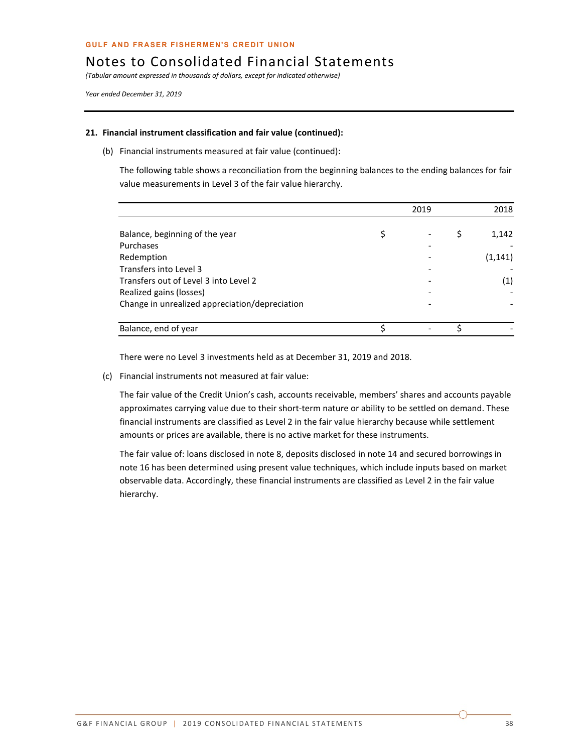## 21. Financial instrument classification and fair value (continued):

(b) Financial instruments measured at fair value (continued):

The following table shows a reconciliation from the beginning balances to the ending balances for fair value measurements in Level 3 of the fair value hierarchy.

| | 2019 | 2018 |
|---|---|---|
| Balance, beginning of the year | $ - | $ 1,142 |
| Purchases | - | - |
| Redemption | - | (1,141) |
| Transfers into Level 3 | - | - |
| Transfers out of Level 3 into Level 2 | - | (1) |
| Realized gains (losses) | - | - |
| Change in unrealized appreciation/depreciation | - | - |
| Balance, end of year | $ - | $ - |

There were no Level 3 investments held as at December 31, 2019 and 2018.

(c) Financial instruments not measured at fair value:

The fair value of the Credit Union's cash, accounts receivable, members' shares and accounts payable approximates carrying value due to their short-term nature or ability to be settled on demand. These financial instruments are classified as Level 2 in the fair value hierarchy because while settlement amounts or prices are available, there is no active market for these instruments.

The fair value of: loans disclosed in note 8, deposits disclosed in note 14 and secured borrowings in note 16 has been determined using present value techniques, which include inputs based on market observable data. Accordingly, these financial instruments are classified as Level 2 in the fair value hierarchy.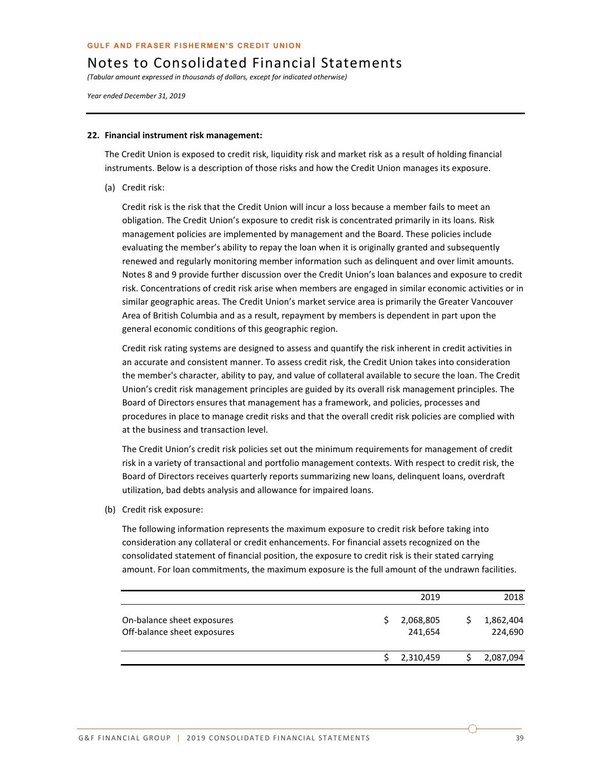### 22. Financial instrument risk management:

The Credit Union is exposed to credit risk, liquidity risk and market risk as a result of holding financial instruments. Below is a description of those risks and how the Credit Union manages its exposure.

(a) Credit risk:

Credit risk is the risk that the Credit Union will incur a loss because a member fails to meet an obligation. The Credit Union's exposure to credit risk is concentrated primarily in its loans. Risk management policies are implemented by management and the Board. These policies include evaluating the member's ability to repay the loan when it is originally granted and subsequently renewed and regularly monitoring member information such as delinquent and over limit amounts. Notes 8 and 9 provide further discussion over the Credit Union's loan balances and exposure to credit risk. Concentrations of credit risk arise when members are engaged in similar economic activities or in similar geographic areas. The Credit Union's market service area is primarily the Greater Vancouver Area of British Columbia and as a result, repayment by members is dependent in part upon the general economic conditions of this geographic region.

Credit risk rating systems are designed to assess and quantify the risk inherent in credit activities in an accurate and consistent manner. To assess credit risk, the Credit Union takes into consideration the member's character, ability to pay, and value of collateral available to secure the loan. The Credit Union's credit risk management principles are guided by its overall risk management principles. The Board of Directors ensures that management has a framework, and policies, processes and procedures in place to manage credit risks and that the overall credit risk policies are complied with at the business and transaction level.

The Credit Union's credit risk policies set out the minimum requirements for management of credit risk in a variety of transactional and portfolio management contexts. With respect to credit risk, the Board of Directors receives quarterly reports summarizing new loans, delinquent loans, overdraft utilization, bad debts analysis and allowance for impaired loans.

(b) Credit risk exposure:

The following information represents the maximum exposure to credit risk before taking into consideration any collateral or credit enhancements. For financial assets recognized on the consolidated statement of financial position, the exposure to credit risk is their stated carrying amount. For loan commitments, the maximum exposure is the full amount of the undrawn facilities.

| | 2019 | 2018 |
|---|---|---|
| On-balance sheet exposures | $ 2,068,805 | $ 1,862,404 |
| Off-balance sheet exposures | 241,654 | 224,690 |
| | $ 2,310,459 | $ 2,087,094 |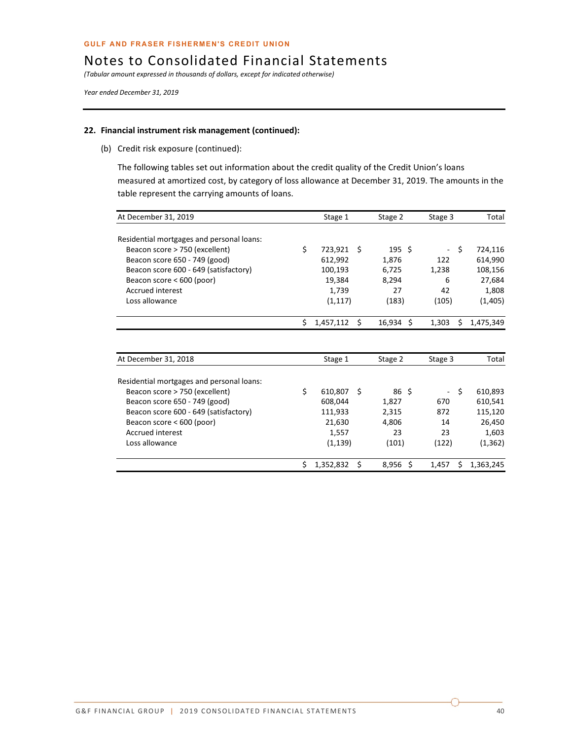**GULF AND FRASER FISHERMEN'S CREDIT UNION**

# Notes to Consolidated Financial Statements

*(Tabular amount expressed in thousands of dollars, except for indicated otherwise)*

*Year ended December 31, 2019*

## 22. Financial instrument risk management (continued):

(b) Credit risk exposure (continued):

The following tables set out information about the credit quality of the Credit Union's loans measured at amortized cost, by category of loss allowance at December 31, 2019. The amounts in the table represent the carrying amounts of loans.

| At December 31, 2019 | Stage 1 | Stage 2 | Stage 3 | Total |
|---|---|---|---|---|
| Residential mortgages and personal loans: | | | | |
| Beacon score > 750 (excellent) | $ 723,921 | $ 195 | $ - | $ 724,116 |
| Beacon score 650 - 749 (good) | 612,992 | 1,876 | 122 | 614,990 |
| Beacon score 600 - 649 (satisfactory) | 100,193 | 6,725 | 1,238 | 108,156 |
| Beacon score < 600 (poor) | 19,384 | 8,294 | 6 | 27,684 |
| Accrued interest | 1,739 | 27 | 42 | 1,808 |
| Loss allowance | (1,117) | (183) | (105) | (1,405) |
| | $ 1,457,112 | $ 16,934 | $ 1,303 | $ 1,475,349 |

| At December 31, 2018 | Stage 1 | Stage 2 | Stage 3 | Total |
|---|---|---|---|---|
| Residential mortgages and personal loans: | | | | |
| Beacon score > 750 (excellent) | $ 610,807 | $ 86 | $ - | $ 610,893 |
| Beacon score 650 - 749 (good) | 608,044 | 1,827 | 670 | 610,541 |
| Beacon score 600 - 649 (satisfactory) | 111,933 | 2,315 | 872 | 115,120 |
| Beacon score < 600 (poor) | 21,630 | 4,806 | 14 | 26,450 |
| Accrued interest | 1,557 | 23 | 23 | 1,603 |
| Loss allowance | (1,139) | (101) | (122) | (1,362) |
| | $ 1,352,832 | $ 8,956 | $ 1,457 | $ 1,363,245 |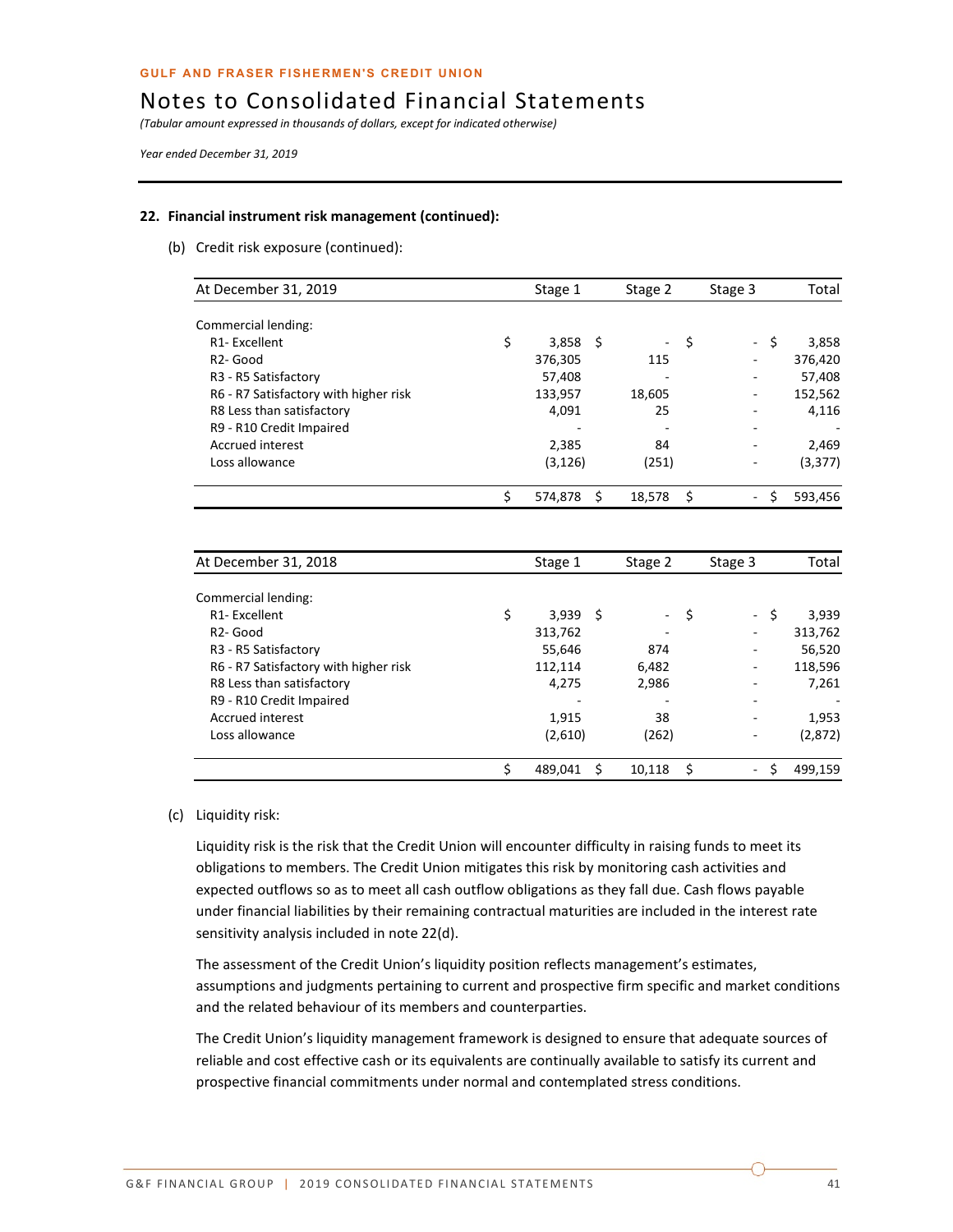GULF AND FRASER FISHERMEN'S CREDIT UNION

# Notes to Consolidated Financial Statements

*(Tabular amount expressed in thousands of dollars, except for indicated otherwise)*

*Year ended December 31, 2019*

**22. Financial instrument risk management (continued):**

(b) Credit risk exposure (continued):

| At December 31, 2019 | Stage 1 | Stage 2 | Stage 3 | Total |
|---|---|---|---|---|
| Commercial lending: | | | | |
| R1- Excellent | $ 3,858 | $ - | $ - | $ 3,858 |
| R2- Good | 376,305 | 115 | - | 376,420 |
| R3 - R5 Satisfactory | 57,408 | - | - | 57,408 |
| R6 - R7 Satisfactory with higher risk | 133,957 | 18,605 | - | 152,562 |
| R8 Less than satisfactory | 4,091 | 25 | - | 4,116 |
| R9 - R10 Credit Impaired | - | - | - | - |
| Accrued interest | 2,385 | 84 | - | 2,469 |
| Loss allowance | (3,126) | (251) | - | (3,377) |
| | $ 574,878 | $ 18,578 | $ - | $ 593,456 |

| At December 31, 2018 | Stage 1 | Stage 2 | Stage 3 | Total |
|---|---|---|---|---|
| Commercial lending: | | | | |
| R1- Excellent | $ 3,939 | $ - | $ - | $ 3,939 |
| R2- Good | 313,762 | - | - | 313,762 |
| R3 - R5 Satisfactory | 55,646 | 874 | - | 56,520 |
| R6 - R7 Satisfactory with higher risk | 112,114 | 6,482 | - | 118,596 |
| R8 Less than satisfactory | 4,275 | 2,986 | - | 7,261 |
| R9 - R10 Credit Impaired | - | - | - | - |
| Accrued interest | 1,915 | 38 | - | 1,953 |
| Loss allowance | (2,610) | (262) | - | (2,872) |
| | $ 489,041 | $ 10,118 | $ - | $ 499,159 |

(c) Liquidity risk:

Liquidity risk is the risk that the Credit Union will encounter difficulty in raising funds to meet its obligations to members. The Credit Union mitigates this risk by monitoring cash activities and expected outflows so as to meet all cash outflow obligations as they fall due. Cash flows payable under financial liabilities by their remaining contractual maturities are included in the interest rate sensitivity analysis included in note 22(d).

The assessment of the Credit Union's liquidity position reflects management's estimates, assumptions and judgments pertaining to current and prospective firm specific and market conditions and the related behaviour of its members and counterparties.

The Credit Union's liquidity management framework is designed to ensure that adequate sources of reliable and cost effective cash or its equivalents are continually available to satisfy its current and prospective financial commitments under normal and contemplated stress conditions.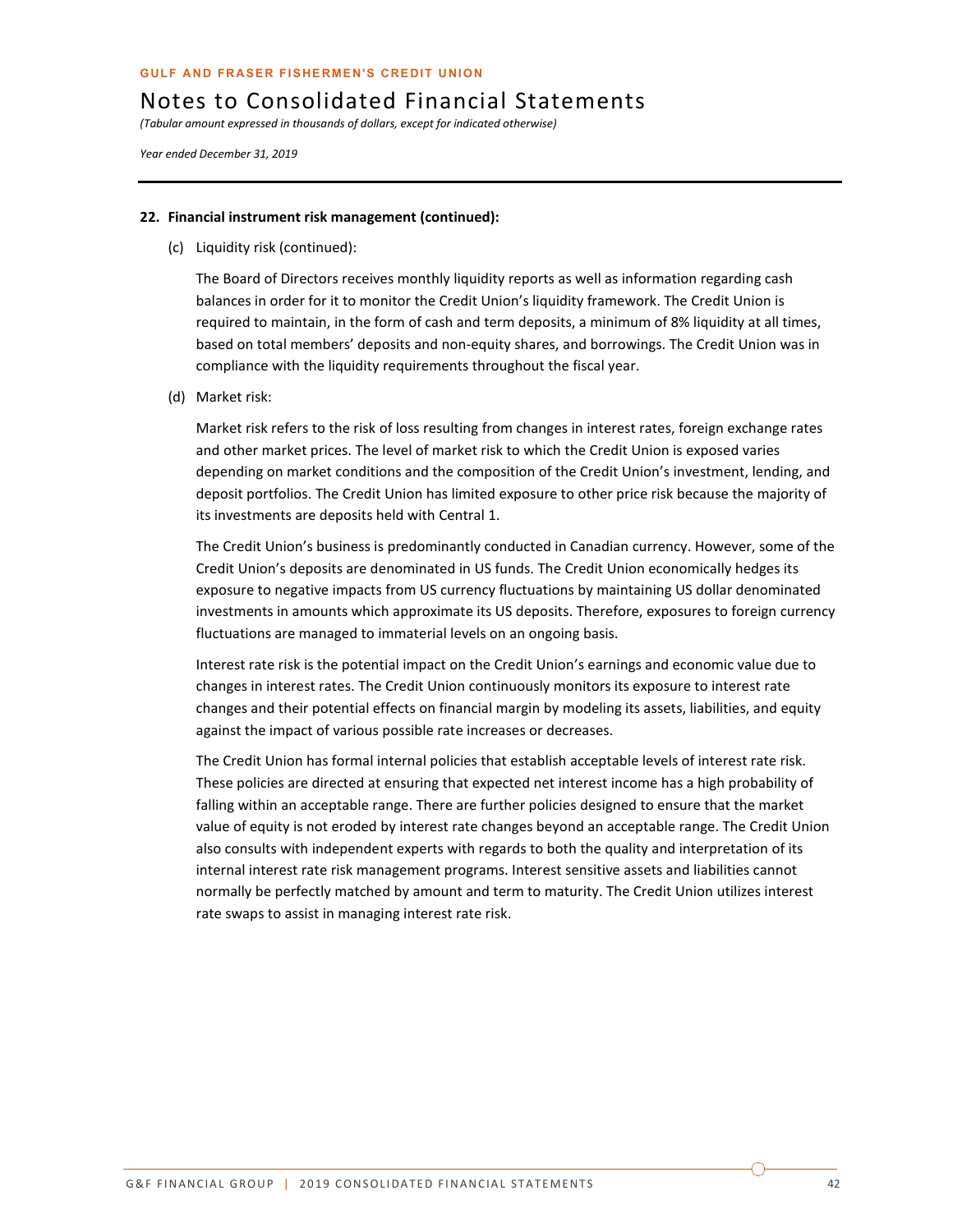## 22. Financial instrument risk management (continued):

(c) Liquidity risk (continued):

The Board of Directors receives monthly liquidity reports as well as information regarding cash balances in order for it to monitor the Credit Union's liquidity framework. The Credit Union is required to maintain, in the form of cash and term deposits, a minimum of 8% liquidity at all times, based on total members' deposits and non-equity shares, and borrowings. The Credit Union was in compliance with the liquidity requirements throughout the fiscal year.

(d) Market risk:

Market risk refers to the risk of loss resulting from changes in interest rates, foreign exchange rates and other market prices. The level of market risk to which the Credit Union is exposed varies depending on market conditions and the composition of the Credit Union's investment, lending, and deposit portfolios. The Credit Union has limited exposure to other price risk because the majority of its investments are deposits held with Central 1.

The Credit Union's business is predominantly conducted in Canadian currency. However, some of the Credit Union's deposits are denominated in US funds. The Credit Union economically hedges its exposure to negative impacts from US currency fluctuations by maintaining US dollar denominated investments in amounts which approximate its US deposits. Therefore, exposures to foreign currency fluctuations are managed to immaterial levels on an ongoing basis.

Interest rate risk is the potential impact on the Credit Union's earnings and economic value due to changes in interest rates. The Credit Union continuously monitors its exposure to interest rate changes and their potential effects on financial margin by modeling its assets, liabilities, and equity against the impact of various possible rate increases or decreases.

The Credit Union has formal internal policies that establish acceptable levels of interest rate risk. These policies are directed at ensuring that expected net interest income has a high probability of falling within an acceptable range. There are further policies designed to ensure that the market value of equity is not eroded by interest rate changes beyond an acceptable range. The Credit Union also consults with independent experts with regards to both the quality and interpretation of its internal interest rate risk management programs. Interest sensitive assets and liabilities cannot normally be perfectly matched by amount and term to maturity. The Credit Union utilizes interest rate swaps to assist in managing interest rate risk.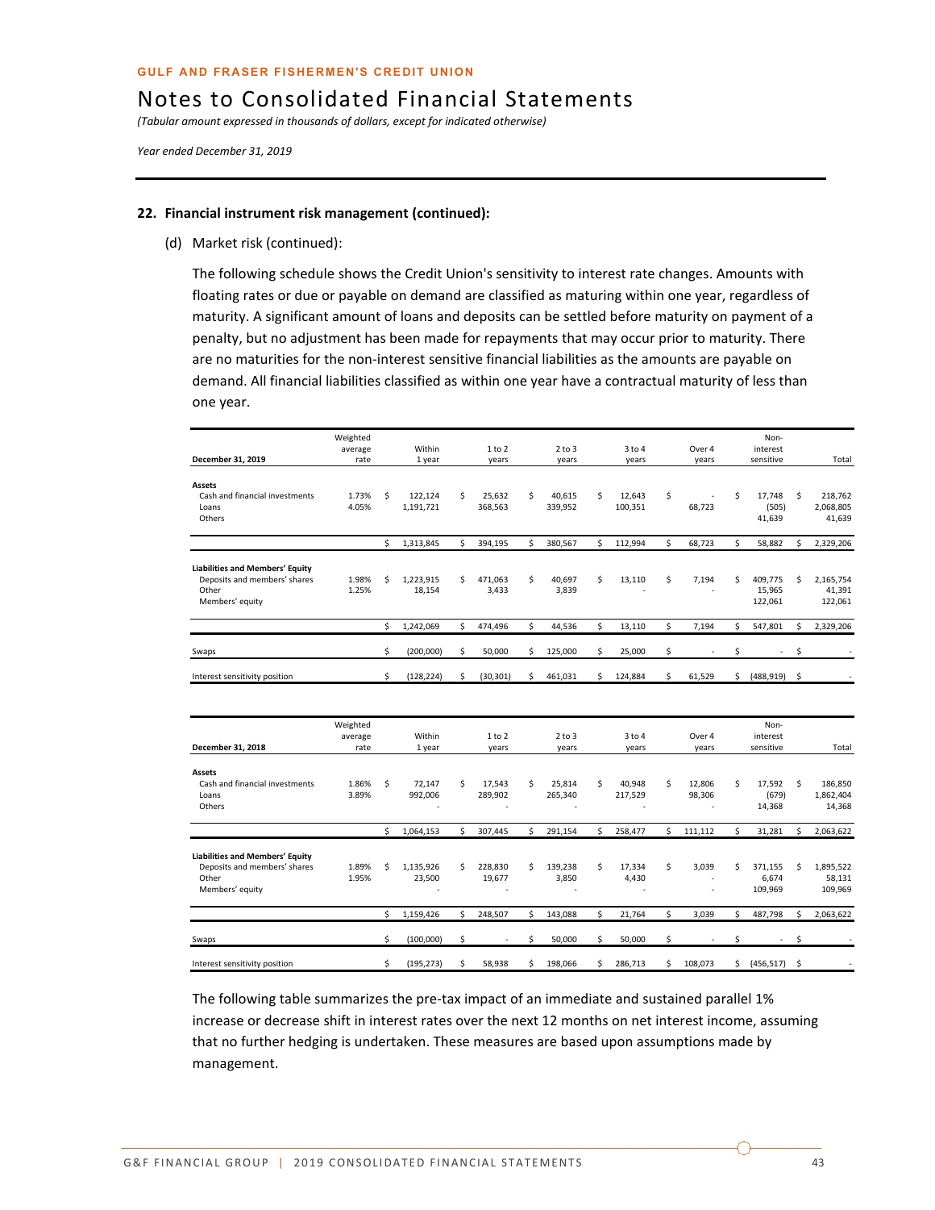## 22. Financial instrument risk management (continued):

(d) Market risk (continued):

The following schedule shows the Credit Union's sensitivity to interest rate changes. Amounts with floating rates or due or payable on demand are classified as maturing within one year, regardless of maturity. A significant amount of loans and deposits can be settled before maturity on payment of a penalty, but no adjustment has been made for repayments that may occur prior to maturity. There are no maturities for the non-interest sensitive financial liabilities as the amounts are payable on demand. All financial liabilities classified as within one year have a contractual maturity of less than one year.

| December 31, 2019 | Weighted average rate | Within 1 year | 1 to 2 years | 2 to 3 years | 3 to 4 years | Over 4 years | Non-interest sensitive | Total |
|---|---|---|---|---|---|---|---|---|
| **Assets** | | | | | | | | |
| Cash and financial investments | 1.73% | $ 122,124 | $ 25,632 | $ 40,615 | $ 12,643 | $ - | $ 17,748 | $ 218,762 |
| Loans | 4.05% | 1,191,721 | 368,563 | 339,952 | 100,351 | 68,723 | (505) | 2,068,805 |
| Others | | | | | | | 41,639 | 41,639 |
| | | $ 1,313,845 | $ 394,195 | $ 380,567 | $ 112,994 | $ 68,723 | $ 58,882 | $ 2,329,206 |
| **Liabilities and Members' Equity** | | | | | | | | |
| Deposits and members' shares | 1.98% | $ 1,223,915 | $ 471,063 | $ 40,697 | $ 13,110 | $ 7,194 | $ 409,775 | $ 2,165,754 |
| Other | 1.25% | 18,154 | 3,433 | 3,839 | - | - | 15,965 | 41,391 |
| Members' equity | | | | | | | 122,061 | 122,061 |
| | | $ 1,242,069 | $ 474,496 | $ 44,536 | $ 13,110 | $ 7,194 | $ 547,801 | $ 2,329,206 |
| Swaps | | $ (200,000) | $ 50,000 | $ 125,000 | $ 25,000 | $ - | $ - | $ - |
| Interest sensitivity position | | $ (128,224) | $ (30,301) | $ 461,031 | $ 124,884 | $ 61,529 | $ (488,919) | $ - |

| December 31, 2018 | Weighted average rate | Within 1 year | 1 to 2 years | 2 to 3 years | 3 to 4 years | Over 4 years | Non-interest sensitive | Total |
|---|---|---|---|---|---|---|---|---|
| **Assets** | | | | | | | | |
| Cash and financial investments | 1.86% | $ 72,147 | $ 17,543 | $ 25,814 | $ 40,948 | $ 12,806 | $ 17,592 | $ 186,850 |
| Loans | 3.89% | 992,006 | 289,902 | 265,340 | 217,529 | 98,306 | (679) | 1,862,404 |
| Others | | - | - | - | - | - | 14,368 | 14,368 |
| | | $ 1,064,153 | $ 307,445 | $ 291,154 | $ 258,477 | $ 111,112 | $ 31,281 | $ 2,063,622 |
| **Liabilities and Members' Equity** | | | | | | | | |
| Deposits and members' shares | 1.89% | $ 1,135,926 | $ 228,830 | $ 139,238 | $ 17,334 | $ 3,039 | $ 371,155 | $ 1,895,522 |
| Other | 1.95% | 23,500 | 19,677 | 3,850 | 4,430 | - | 6,674 | 58,131 |
| Members' equity | | - | - | - | - | - | 109,969 | 109,969 |
| | | $ 1,159,426 | $ 248,507 | $ 143,088 | $ 21,764 | $ 3,039 | $ 487,798 | $ 2,063,622 |
| Swaps | | $ (100,000) | $ - | $ 50,000 | $ 50,000 | $ - | $ - | $ - |
| Interest sensitivity position | | $ (195,273) | $ 58,938 | $ 198,066 | $ 286,713 | $ 108,073 | $ (456,517) | $ - |

The following table summarizes the pre-tax impact of an immediate and sustained parallel 1% increase or decrease shift in interest rates over the next 12 months on net interest income, assuming that no further hedging is undertaken. These measures are based upon assumptions made by management.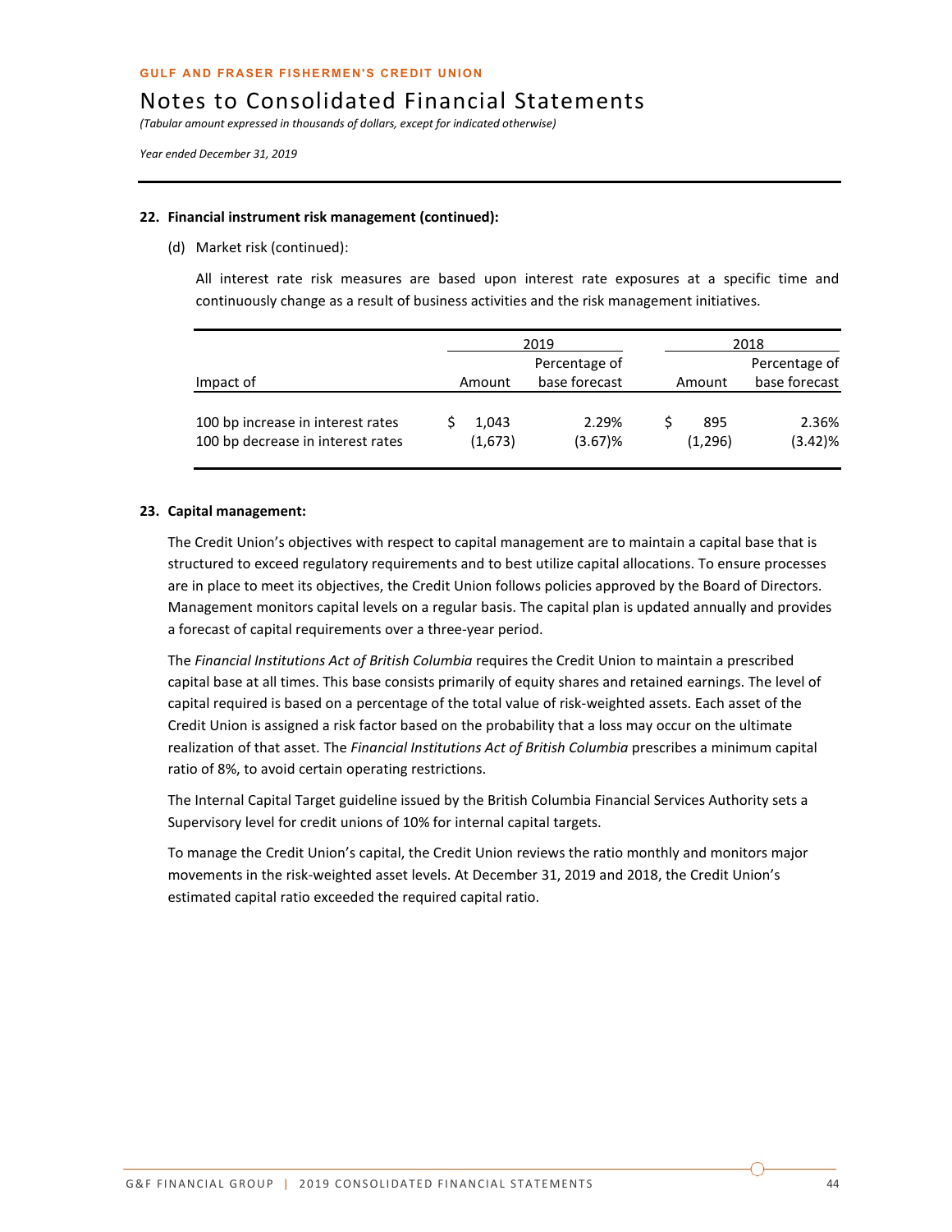**GULF AND FRASER FISHERMEN'S CREDIT UNION**

# Notes to Consolidated Financial Statements

*(Tabular amount expressed in thousands of dollars, except for indicated otherwise)*

*Year ended December 31, 2019*

**22. Financial instrument risk management (continued):**

(d) Market risk (continued):

All interest rate risk measures are based upon interest rate exposures at a specific time and continuously change as a result of business activities and the risk management initiatives.

| | 2019 | | 2018 | |
|---|---|---|---|---|
| Impact of | Amount | Percentage of base forecast | Amount | Percentage of base forecast |
| 100 bp increase in interest rates | $ 1,043 | 2.29% | $ 895 | 2.36% |
| 100 bp decrease in interest rates | (1,673) | (3.67)% | (1,296) | (3.42)% |

**23. Capital management:**

The Credit Union's objectives with respect to capital management are to maintain a capital base that is structured to exceed regulatory requirements and to best utilize capital allocations. To ensure processes are in place to meet its objectives, the Credit Union follows policies approved by the Board of Directors. Management monitors capital levels on a regular basis. The capital plan is updated annually and provides a forecast of capital requirements over a three-year period.

The *Financial Institutions Act of British Columbia* requires the Credit Union to maintain a prescribed capital base at all times. This base consists primarily of equity shares and retained earnings. The level of capital required is based on a percentage of the total value of risk-weighted assets. Each asset of the Credit Union is assigned a risk factor based on the probability that a loss may occur on the ultimate realization of that asset. The *Financial Institutions Act of British Columbia* prescribes a minimum capital ratio of 8%, to avoid certain operating restrictions.

The Internal Capital Target guideline issued by the British Columbia Financial Services Authority sets a Supervisory level for credit unions of 10% for internal capital targets.

To manage the Credit Union's capital, the Credit Union reviews the ratio monthly and monitors major movements in the risk-weighted asset levels. At December 31, 2019 and 2018, the Credit Union's estimated capital ratio exceeded the required capital ratio.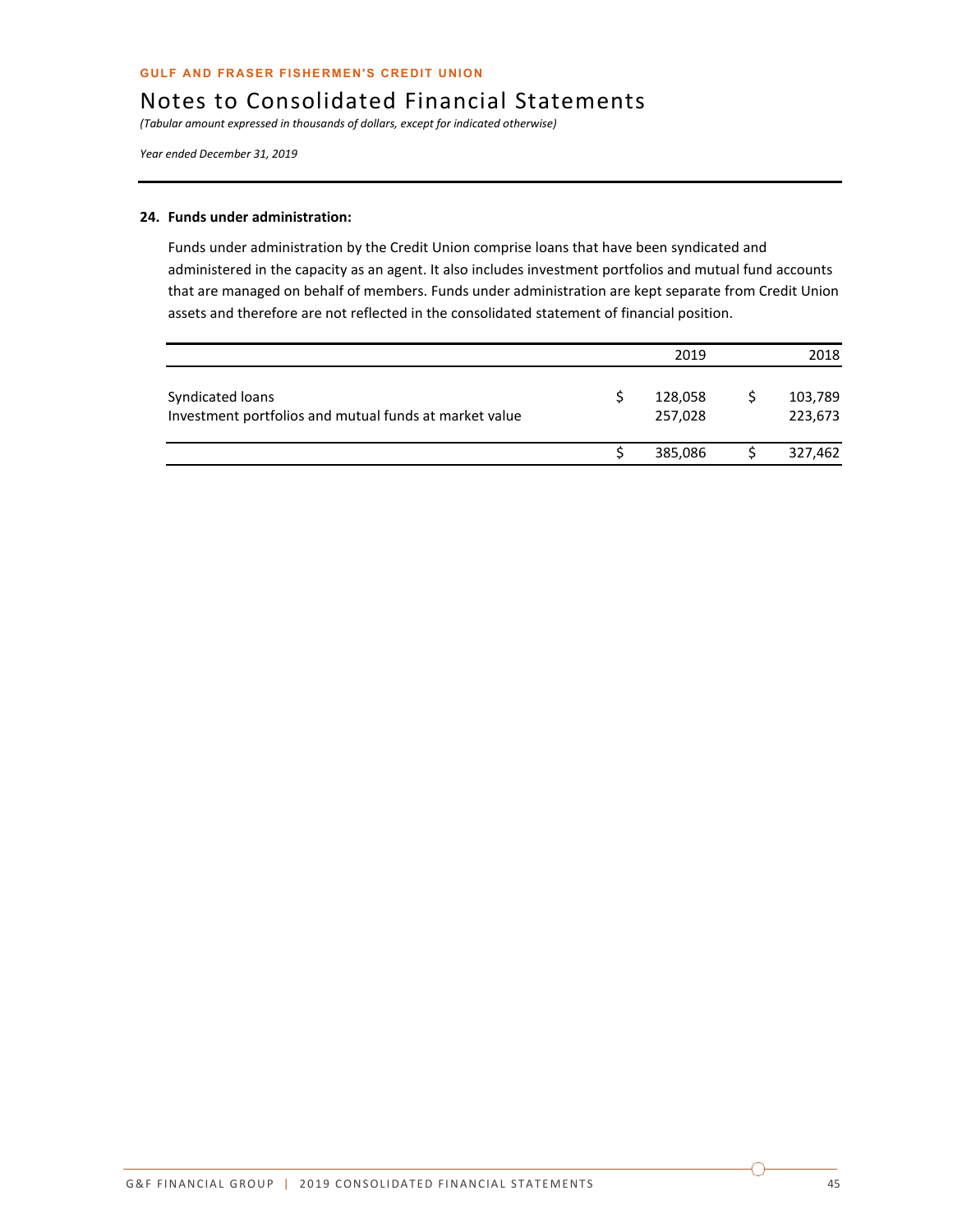## 24. Funds under administration:

Funds under administration by the Credit Union comprise loans that have been syndicated and administered in the capacity as an agent. It also includes investment portfolios and mutual fund accounts that are managed on behalf of members. Funds under administration are kept separate from Credit Union assets and therefore are not reflected in the consolidated statement of financial position.

| | 2019 | 2018 |
|---|---|---|
| Syndicated loans | $ 128,058 | $ 103,789 |
| Investment portfolios and mutual funds at market value | 257,028 | 223,673 |
| | $ 385,086 | $ 327,462 |